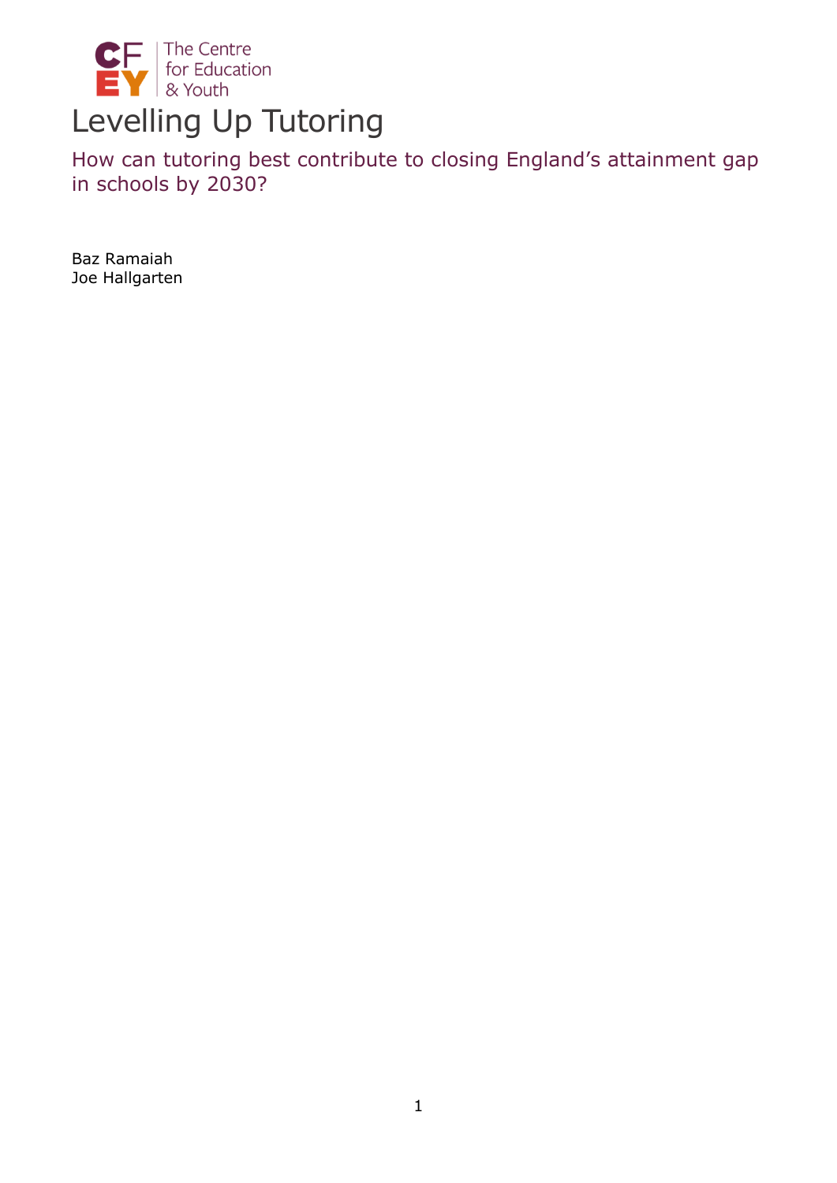The Centre for Education & Youth

# Levelling Up Tutoring

## How can tutoring best contribute to closing England's attainment gap in schools by 2030?

Baz Ramaiah
Joe Hallgarten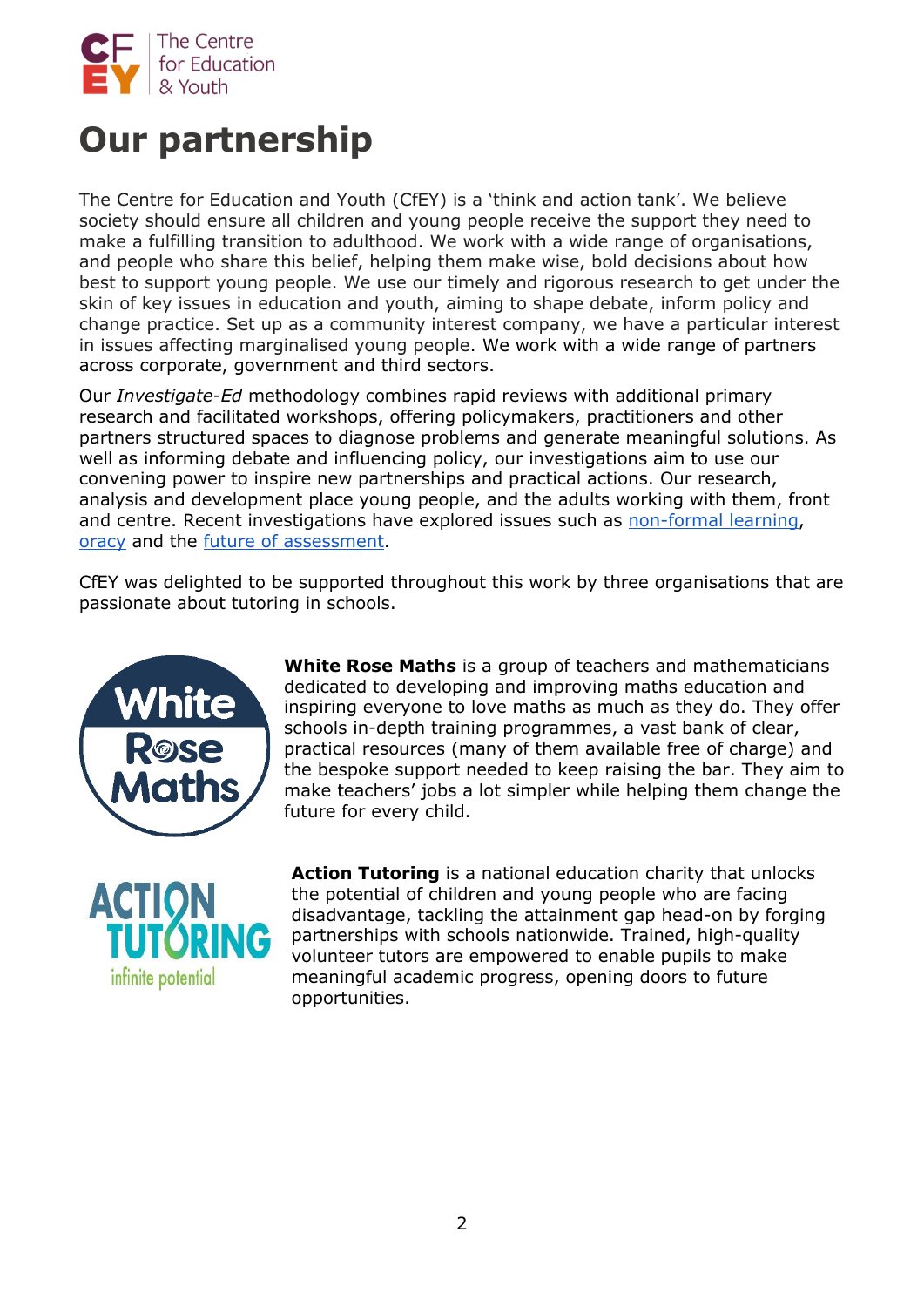# Our partnership

The Centre for Education and Youth (CfEY) is a 'think and action tank'. We believe society should ensure all children and young people receive the support they need to make a fulfilling transition to adulthood. We work with a wide range of organisations, and people who share this belief, helping them make wise, bold decisions about how best to support young people. We use our timely and rigorous research to get under the skin of key issues in education and youth, aiming to shape debate, inform policy and change practice. Set up as a community interest company, we have a particular interest in issues affecting marginalised young people. We work with a wide range of partners across corporate, government and third sectors.

Our *Investigate-Ed* methodology combines rapid reviews with additional primary research and facilitated workshops, offering policymakers, practitioners and other partners structured spaces to diagnose problems and generate meaningful solutions. As well as informing debate and influencing policy, our investigations aim to use our convening power to inspire new partnerships and practical actions. Our research, analysis and development place young people, and the adults working with them, front and centre. Recent investigations have explored issues such as non-formal learning, oracy and the future of assessment.

CfEY was delighted to be supported throughout this work by three organisations that are passionate about tutoring in schools.

**White Rose Maths** is a group of teachers and mathematicians dedicated to developing and improving maths education and inspiring everyone to love maths as much as they do. They offer schools in-depth training programmes, a vast bank of clear, practical resources (many of them available free of charge) and the bespoke support needed to keep raising the bar. They aim to make teachers' jobs a lot simpler while helping them change the future for every child.

**Action Tutoring** is a national education charity that unlocks the potential of children and young people who are facing disadvantage, tackling the attainment gap head-on by forging partnerships with schools nationwide. Trained, high-quality volunteer tutors are empowered to enable pupils to make meaningful academic progress, opening doors to future opportunities.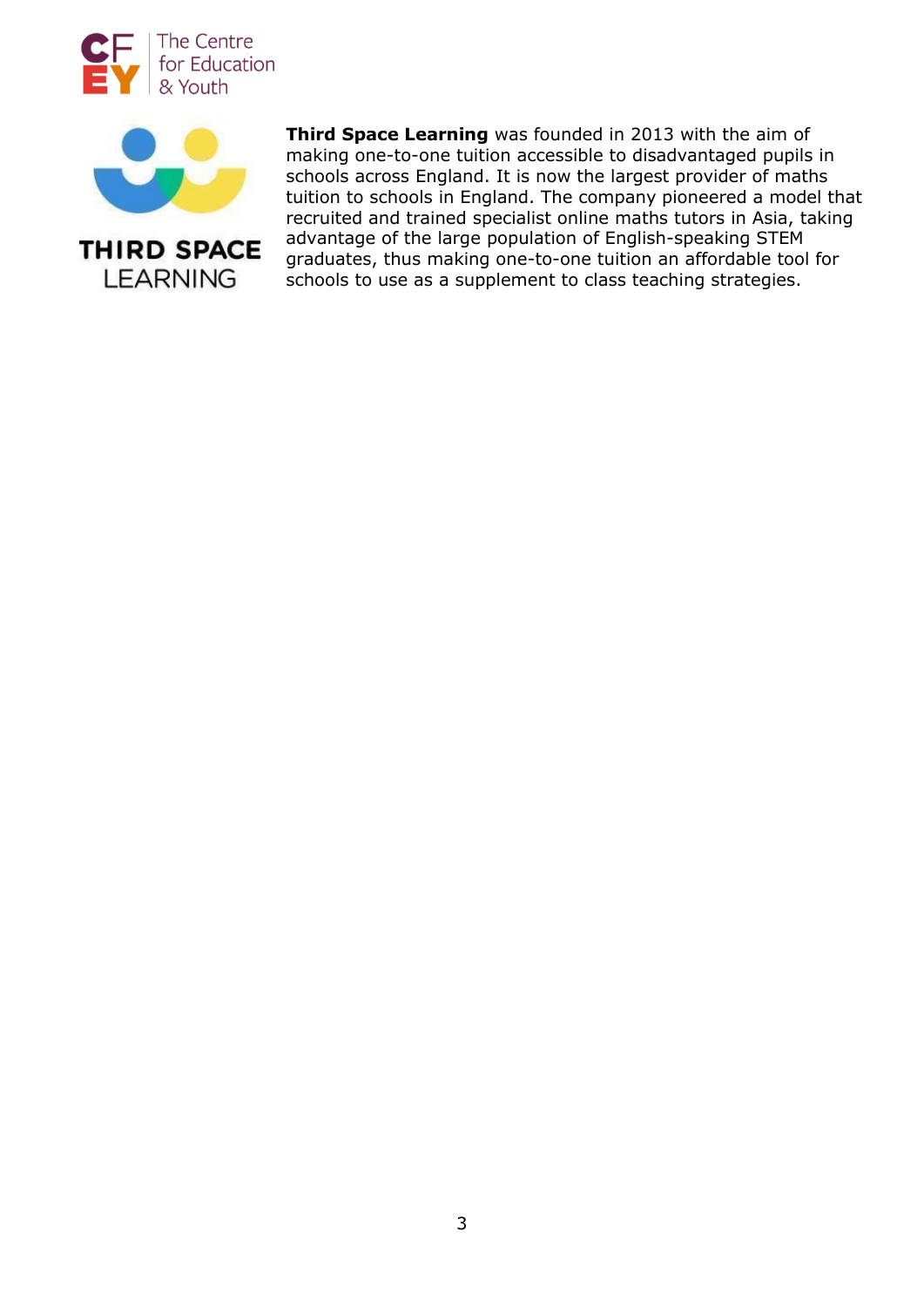**Third Space Learning** was founded in 2013 with the aim of making one-to-one tuition accessible to disadvantaged pupils in schools across England. It is now the largest provider of maths tuition to schools in England. The company pioneered a model that recruited and trained specialist online maths tutors in Asia, taking advantage of the large population of English-speaking STEM graduates, thus making one-to-one tuition an affordable tool for schools to use as a supplement to class teaching strategies.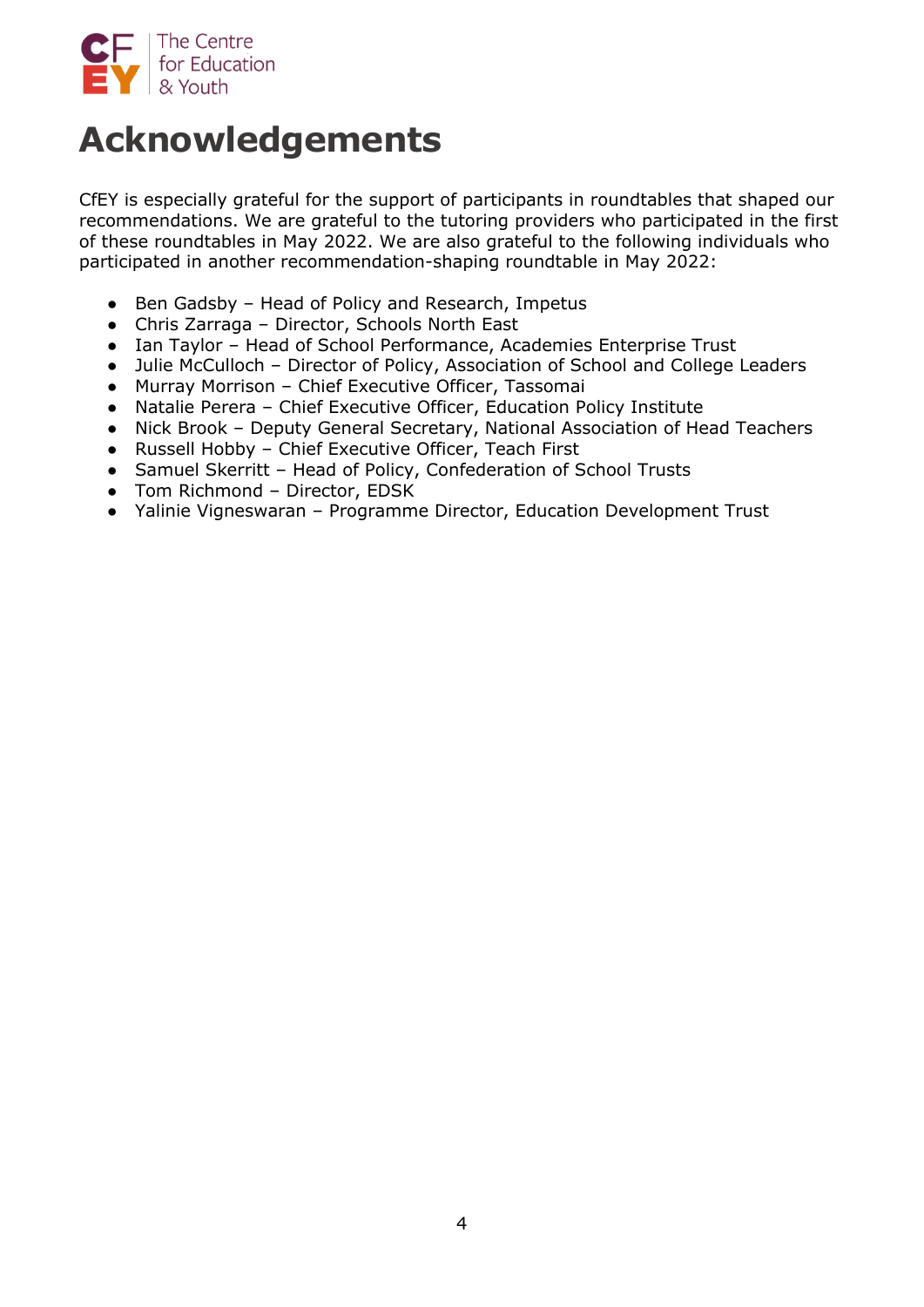# Acknowledgements

CfEY is especially grateful for the support of participants in roundtables that shaped our recommendations. We are grateful to the tutoring providers who participated in the first of these roundtables in May 2022. We are also grateful to the following individuals who participated in another recommendation-shaping roundtable in May 2022:

- Ben Gadsby – Head of Policy and Research, Impetus
- Chris Zarraga – Director, Schools North East
- Ian Taylor – Head of School Performance, Academies Enterprise Trust
- Julie McCulloch – Director of Policy, Association of School and College Leaders
- Murray Morrison – Chief Executive Officer, Tassomai
- Natalie Perera – Chief Executive Officer, Education Policy Institute
- Nick Brook – Deputy General Secretary, National Association of Head Teachers
- Russell Hobby – Chief Executive Officer, Teach First
- Samuel Skerritt – Head of Policy, Confederation of School Trusts
- Tom Richmond – Director, EDSK
- Yalinie Vigneswaran – Programme Director, Education Development Trust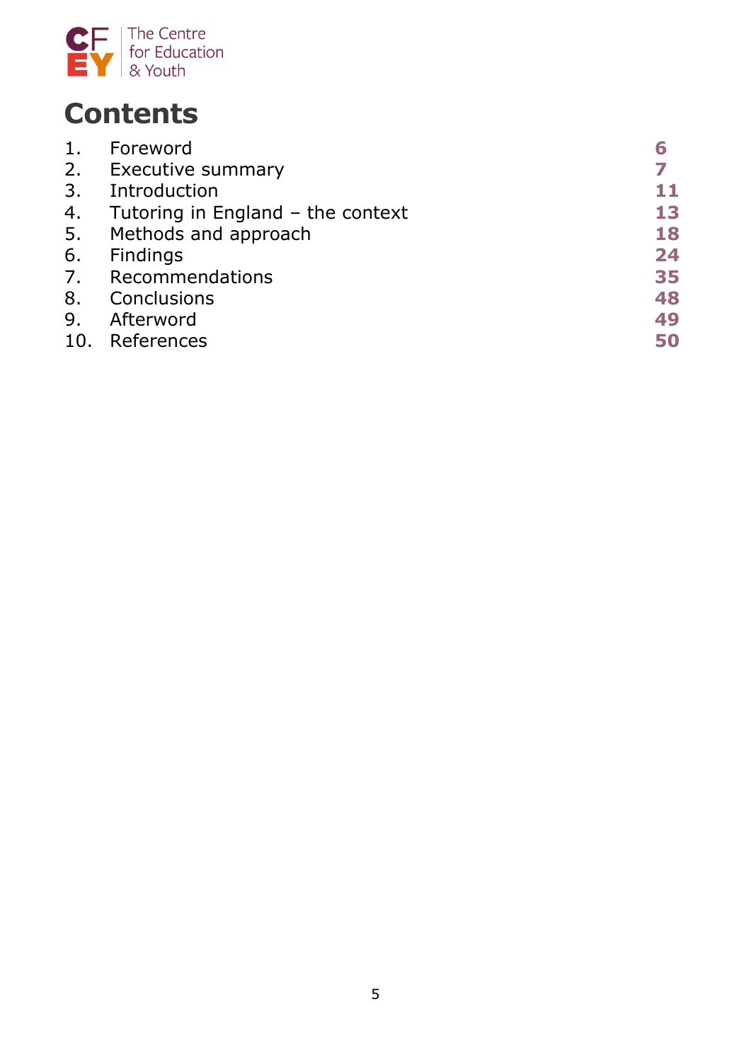# Contents

| | | |
|---|---|---|
| 1. | Foreword | **6** |
| 2. | Executive summary | **7** |
| 3. | Introduction | **11** |
| 4. | Tutoring in England – the context | **13** |
| 5. | Methods and approach | **18** |
| 6. | Findings | **24** |
| 7. | Recommendations | **35** |
| 8. | Conclusions | **48** |
| 9. | Afterword | **49** |
| 10. | References | **50** |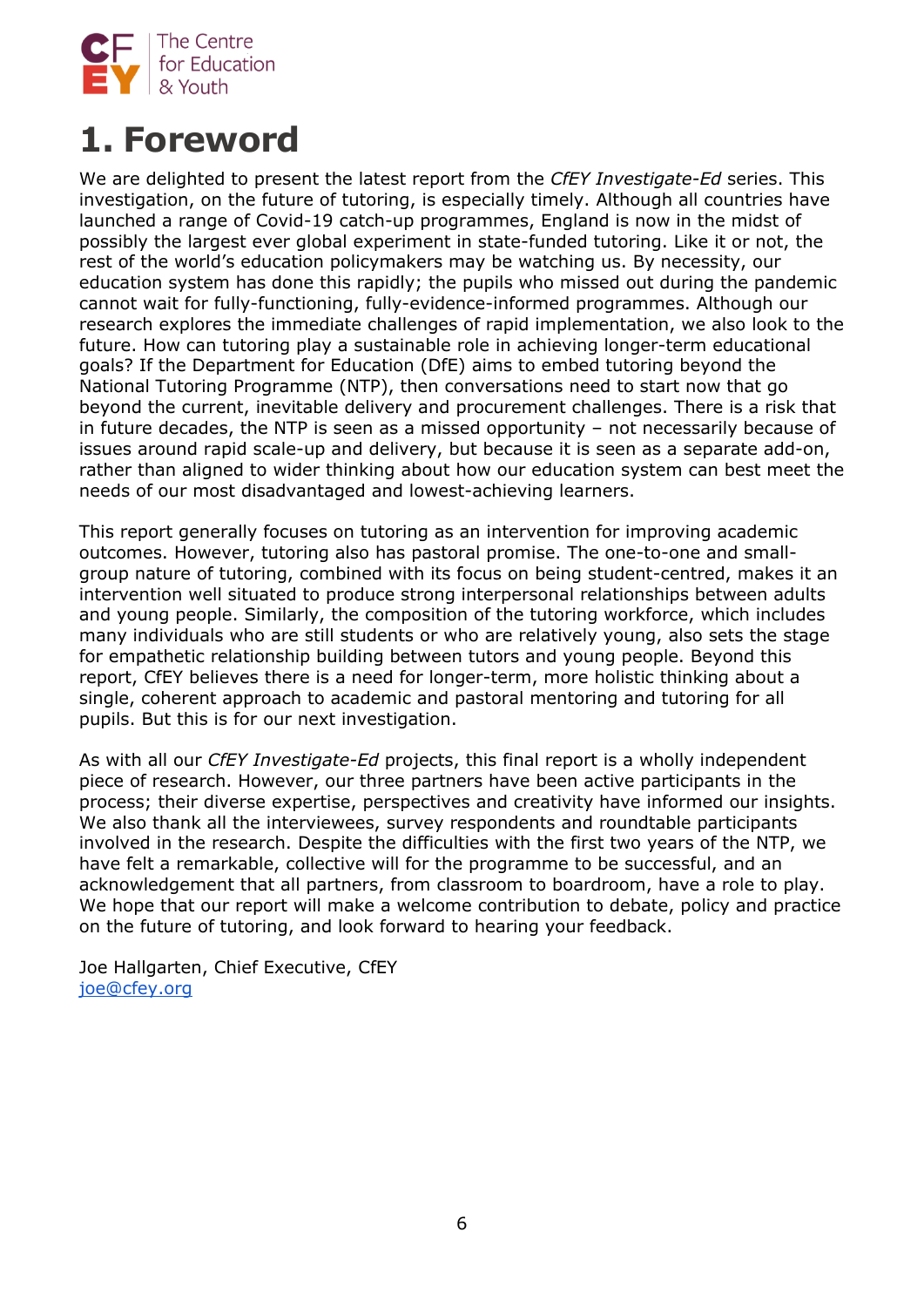# 1. Foreword

We are delighted to present the latest report from the *CfEY Investigate-Ed* series. This investigation, on the future of tutoring, is especially timely. Although all countries have launched a range of Covid-19 catch-up programmes, England is now in the midst of possibly the largest ever global experiment in state-funded tutoring. Like it or not, the rest of the world's education policymakers may be watching us. By necessity, our education system has done this rapidly; the pupils who missed out during the pandemic cannot wait for fully-functioning, fully-evidence-informed programmes. Although our research explores the immediate challenges of rapid implementation, we also look to the future. How can tutoring play a sustainable role in achieving longer-term educational goals? If the Department for Education (DfE) aims to embed tutoring beyond the National Tutoring Programme (NTP), then conversations need to start now that go beyond the current, inevitable delivery and procurement challenges. There is a risk that in future decades, the NTP is seen as a missed opportunity – not necessarily because of issues around rapid scale-up and delivery, but because it is seen as a separate add-on, rather than aligned to wider thinking about how our education system can best meet the needs of our most disadvantaged and lowest-achieving learners.

This report generally focuses on tutoring as an intervention for improving academic outcomes. However, tutoring also has pastoral promise. The one-to-one and small-group nature of tutoring, combined with its focus on being student-centred, makes it an intervention well situated to produce strong interpersonal relationships between adults and young people. Similarly, the composition of the tutoring workforce, which includes many individuals who are still students or who are relatively young, also sets the stage for empathetic relationship building between tutors and young people. Beyond this report, CfEY believes there is a need for longer-term, more holistic thinking about a single, coherent approach to academic and pastoral mentoring and tutoring for all pupils. But this is for our next investigation.

As with all our *CfEY Investigate-Ed* projects, this final report is a wholly independent piece of research. However, our three partners have been active participants in the process; their diverse expertise, perspectives and creativity have informed our insights. We also thank all the interviewees, survey respondents and roundtable participants involved in the research. Despite the difficulties with the first two years of the NTP, we have felt a remarkable, collective will for the programme to be successful, and an acknowledgement that all partners, from classroom to boardroom, have a role to play. We hope that our report will make a welcome contribution to debate, policy and practice on the future of tutoring, and look forward to hearing your feedback.

Joe Hallgarten, Chief Executive, CfEY
joe@cfey.org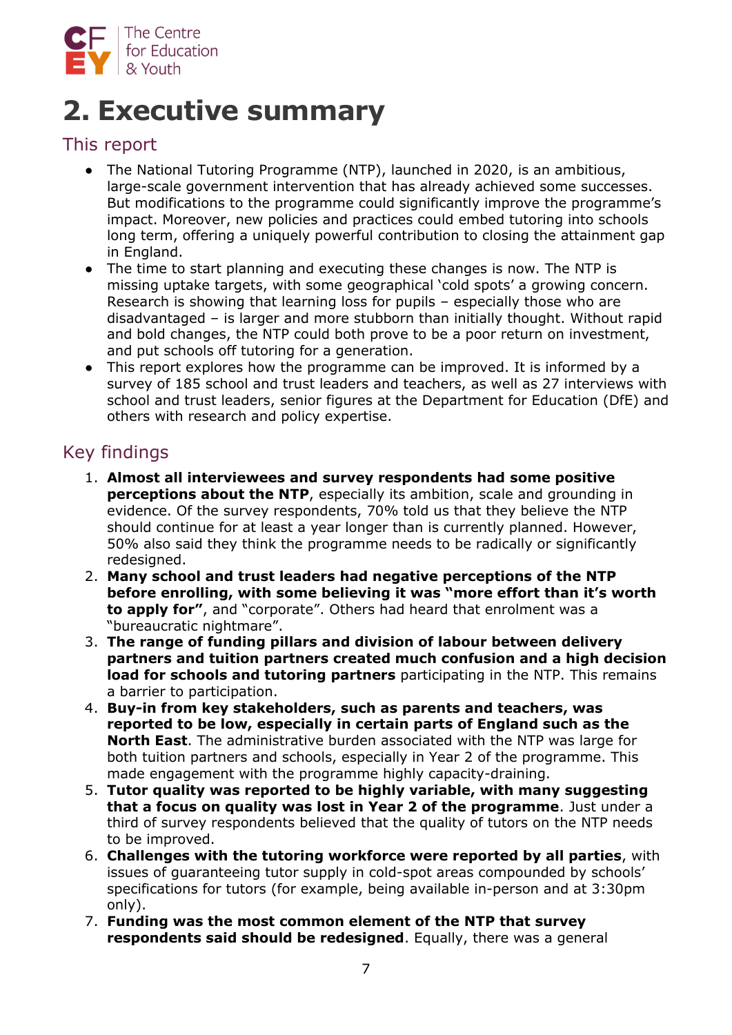# 2. Executive summary

## This report

- The National Tutoring Programme (NTP), launched in 2020, is an ambitious, large-scale government intervention that has already achieved some successes. But modifications to the programme could significantly improve the programme's impact. Moreover, new policies and practices could embed tutoring into schools long term, offering a uniquely powerful contribution to closing the attainment gap in England.
- The time to start planning and executing these changes is now. The NTP is missing uptake targets, with some geographical 'cold spots' a growing concern. Research is showing that learning loss for pupils – especially those who are disadvantaged – is larger and more stubborn than initially thought. Without rapid and bold changes, the NTP could both prove to be a poor return on investment, and put schools off tutoring for a generation.
- This report explores how the programme can be improved. It is informed by a survey of 185 school and trust leaders and teachers, as well as 27 interviews with school and trust leaders, senior figures at the Department for Education (DfE) and others with research and policy expertise.

## Key findings

1. **Almost all interviewees and survey respondents had some positive perceptions about the NTP**, especially its ambition, scale and grounding in evidence. Of the survey respondents, 70% told us that they believe the NTP should continue for at least a year longer than is currently planned. However, 50% also said they think the programme needs to be radically or significantly redesigned.
2. **Many school and trust leaders had negative perceptions of the NTP before enrolling, with some believing it was "more effort than it's worth to apply for"**, and "corporate". Others had heard that enrolment was a "bureaucratic nightmare".
3. **The range of funding pillars and division of labour between delivery partners and tuition partners created much confusion and a high decision load for schools and tutoring partners** participating in the NTP. This remains a barrier to participation.
4. **Buy-in from key stakeholders, such as parents and teachers, was reported to be low, especially in certain parts of England such as the North East**. The administrative burden associated with the NTP was large for both tuition partners and schools, especially in Year 2 of the programme. This made engagement with the programme highly capacity-draining.
5. **Tutor quality was reported to be highly variable, with many suggesting that a focus on quality was lost in Year 2 of the programme**. Just under a third of survey respondents believed that the quality of tutors on the NTP needs to be improved.
6. **Challenges with the tutoring workforce were reported by all parties**, with issues of guaranteeing tutor supply in cold-spot areas compounded by schools' specifications for tutors (for example, being available in-person and at 3:30pm only).
7. **Funding was the most common element of the NTP that survey respondents said should be redesigned**. Equally, there was a general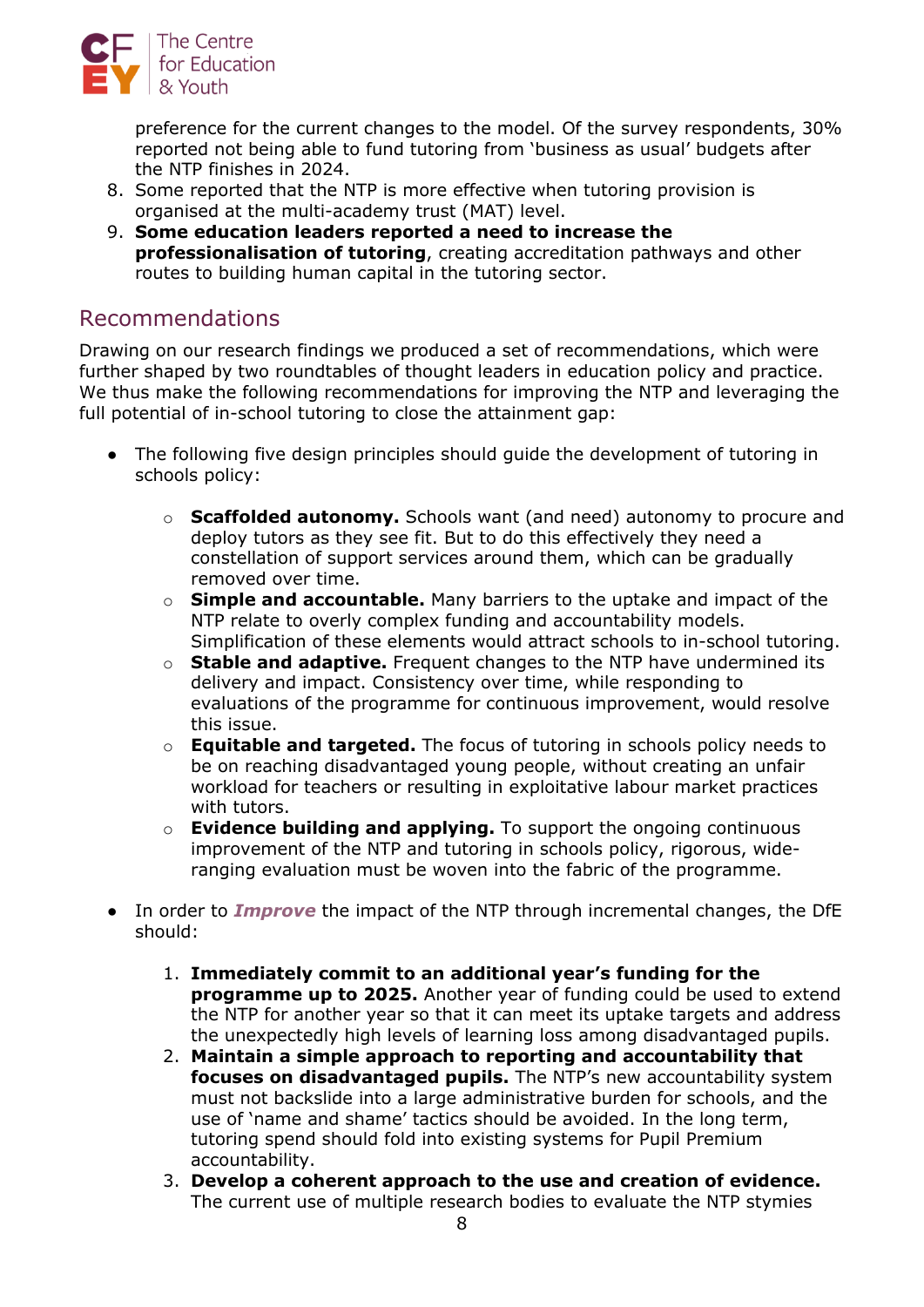preference for the current changes to the model. Of the survey respondents, 30% reported not being able to fund tutoring from 'business as usual' budgets after the NTP finishes in 2024.

8. Some reported that the NTP is more effective when tutoring provision is organised at the multi-academy trust (MAT) level.
9. **Some education leaders reported a need to increase the professionalisation of tutoring**, creating accreditation pathways and other routes to building human capital in the tutoring sector.

## Recommendations

Drawing on our research findings we produced a set of recommendations, which were further shaped by two roundtables of thought leaders in education policy and practice. We thus make the following recommendations for improving the NTP and leveraging the full potential of in-school tutoring to close the attainment gap:

- The following five design principles should guide the development of tutoring in schools policy:
    - **Scaffolded autonomy.** Schools want (and need) autonomy to procure and deploy tutors as they see fit. But to do this effectively they need a constellation of support services around them, which can be gradually removed over time.
    - **Simple and accountable.** Many barriers to the uptake and impact of the NTP relate to overly complex funding and accountability models. Simplification of these elements would attract schools to in-school tutoring.
    - **Stable and adaptive.** Frequent changes to the NTP have undermined its delivery and impact. Consistency over time, while responding to evaluations of the programme for continuous improvement, would resolve this issue.
    - **Equitable and targeted.** The focus of tutoring in schools policy needs to be on reaching disadvantaged young people, without creating an unfair workload for teachers or resulting in exploitative labour market practices with tutors.
    - **Evidence building and applying.** To support the ongoing continuous improvement of the NTP and tutoring in schools policy, rigorous, wide-ranging evaluation must be woven into the fabric of the programme.

- In order to ***Improve*** the impact of the NTP through incremental changes, the DfE should:
    1. **Immediately commit to an additional year's funding for the programme up to 2025.** Another year of funding could be used to extend the NTP for another year so that it can meet its uptake targets and address the unexpectedly high levels of learning loss among disadvantaged pupils.
    2. **Maintain a simple approach to reporting and accountability that focuses on disadvantaged pupils.** The NTP's new accountability system must not backslide into a large administrative burden for schools, and the use of 'name and shame' tactics should be avoided. In the long term, tutoring spend should fold into existing systems for Pupil Premium accountability.
    3. **Develop a coherent approach to the use and creation of evidence.** The current use of multiple research bodies to evaluate the NTP stymies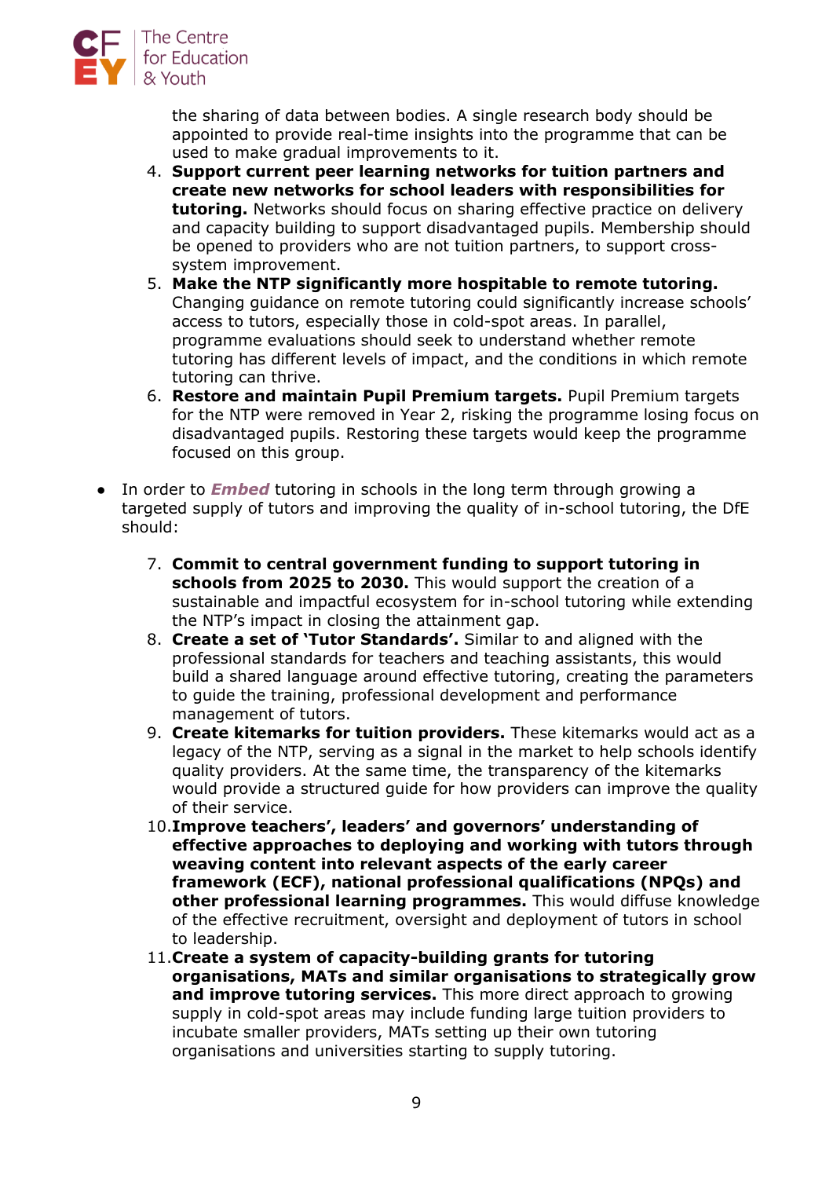the sharing of data between bodies. A single research body should be appointed to provide real-time insights into the programme that can be used to make gradual improvements to it.

4. **Support current peer learning networks for tuition partners and create new networks for school leaders with responsibilities for tutoring.** Networks should focus on sharing effective practice on delivery and capacity building to support disadvantaged pupils. Membership should be opened to providers who are not tuition partners, to support cross-system improvement.
5. **Make the NTP significantly more hospitable to remote tutoring.** Changing guidance on remote tutoring could significantly increase schools' access to tutors, especially those in cold-spot areas. In parallel, programme evaluations should seek to understand whether remote tutoring has different levels of impact, and the conditions in which remote tutoring can thrive.
6. **Restore and maintain Pupil Premium targets.** Pupil Premium targets for the NTP were removed in Year 2, risking the programme losing focus on disadvantaged pupils. Restoring these targets would keep the programme focused on this group.

- In order to ***Embed*** tutoring in schools in the long term through growing a targeted supply of tutors and improving the quality of in-school tutoring, the DfE should:

7. **Commit to central government funding to support tutoring in schools from 2025 to 2030.** This would support the creation of a sustainable and impactful ecosystem for in-school tutoring while extending the NTP's impact in closing the attainment gap.
8. **Create a set of 'Tutor Standards'.** Similar to and aligned with the professional standards for teachers and teaching assistants, this would build a shared language around effective tutoring, creating the parameters to guide the training, professional development and performance management of tutors.
9. **Create kitemarks for tuition providers.** These kitemarks would act as a legacy of the NTP, serving as a signal in the market to help schools identify quality providers. At the same time, the transparency of the kitemarks would provide a structured guide for how providers can improve the quality of their service.
10. **Improve teachers', leaders' and governors' understanding of effective approaches to deploying and working with tutors through weaving content into relevant aspects of the early career framework (ECF), national professional qualifications (NPQs) and other professional learning programmes.** This would diffuse knowledge of the effective recruitment, oversight and deployment of tutors in school to leadership.
11. **Create a system of capacity-building grants for tutoring organisations, MATs and similar organisations to strategically grow and improve tutoring services.** This more direct approach to growing supply in cold-spot areas may include funding large tuition providers to incubate smaller providers, MATs setting up their own tutoring organisations and universities starting to supply tutoring.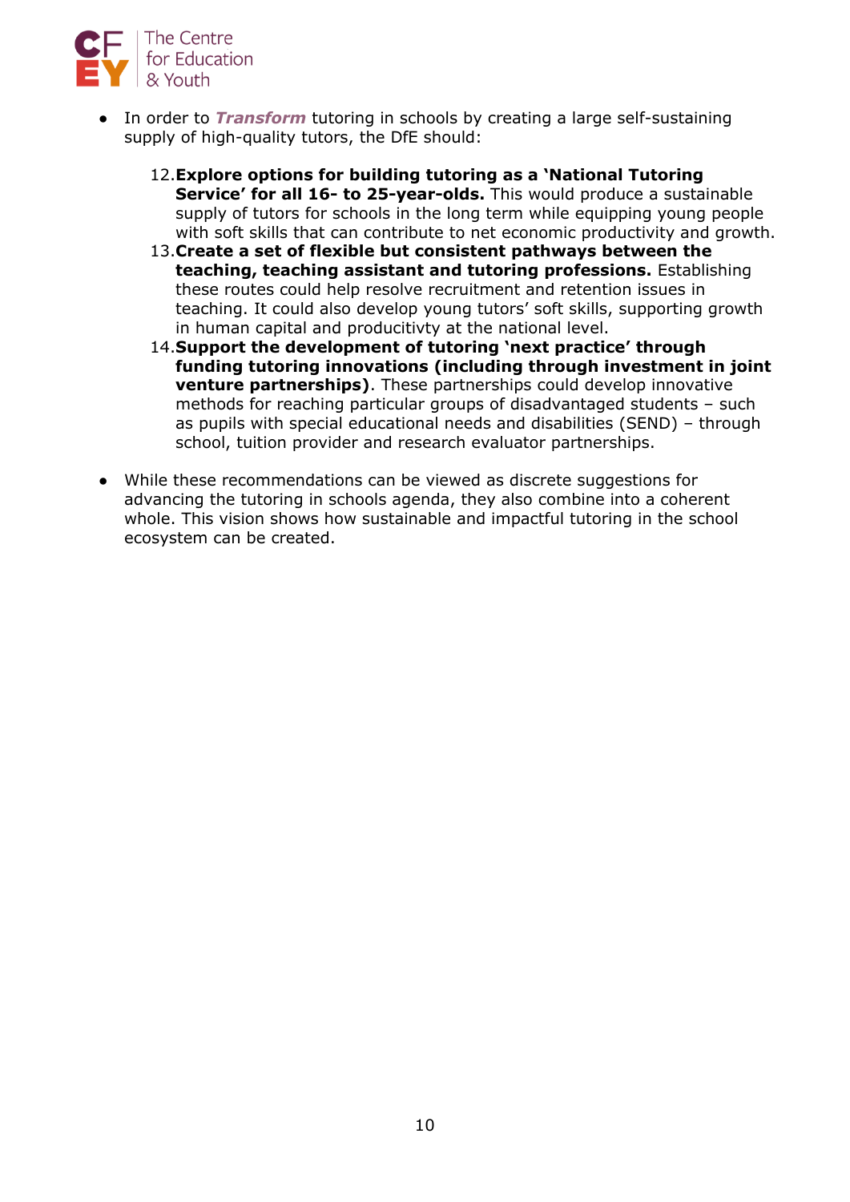- In order to ***Transform*** tutoring in schools by creating a large self-sustaining supply of high-quality tutors, the DfE should:

    12. **Explore options for building tutoring as a 'National Tutoring Service' for all 16- to 25-year-olds.** This would produce a sustainable supply of tutors for schools in the long term while equipping young people with soft skills that can contribute to net economic productivity and growth.
    13. **Create a set of flexible but consistent pathways between the teaching, teaching assistant and tutoring professions.** Establishing these routes could help resolve recruitment and retention issues in teaching. It could also develop young tutors' soft skills, supporting growth in human capital and producitivty at the national level.
    14. **Support the development of tutoring 'next practice' through funding tutoring innovations (including through investment in joint venture partnerships)**. These partnerships could develop innovative methods for reaching particular groups of disadvantaged students – such as pupils with special educational needs and disabilities (SEND) – through school, tuition provider and research evaluator partnerships.

- While these recommendations can be viewed as discrete suggestions for advancing the tutoring in schools agenda, they also combine into a coherent whole. This vision shows how sustainable and impactful tutoring in the school ecosystem can be created.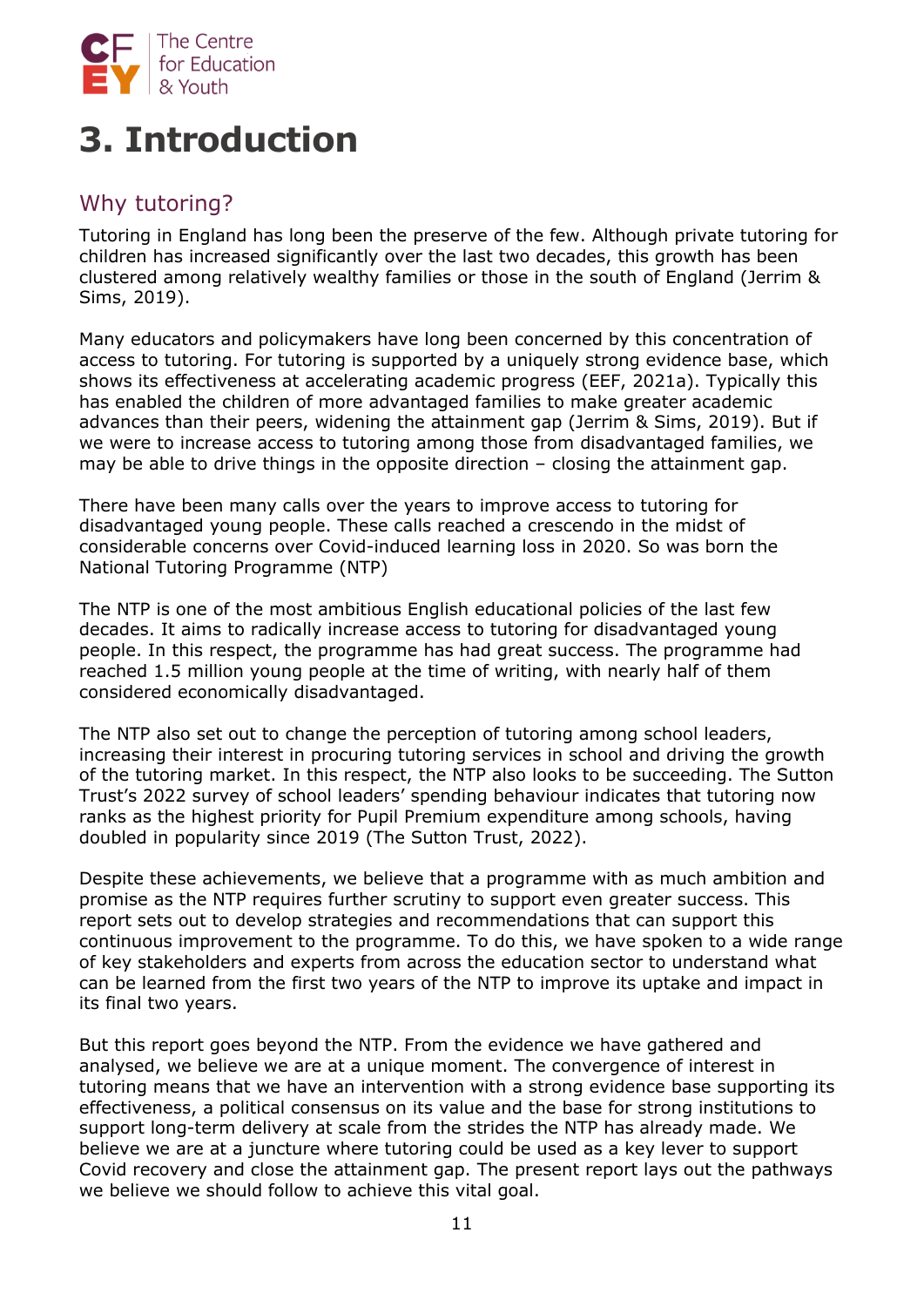# 3. Introduction

## Why tutoring?

Tutoring in England has long been the preserve of the few. Although private tutoring for children has increased significantly over the last two decades, this growth has been clustered among relatively wealthy families or those in the south of England (Jerrim & Sims, 2019).

Many educators and policymakers have long been concerned by this concentration of access to tutoring. For tutoring is supported by a uniquely strong evidence base, which shows its effectiveness at accelerating academic progress (EEF, 2021a). Typically this has enabled the children of more advantaged families to make greater academic advances than their peers, widening the attainment gap (Jerrim & Sims, 2019). But if we were to increase access to tutoring among those from disadvantaged families, we may be able to drive things in the opposite direction – closing the attainment gap.

There have been many calls over the years to improve access to tutoring for disadvantaged young people. These calls reached a crescendo in the midst of considerable concerns over Covid-induced learning loss in 2020. So was born the National Tutoring Programme (NTP)

The NTP is one of the most ambitious English educational policies of the last few decades. It aims to radically increase access to tutoring for disadvantaged young people. In this respect, the programme has had great success. The programme had reached 1.5 million young people at the time of writing, with nearly half of them considered economically disadvantaged.

The NTP also set out to change the perception of tutoring among school leaders, increasing their interest in procuring tutoring services in school and driving the growth of the tutoring market. In this respect, the NTP also looks to be succeeding. The Sutton Trust's 2022 survey of school leaders' spending behaviour indicates that tutoring now ranks as the highest priority for Pupil Premium expenditure among schools, having doubled in popularity since 2019 (The Sutton Trust, 2022).

Despite these achievements, we believe that a programme with as much ambition and promise as the NTP requires further scrutiny to support even greater success. This report sets out to develop strategies and recommendations that can support this continuous improvement to the programme. To do this, we have spoken to a wide range of key stakeholders and experts from across the education sector to understand what can be learned from the first two years of the NTP to improve its uptake and impact in its final two years.

But this report goes beyond the NTP. From the evidence we have gathered and analysed, we believe we are at a unique moment. The convergence of interest in tutoring means that we have an intervention with a strong evidence base supporting its effectiveness, a political consensus on its value and the base for strong institutions to support long-term delivery at scale from the strides the NTP has already made. We believe we are at a juncture where tutoring could be used as a key lever to support Covid recovery and close the attainment gap. The present report lays out the pathways we believe we should follow to achieve this vital goal.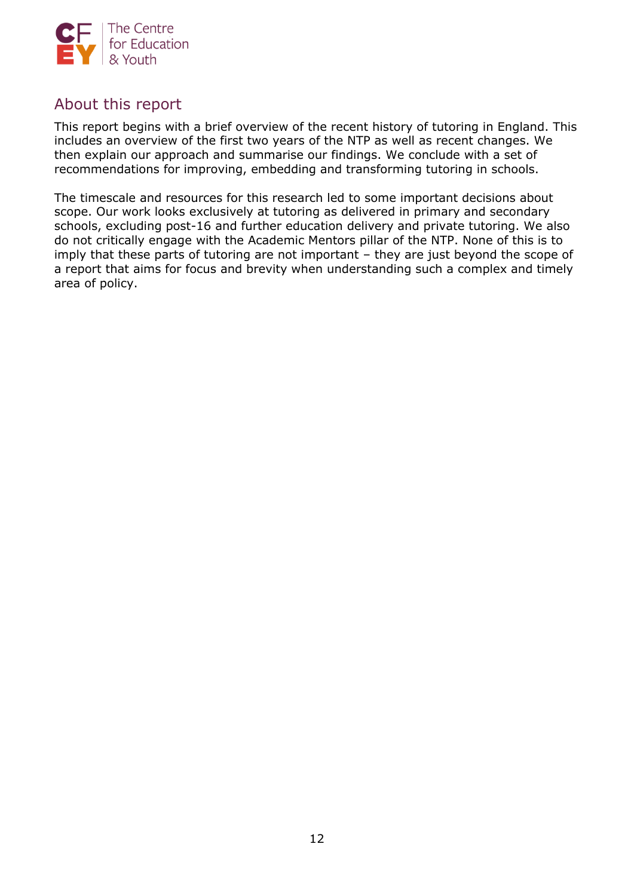## About this report

This report begins with a brief overview of the recent history of tutoring in England. This includes an overview of the first two years of the NTP as well as recent changes. We then explain our approach and summarise our findings. We conclude with a set of recommendations for improving, embedding and transforming tutoring in schools.

The timescale and resources for this research led to some important decisions about scope. Our work looks exclusively at tutoring as delivered in primary and secondary schools, excluding post-16 and further education delivery and private tutoring. We also do not critically engage with the Academic Mentors pillar of the NTP. None of this is to imply that these parts of tutoring are not important – they are just beyond the scope of a report that aims for focus and brevity when understanding such a complex and timely area of policy.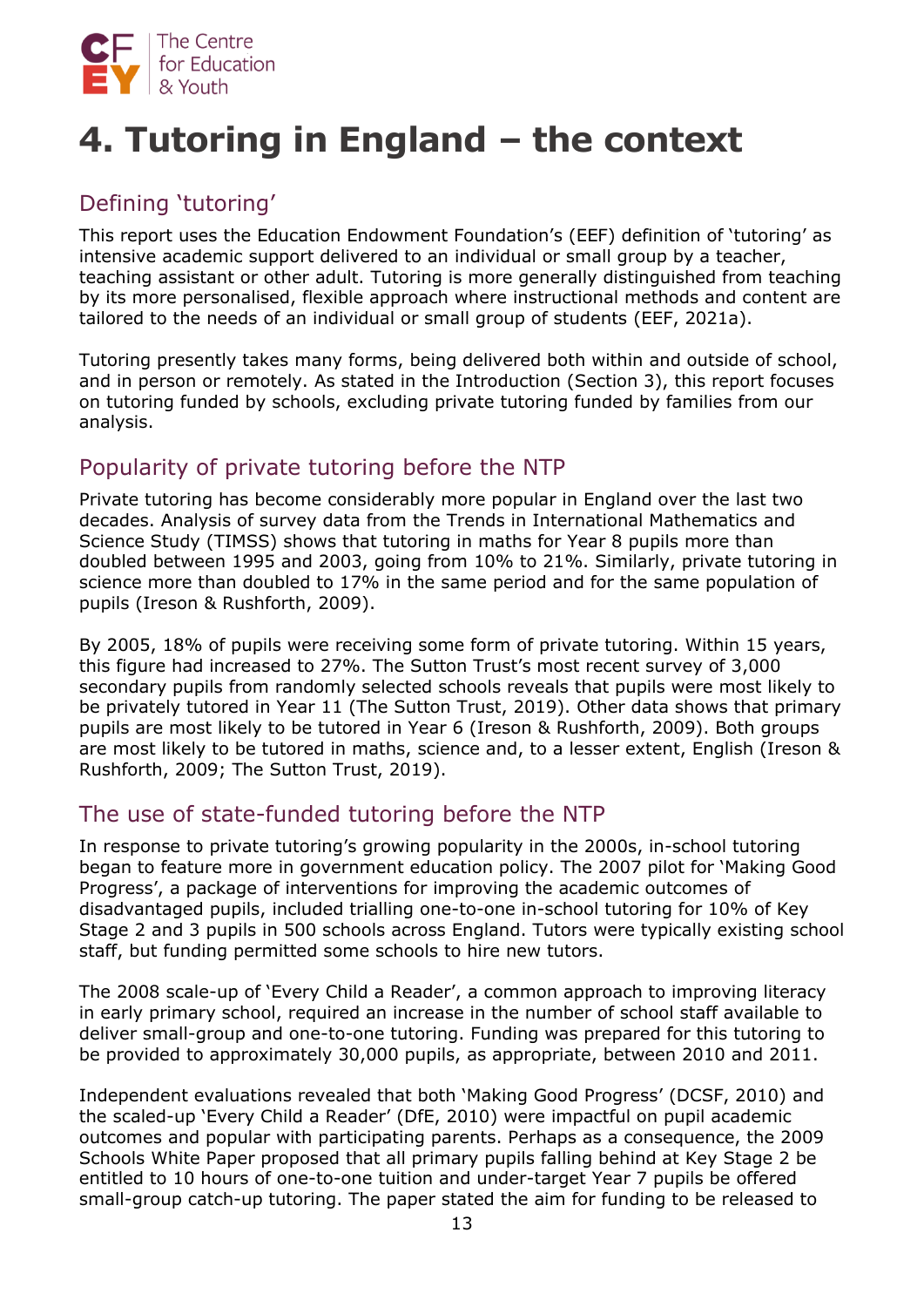# 4. Tutoring in England – the context

## Defining 'tutoring'

This report uses the Education Endowment Foundation's (EEF) definition of 'tutoring' as intensive academic support delivered to an individual or small group by a teacher, teaching assistant or other adult. Tutoring is more generally distinguished from teaching by its more personalised, flexible approach where instructional methods and content are tailored to the needs of an individual or small group of students (EEF, 2021a).

Tutoring presently takes many forms, being delivered both within and outside of school, and in person or remotely. As stated in the Introduction (Section 3), this report focuses on tutoring funded by schools, excluding private tutoring funded by families from our analysis.

## Popularity of private tutoring before the NTP

Private tutoring has become considerably more popular in England over the last two decades. Analysis of survey data from the Trends in International Mathematics and Science Study (TIMSS) shows that tutoring in maths for Year 8 pupils more than doubled between 1995 and 2003, going from 10% to 21%. Similarly, private tutoring in science more than doubled to 17% in the same period and for the same population of pupils (Ireson & Rushforth, 2009).

By 2005, 18% of pupils were receiving some form of private tutoring. Within 15 years, this figure had increased to 27%. The Sutton Trust's most recent survey of 3,000 secondary pupils from randomly selected schools reveals that pupils were most likely to be privately tutored in Year 11 (The Sutton Trust, 2019). Other data shows that primary pupils are most likely to be tutored in Year 6 (Ireson & Rushforth, 2009). Both groups are most likely to be tutored in maths, science and, to a lesser extent, English (Ireson & Rushforth, 2009; The Sutton Trust, 2019).

## The use of state-funded tutoring before the NTP

In response to private tutoring's growing popularity in the 2000s, in-school tutoring began to feature more in government education policy. The 2007 pilot for 'Making Good Progress', a package of interventions for improving the academic outcomes of disadvantaged pupils, included trialling one-to-one in-school tutoring for 10% of Key Stage 2 and 3 pupils in 500 schools across England. Tutors were typically existing school staff, but funding permitted some schools to hire new tutors.

The 2008 scale-up of 'Every Child a Reader', a common approach to improving literacy in early primary school, required an increase in the number of school staff available to deliver small-group and one-to-one tutoring. Funding was prepared for this tutoring to be provided to approximately 30,000 pupils, as appropriate, between 2010 and 2011.

Independent evaluations revealed that both 'Making Good Progress' (DCSF, 2010) and the scaled-up 'Every Child a Reader' (DfE, 2010) were impactful on pupil academic outcomes and popular with participating parents. Perhaps as a consequence, the 2009 Schools White Paper proposed that all primary pupils falling behind at Key Stage 2 be entitled to 10 hours of one-to-one tuition and under-target Year 7 pupils be offered small-group catch-up tutoring. The paper stated the aim for funding to be released to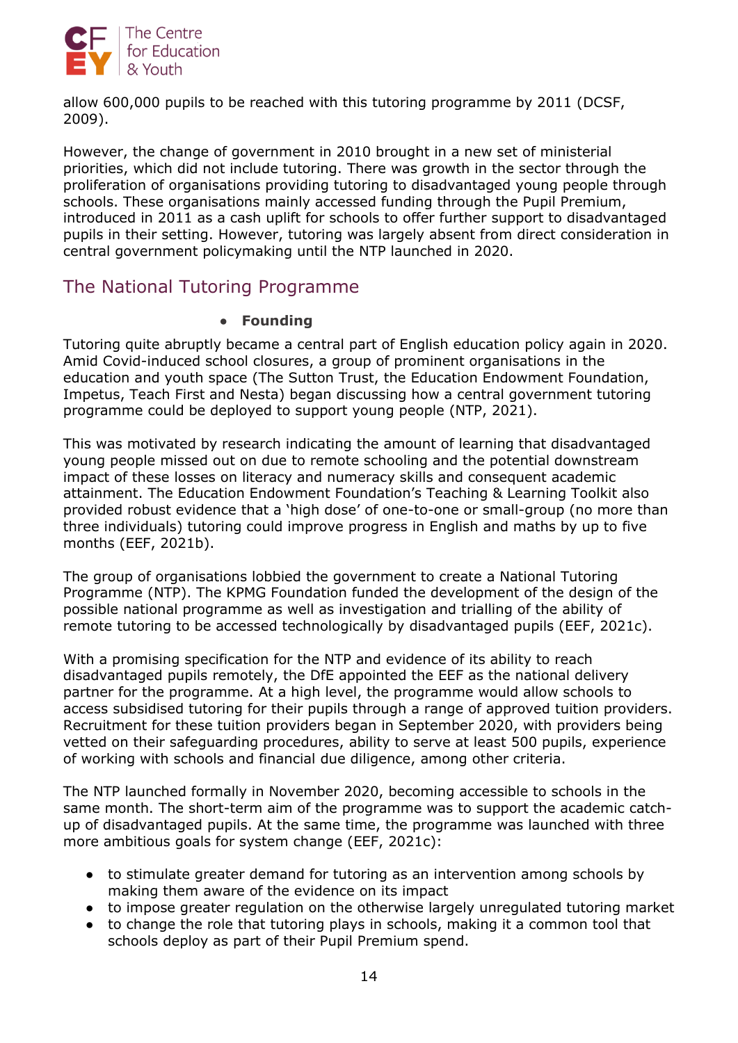allow 600,000 pupils to be reached with this tutoring programme by 2011 (DCSF, 2009).

However, the change of government in 2010 brought in a new set of ministerial priorities, which did not include tutoring. There was growth in the sector through the proliferation of organisations providing tutoring to disadvantaged young people through schools. These organisations mainly accessed funding through the Pupil Premium, introduced in 2011 as a cash uplift for schools to offer further support to disadvantaged pupils in their setting. However, tutoring was largely absent from direct consideration in central government policymaking until the NTP launched in 2020.

## The National Tutoring Programme

- **Founding**

Tutoring quite abruptly became a central part of English education policy again in 2020. Amid Covid-induced school closures, a group of prominent organisations in the education and youth space (The Sutton Trust, the Education Endowment Foundation, Impetus, Teach First and Nesta) began discussing how a central government tutoring programme could be deployed to support young people (NTP, 2021).

This was motivated by research indicating the amount of learning that disadvantaged young people missed out on due to remote schooling and the potential downstream impact of these losses on literacy and numeracy skills and consequent academic attainment. The Education Endowment Foundation's Teaching & Learning Toolkit also provided robust evidence that a 'high dose' of one-to-one or small-group (no more than three individuals) tutoring could improve progress in English and maths by up to five months (EEF, 2021b).

The group of organisations lobbied the government to create a National Tutoring Programme (NTP). The KPMG Foundation funded the development of the design of the possible national programme as well as investigation and trialling of the ability of remote tutoring to be accessed technologically by disadvantaged pupils (EEF, 2021c).

With a promising specification for the NTP and evidence of its ability to reach disadvantaged pupils remotely, the DfE appointed the EEF as the national delivery partner for the programme. At a high level, the programme would allow schools to access subsidised tutoring for their pupils through a range of approved tuition providers. Recruitment for these tuition providers began in September 2020, with providers being vetted on their safeguarding procedures, ability to serve at least 500 pupils, experience of working with schools and financial due diligence, among other criteria.

The NTP launched formally in November 2020, becoming accessible to schools in the same month. The short-term aim of the programme was to support the academic catch-up of disadvantaged pupils. At the same time, the programme was launched with three more ambitious goals for system change (EEF, 2021c):

- to stimulate greater demand for tutoring as an intervention among schools by making them aware of the evidence on its impact
- to impose greater regulation on the otherwise largely unregulated tutoring market
- to change the role that tutoring plays in schools, making it a common tool that schools deploy as part of their Pupil Premium spend.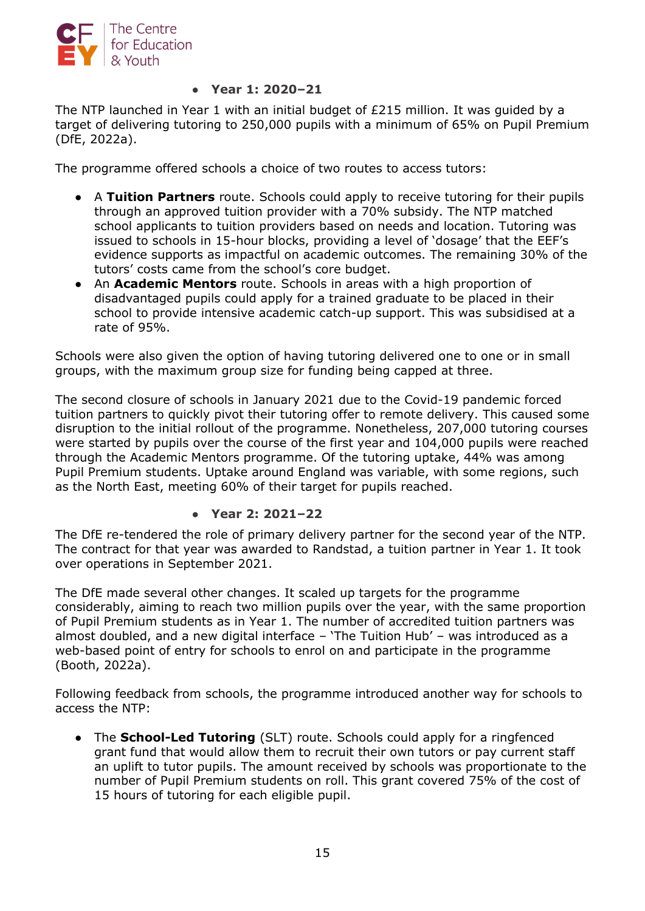- **Year 1: 2020–21**

The NTP launched in Year 1 with an initial budget of £215 million. It was guided by a target of delivering tutoring to 250,000 pupils with a minimum of 65% on Pupil Premium (DfE, 2022a).

The programme offered schools a choice of two routes to access tutors:

- A **Tuition Partners** route. Schools could apply to receive tutoring for their pupils through an approved tuition provider with a 70% subsidy. The NTP matched school applicants to tuition providers based on needs and location. Tutoring was issued to schools in 15-hour blocks, providing a level of 'dosage' that the EEF's evidence supports as impactful on academic outcomes. The remaining 30% of the tutors' costs came from the school's core budget.
- An **Academic Mentors** route. Schools in areas with a high proportion of disadvantaged pupils could apply for a trained graduate to be placed in their school to provide intensive academic catch-up support. This was subsidised at a rate of 95%.

Schools were also given the option of having tutoring delivered one to one or in small groups, with the maximum group size for funding being capped at three.

The second closure of schools in January 2021 due to the Covid-19 pandemic forced tuition partners to quickly pivot their tutoring offer to remote delivery. This caused some disruption to the initial rollout of the programme. Nonetheless, 207,000 tutoring courses were started by pupils over the course of the first year and 104,000 pupils were reached through the Academic Mentors programme. Of the tutoring uptake, 44% was among Pupil Premium students. Uptake around England was variable, with some regions, such as the North East, meeting 60% of their target for pupils reached.

- **Year 2: 2021–22**

The DfE re-tendered the role of primary delivery partner for the second year of the NTP. The contract for that year was awarded to Randstad, a tuition partner in Year 1. It took over operations in September 2021.

The DfE made several other changes. It scaled up targets for the programme considerably, aiming to reach two million pupils over the year, with the same proportion of Pupil Premium students as in Year 1. The number of accredited tuition partners was almost doubled, and a new digital interface – 'The Tuition Hub' – was introduced as a web-based point of entry for schools to enrol on and participate in the programme (Booth, 2022a).

Following feedback from schools, the programme introduced another way for schools to access the NTP:

- The **School-Led Tutoring** (SLT) route. Schools could apply for a ringfenced grant fund that would allow them to recruit their own tutors or pay current staff an uplift to tutor pupils. The amount received by schools was proportionate to the number of Pupil Premium students on roll. This grant covered 75% of the cost of 15 hours of tutoring for each eligible pupil.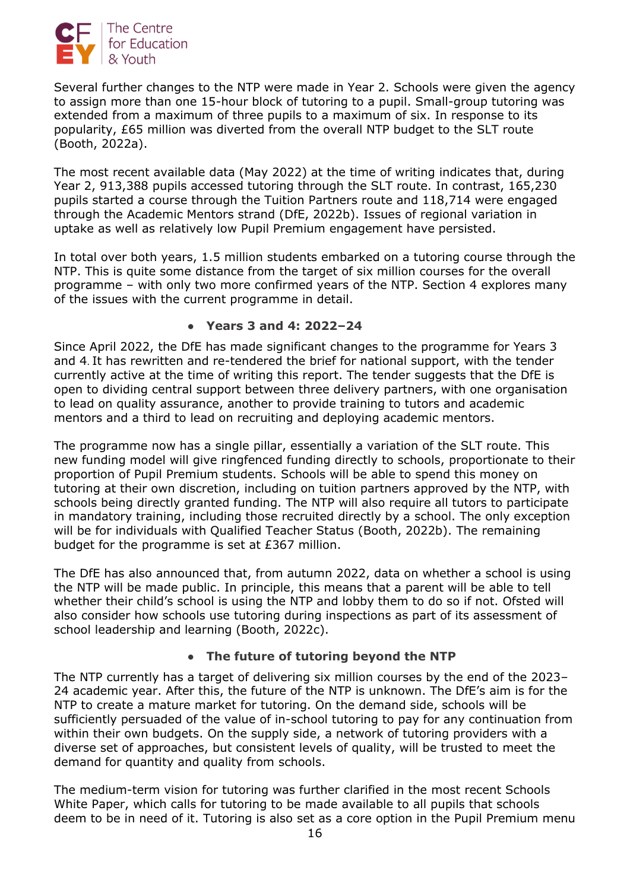Several further changes to the NTP were made in Year 2. Schools were given the agency to assign more than one 15-hour block of tutoring to a pupil. Small-group tutoring was extended from a maximum of three pupils to a maximum of six. In response to its popularity, £65 million was diverted from the overall NTP budget to the SLT route (Booth, 2022a).

The most recent available data (May 2022) at the time of writing indicates that, during Year 2, 913,388 pupils accessed tutoring through the SLT route. In contrast, 165,230 pupils started a course through the Tuition Partners route and 118,714 were engaged through the Academic Mentors strand (DfE, 2022b). Issues of regional variation in uptake as well as relatively low Pupil Premium engagement have persisted.

In total over both years, 1.5 million students embarked on a tutoring course through the NTP. This is quite some distance from the target of six million courses for the overall programme – with only two more confirmed years of the NTP. Section 4 explores many of the issues with the current programme in detail.

- **Years 3 and 4: 2022–24**

Since April 2022, the DfE has made significant changes to the programme for Years 3 and 4. It has rewritten and re-tendered the brief for national support, with the tender currently active at the time of writing this report. The tender suggests that the DfE is open to dividing central support between three delivery partners, with one organisation to lead on quality assurance, another to provide training to tutors and academic mentors and a third to lead on recruiting and deploying academic mentors.

The programme now has a single pillar, essentially a variation of the SLT route. This new funding model will give ringfenced funding directly to schools, proportionate to their proportion of Pupil Premium students. Schools will be able to spend this money on tutoring at their own discretion, including on tuition partners approved by the NTP, with schools being directly granted funding. The NTP will also require all tutors to participate in mandatory training, including those recruited directly by a school. The only exception will be for individuals with Qualified Teacher Status (Booth, 2022b). The remaining budget for the programme is set at £367 million.

The DfE has also announced that, from autumn 2022, data on whether a school is using the NTP will be made public. In principle, this means that a parent will be able to tell whether their child's school is using the NTP and lobby them to do so if not. Ofsted will also consider how schools use tutoring during inspections as part of its assessment of school leadership and learning (Booth, 2022c).

- **The future of tutoring beyond the NTP**

The NTP currently has a target of delivering six million courses by the end of the 2023–24 academic year. After this, the future of the NTP is unknown. The DfE's aim is for the NTP to create a mature market for tutoring. On the demand side, schools will be sufficiently persuaded of the value of in-school tutoring to pay for any continuation from within their own budgets. On the supply side, a network of tutoring providers with a diverse set of approaches, but consistent levels of quality, will be trusted to meet the demand for quantity and quality from schools.

The medium-term vision for tutoring was further clarified in the most recent Schools White Paper, which calls for tutoring to be made available to all pupils that schools deem to be in need of it. Tutoring is also set as a core option in the Pupil Premium menu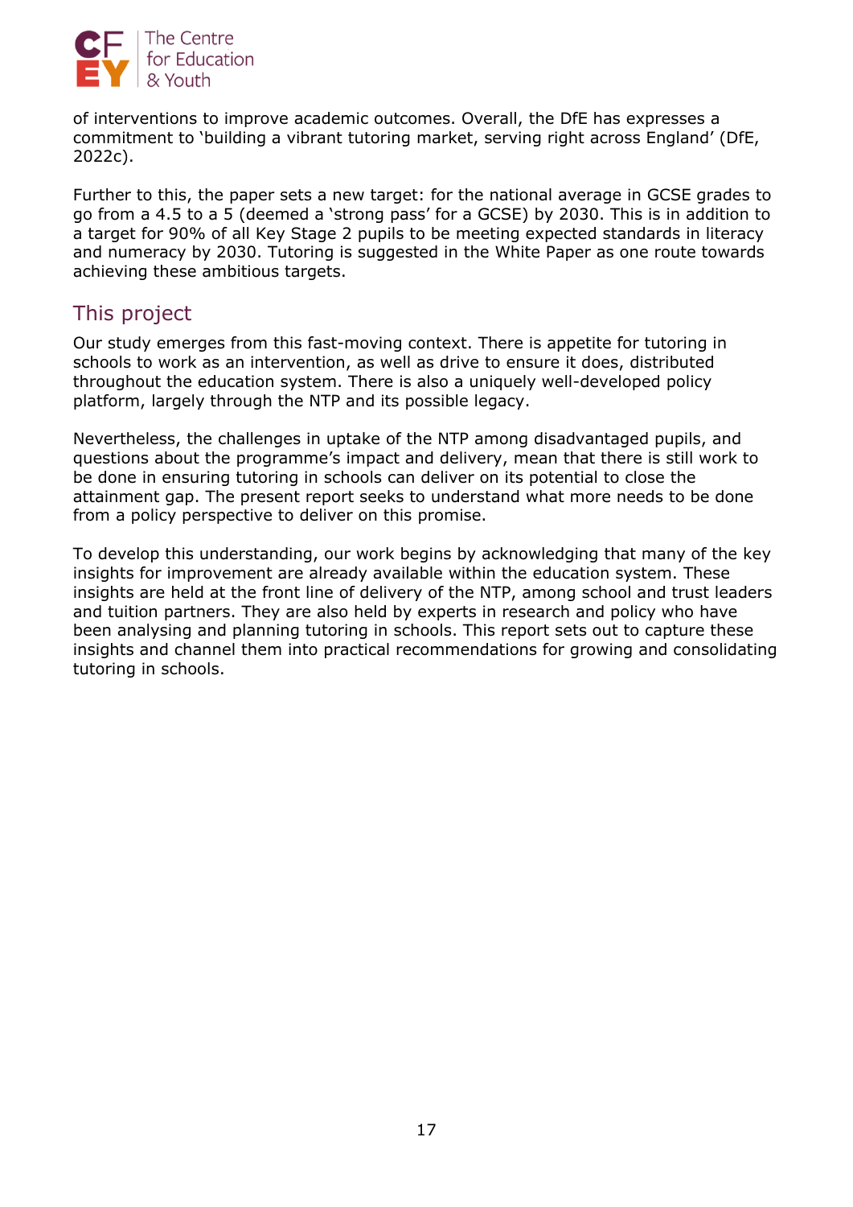of interventions to improve academic outcomes. Overall, the DfE has expresses a commitment to 'building a vibrant tutoring market, serving right across England' (DfE, 2022c).

Further to this, the paper sets a new target: for the national average in GCSE grades to go from a 4.5 to a 5 (deemed a 'strong pass' for a GCSE) by 2030. This is in addition to a target for 90% of all Key Stage 2 pupils to be meeting expected standards in literacy and numeracy by 2030. Tutoring is suggested in the White Paper as one route towards achieving these ambitious targets.

## This project

Our study emerges from this fast-moving context. There is appetite for tutoring in schools to work as an intervention, as well as drive to ensure it does, distributed throughout the education system. There is also a uniquely well-developed policy platform, largely through the NTP and its possible legacy.

Nevertheless, the challenges in uptake of the NTP among disadvantaged pupils, and questions about the programme's impact and delivery, mean that there is still work to be done in ensuring tutoring in schools can deliver on its potential to close the attainment gap. The present report seeks to understand what more needs to be done from a policy perspective to deliver on this promise.

To develop this understanding, our work begins by acknowledging that many of the key insights for improvement are already available within the education system. These insights are held at the front line of delivery of the NTP, among school and trust leaders and tuition partners. They are also held by experts in research and policy who have been analysing and planning tutoring in schools. This report sets out to capture these insights and channel them into practical recommendations for growing and consolidating tutoring in schools.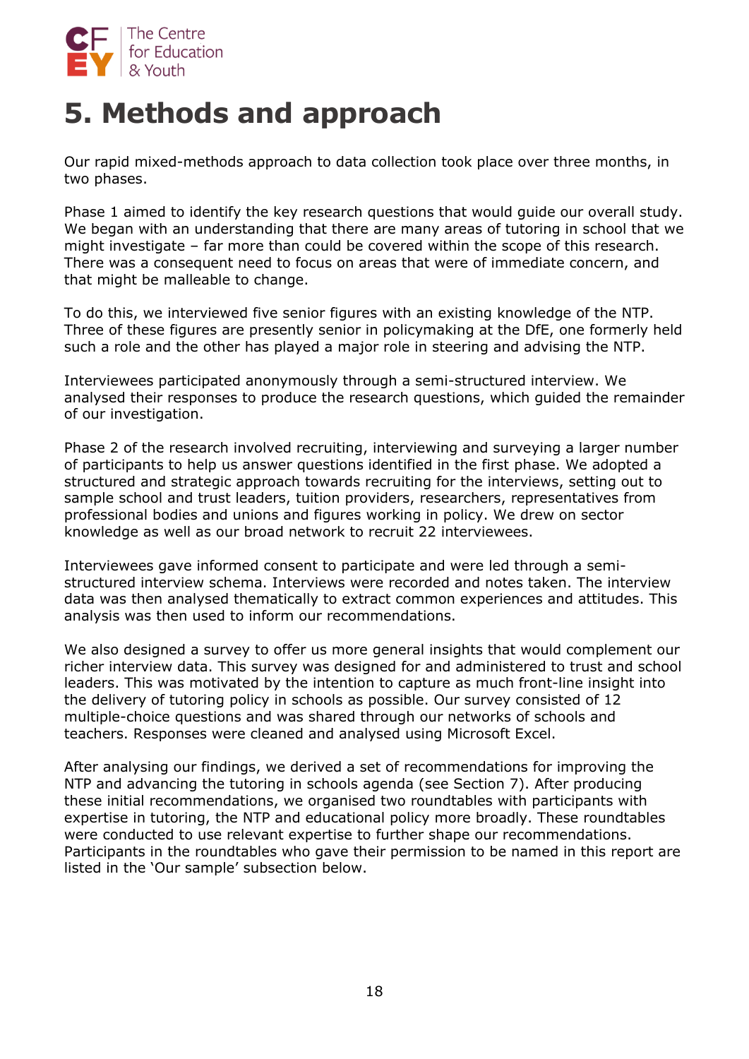# 5. Methods and approach

Our rapid mixed-methods approach to data collection took place over three months, in two phases.

Phase 1 aimed to identify the key research questions that would guide our overall study. We began with an understanding that there are many areas of tutoring in school that we might investigate – far more than could be covered within the scope of this research. There was a consequent need to focus on areas that were of immediate concern, and that might be malleable to change.

To do this, we interviewed five senior figures with an existing knowledge of the NTP. Three of these figures are presently senior in policymaking at the DfE, one formerly held such a role and the other has played a major role in steering and advising the NTP.

Interviewees participated anonymously through a semi-structured interview. We analysed their responses to produce the research questions, which guided the remainder of our investigation.

Phase 2 of the research involved recruiting, interviewing and surveying a larger number of participants to help us answer questions identified in the first phase. We adopted a structured and strategic approach towards recruiting for the interviews, setting out to sample school and trust leaders, tuition providers, researchers, representatives from professional bodies and unions and figures working in policy. We drew on sector knowledge as well as our broad network to recruit 22 interviewees.

Interviewees gave informed consent to participate and were led through a semi-structured interview schema. Interviews were recorded and notes taken. The interview data was then analysed thematically to extract common experiences and attitudes. This analysis was then used to inform our recommendations.

We also designed a survey to offer us more general insights that would complement our richer interview data. This survey was designed for and administered to trust and school leaders. This was motivated by the intention to capture as much front-line insight into the delivery of tutoring policy in schools as possible. Our survey consisted of 12 multiple-choice questions and was shared through our networks of schools and teachers. Responses were cleaned and analysed using Microsoft Excel.

After analysing our findings, we derived a set of recommendations for improving the NTP and advancing the tutoring in schools agenda (see Section 7). After producing these initial recommendations, we organised two roundtables with participants with expertise in tutoring, the NTP and educational policy more broadly. These roundtables were conducted to use relevant expertise to further shape our recommendations. Participants in the roundtables who gave their permission to be named in this report are listed in the 'Our sample' subsection below.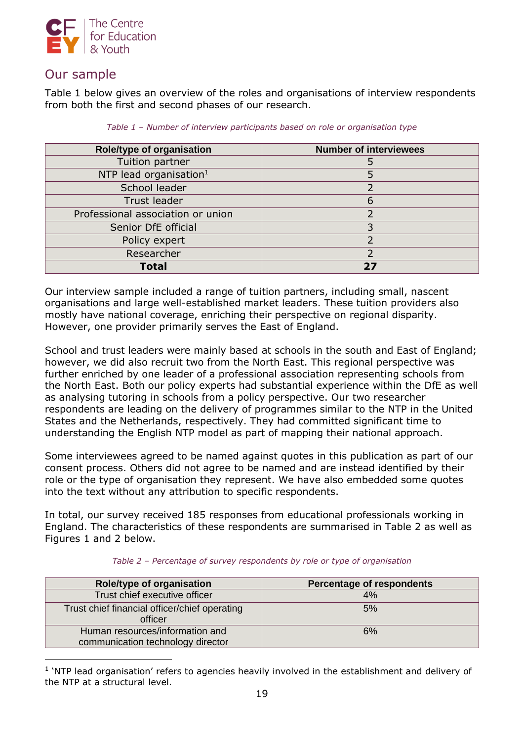## Our sample

Table 1 below gives an overview of the roles and organisations of interview respondents from both the first and second phases of our research.

*Table 1 – Number of interview participants based on role or organisation type*

| Role/type of organisation | Number of interviewees |
|---|---|
| Tuition partner | 5 |
| NTP lead organisation[1] | 5 |
| School leader | 2 |
| Trust leader | 6 |
| Professional association or union | 2 |
| Senior DfE official | 3 |
| Policy expert | 2 |
| Researcher | 2 |
| **Total** | **27** |

Our interview sample included a range of tuition partners, including small, nascent organisations and large well-established market leaders. These tuition providers also mostly have national coverage, enriching their perspective on regional disparity. However, one provider primarily serves the East of England.

School and trust leaders were mainly based at schools in the south and East of England; however, we did also recruit two from the North East. This regional perspective was further enriched by one leader of a professional association representing schools from the North East. Both our policy experts had substantial experience within the DfE as well as analysing tutoring in schools from a policy perspective. Our two researcher respondents are leading on the delivery of programmes similar to the NTP in the United States and the Netherlands, respectively. They had committed significant time to understanding the English NTP model as part of mapping their national approach.

Some interviewees agreed to be named against quotes in this publication as part of our consent process. Others did not agree to be named and are instead identified by their role or the type of organisation they represent. We have also embedded some quotes into the text without any attribution to specific respondents.

In total, our survey received 185 responses from educational professionals working in England. The characteristics of these respondents are summarised in Table 2 as well as Figures 1 and 2 below.

*Table 2 – Percentage of survey respondents by role or type of organisation*

| Role/type of organisation | Percentage of respondents |
|---|---|
| Trust chief executive officer | 4% |
| Trust chief financial officer/chief operating officer | 5% |
| Human resources/information and communication technology director | 6% |

[1] 'NTP lead organisation' refers to agencies heavily involved in the establishment and delivery of the NTP at a structural level.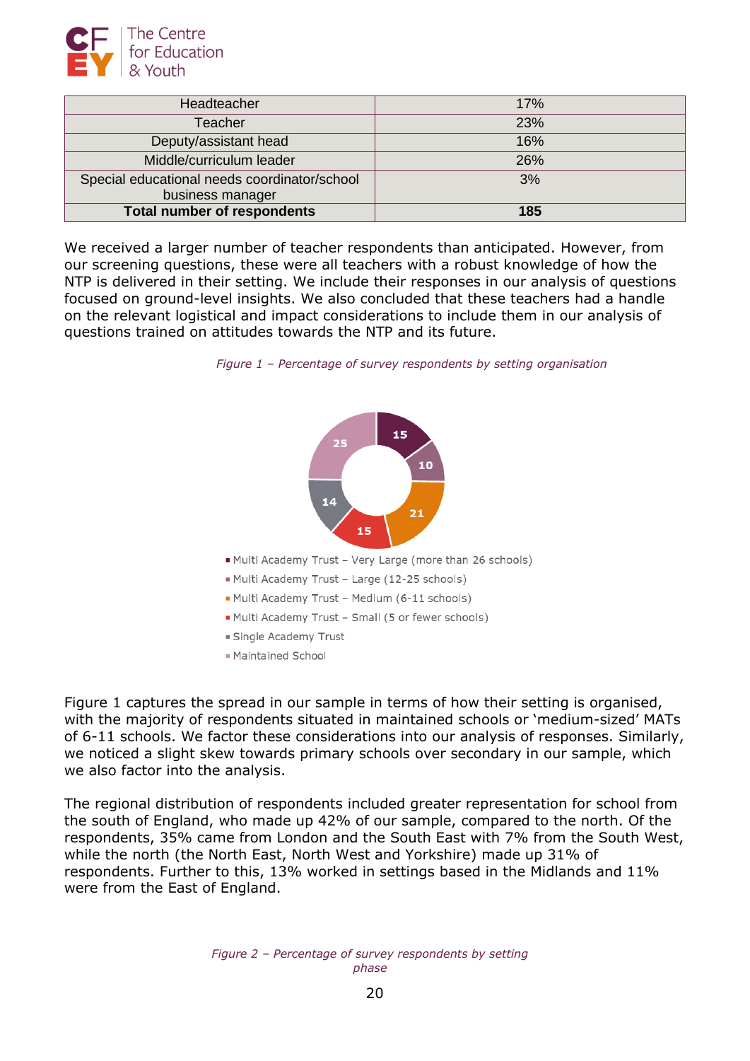| Headteacher | 17% |
|---|---|
| Teacher | 23% |
| Deputy/assistant head | 16% |
| Middle/curriculum leader | 26% |
| Special educational needs coordinator/school business manager | 3% |
| **Total number of respondents** | **185** |

We received a larger number of teacher respondents than anticipated. However, from our screening questions, these were all teachers with a robust knowledge of how the NTP is delivered in their setting. We include their responses in our analysis of questions focused on ground-level insights. We also concluded that these teachers had a handle on the relevant logistical and impact considerations to include them in our analysis of questions trained on attitudes towards the NTP and its future.

*Figure 1 – Percentage of survey respondents by setting organisation*

- Multi Academy Trust – Very Large (more than 26 schools): 15
- Multi Academy Trust – Large (12-25 schools): 10
- Multi Academy Trust – Medium (6-11 schools): 21
- Multi Academy Trust – Small (5 or fewer schools): 15
- Single Academy Trust: 14
- Maintained School: 25

Figure 1 captures the spread in our sample in terms of how their setting is organised, with the majority of respondents situated in maintained schools or 'medium-sized' MATs of 6-11 schools. We factor these considerations into our analysis of responses. Similarly, we noticed a slight skew towards primary schools over secondary in our sample, which we also factor into the analysis.

The regional distribution of respondents included greater representation for school from the south of England, who made up 42% of our sample, compared to the north. Of the respondents, 35% came from London and the South East with 7% from the South West, while the north (the North East, North West and Yorkshire) made up 31% of respondents. Further to this, 13% worked in settings based in the Midlands and 11% were from the East of England.

*Figure 2 – Percentage of survey respondents by setting phase*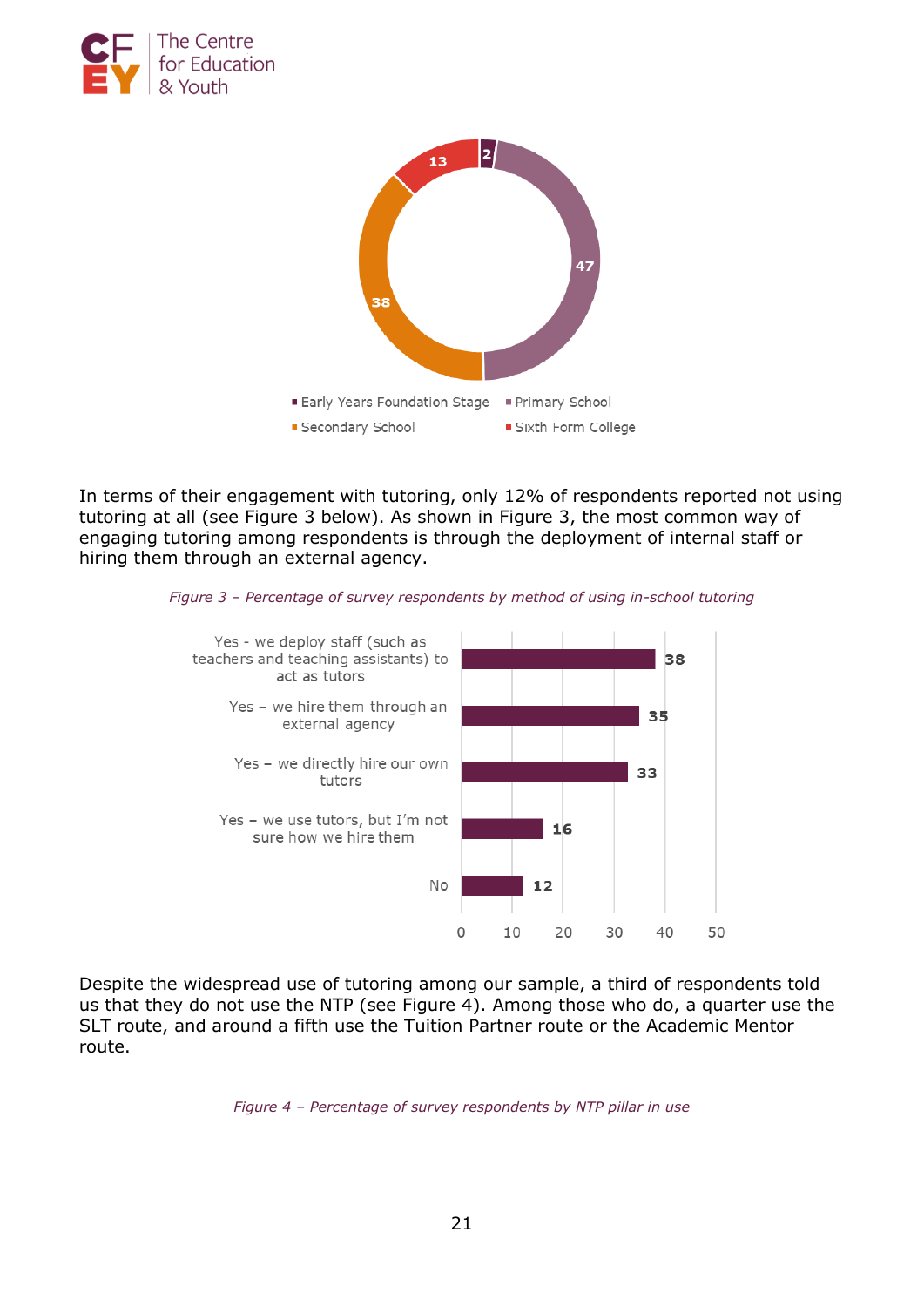In terms of their engagement with tutoring, only 12% of respondents reported not using tutoring at all (see Figure 3 below). As shown in Figure 3, the most common way of engaging tutoring among respondents is through the deployment of internal staff or hiring them through an external agency.

*Figure 3 – Percentage of survey respondents by method of using in-school tutoring*

| Method | Percentage |
| --- | --- |
| Yes - we deploy staff (such as teachers and teaching assistants) to act as tutors | 38 |
| Yes – we hire them through an external agency | 35 |
| Yes – we directly hire our own tutors | 33 |
| Yes – we use tutors, but I'm not sure how we hire them | 16 |
| No | 12 |

Despite the widespread use of tutoring among our sample, a third of respondents told us that they do not use the NTP (see Figure 4). Among those who do, a quarter use the SLT route, and around a fifth use the Tuition Partner route or the Academic Mentor route.

*Figure 4 – Percentage of survey respondents by NTP pillar in use*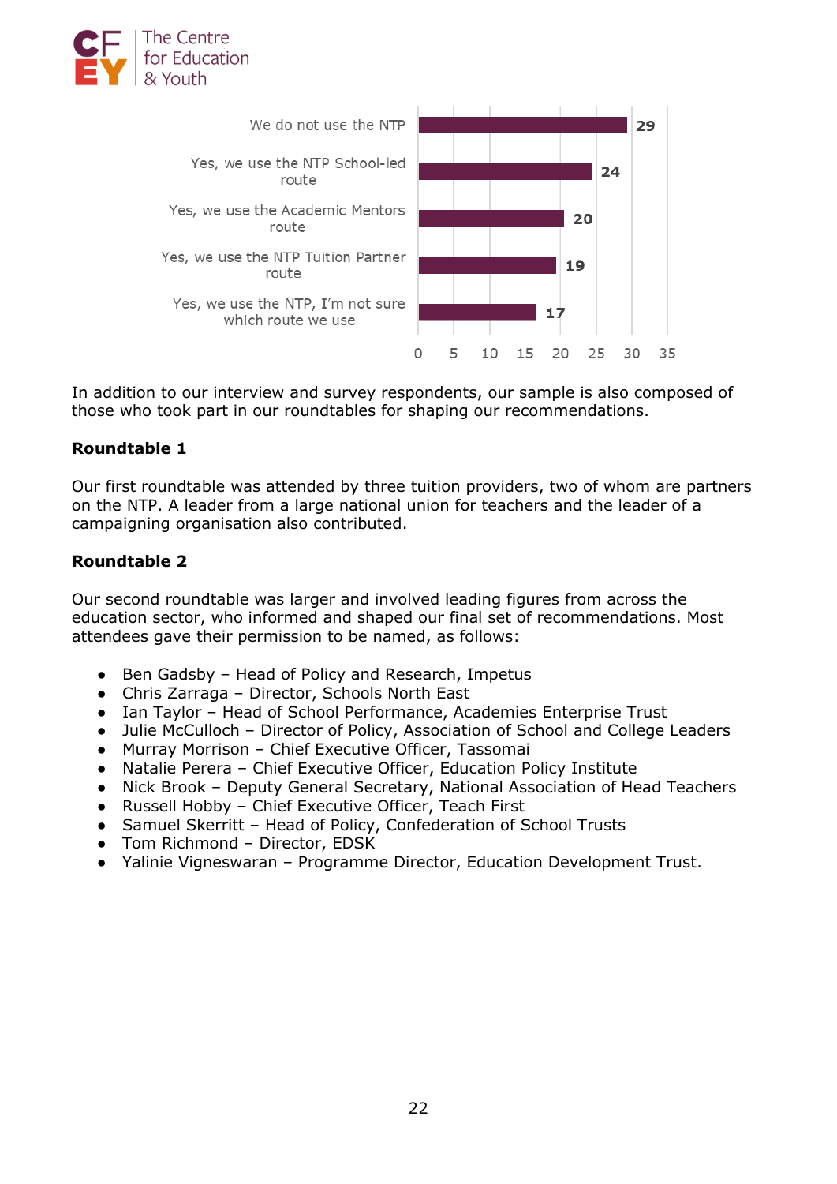| Response | Count |
|---|---|
| We do not use the NTP | 29 |
| Yes, we use the NTP School-led route | 24 |
| Yes, we use the Academic Mentors route | 20 |
| Yes, we use the NTP Tuition Partner route | 19 |
| Yes, we use the NTP, I'm not sure which route we use | 17 |

In addition to our interview and survey respondents, our sample is also composed of those who took part in our roundtables for shaping our recommendations.

**Roundtable 1**

Our first roundtable was attended by three tuition providers, two of whom are partners on the NTP. A leader from a large national union for teachers and the leader of a campaigning organisation also contributed.

**Roundtable 2**

Our second roundtable was larger and involved leading figures from across the education sector, who informed and shaped our final set of recommendations. Most attendees gave their permission to be named, as follows:

- Ben Gadsby – Head of Policy and Research, Impetus
- Chris Zarraga – Director, Schools North East
- Ian Taylor – Head of School Performance, Academies Enterprise Trust
- Julie McCulloch – Director of Policy, Association of School and College Leaders
- Murray Morrison – Chief Executive Officer, Tassomai
- Natalie Perera – Chief Executive Officer, Education Policy Institute
- Nick Brook – Deputy General Secretary, National Association of Head Teachers
- Russell Hobby – Chief Executive Officer, Teach First
- Samuel Skerritt – Head of Policy, Confederation of School Trusts
- Tom Richmond – Director, EDSK
- Yalinie Vigneswaran – Programme Director, Education Development Trust.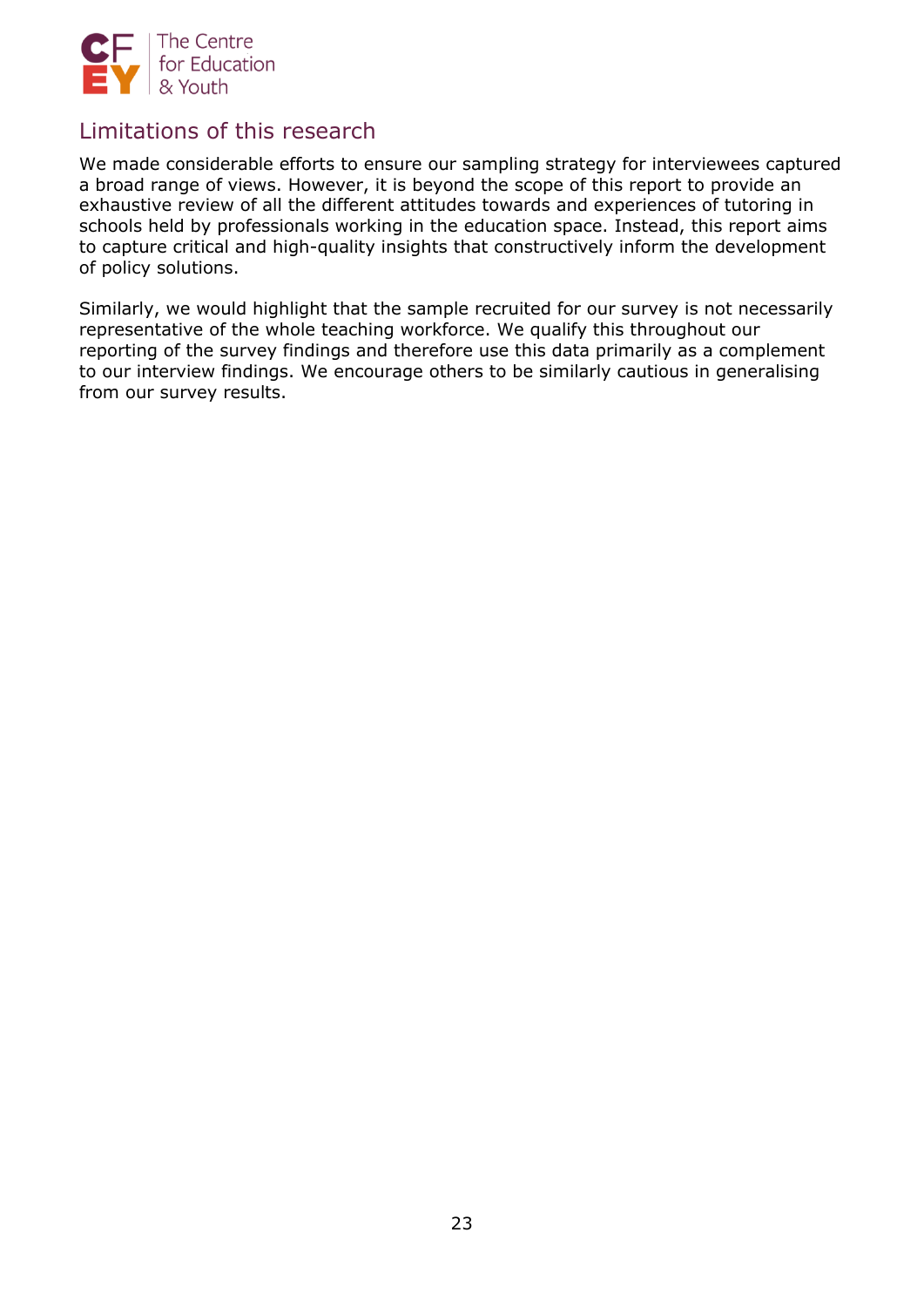## Limitations of this research

We made considerable efforts to ensure our sampling strategy for interviewees captured a broad range of views. However, it is beyond the scope of this report to provide an exhaustive review of all the different attitudes towards and experiences of tutoring in schools held by professionals working in the education space. Instead, this report aims to capture critical and high-quality insights that constructively inform the development of policy solutions.

Similarly, we would highlight that the sample recruited for our survey is not necessarily representative of the whole teaching workforce. We qualify this throughout our reporting of the survey findings and therefore use this data primarily as a complement to our interview findings. We encourage others to be similarly cautious in generalising from our survey results.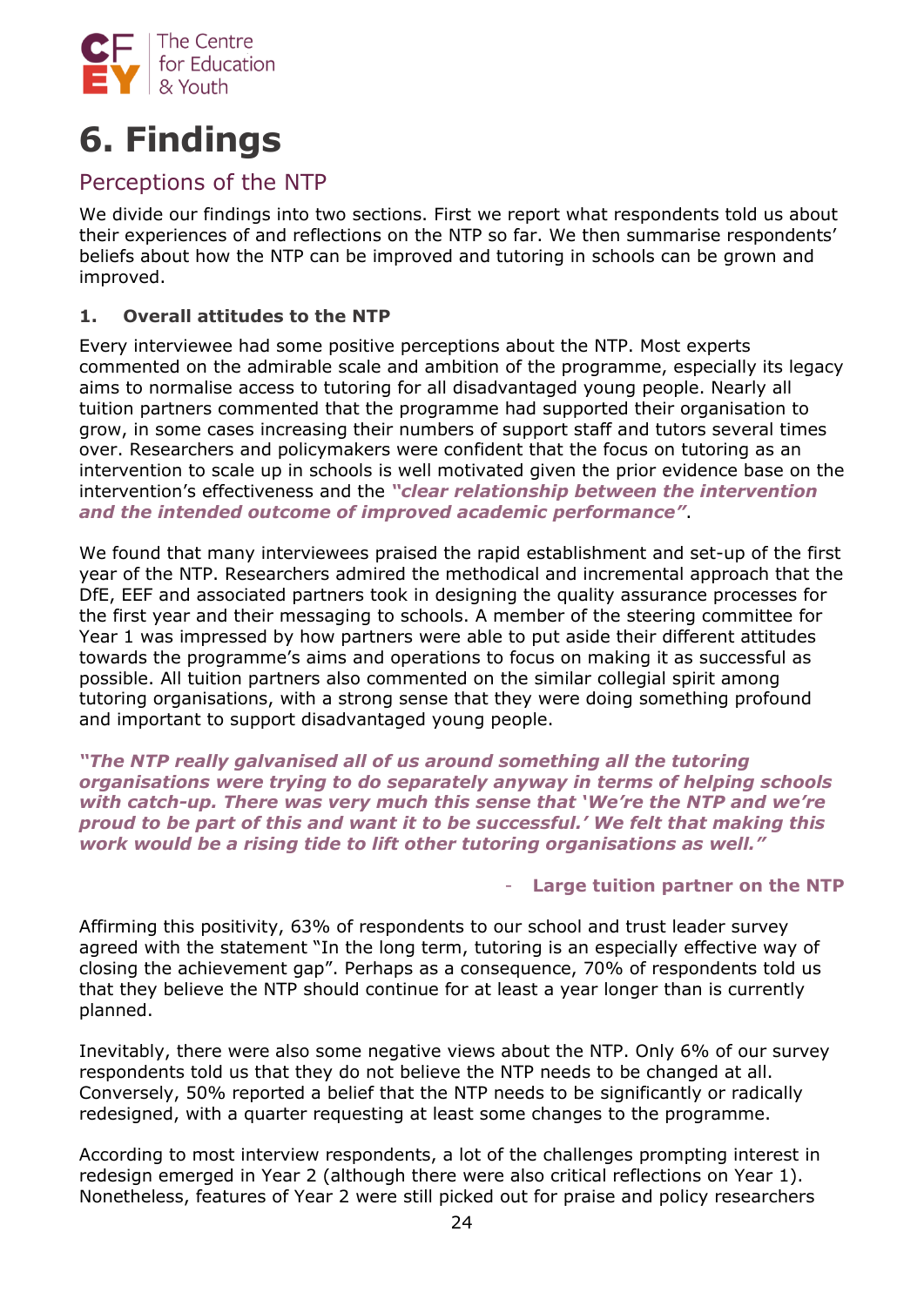# 6. Findings

## Perceptions of the NTP

We divide our findings into two sections. First we report what respondents told us about their experiences of and reflections on the NTP so far. We then summarise respondents' beliefs about how the NTP can be improved and tutoring in schools can be grown and improved.

### 1. Overall attitudes to the NTP

Every interviewee had some positive perceptions about the NTP. Most experts commented on the admirable scale and ambition of the programme, especially its legacy aims to normalise access to tutoring for all disadvantaged young people. Nearly all tuition partners commented that the programme had supported their organisation to grow, in some cases increasing their numbers of support staff and tutors several times over. Researchers and policymakers were confident that the focus on tutoring as an intervention to scale up in schools is well motivated given the prior evidence base on the intervention's effectiveness and the ***"clear relationship between the intervention and the intended outcome of improved academic performance"***.

We found that many interviewees praised the rapid establishment and set-up of the first year of the NTP. Researchers admired the methodical and incremental approach that the DfE, EEF and associated partners took in designing the quality assurance processes for the first year and their messaging to schools. A member of the steering committee for Year 1 was impressed by how partners were able to put aside their different attitudes towards the programme's aims and operations to focus on making it as successful as possible. All tuition partners also commented on the similar collegial spirit among tutoring organisations, with a strong sense that they were doing something profound and important to support disadvantaged young people.

***"The NTP really galvanised all of us around something all the tutoring organisations were trying to do separately anyway in terms of helping schools with catch-up. There was very much this sense that 'We're the NTP and we're proud to be part of this and want it to be successful.' We felt that making this work would be a rising tide to lift other tutoring organisations as well."***

- **Large tuition partner on the NTP**

Affirming this positivity, 63% of respondents to our school and trust leader survey agreed with the statement "In the long term, tutoring is an especially effective way of closing the achievement gap". Perhaps as a consequence, 70% of respondents told us that they believe the NTP should continue for at least a year longer than is currently planned.

Inevitably, there were also some negative views about the NTP. Only 6% of our survey respondents told us that they do not believe the NTP needs to be changed at all. Conversely, 50% reported a belief that the NTP needs to be significantly or radically redesigned, with a quarter requesting at least some changes to the programme.

According to most interview respondents, a lot of the challenges prompting interest in redesign emerged in Year 2 (although there were also critical reflections on Year 1). Nonetheless, features of Year 2 were still picked out for praise and policy researchers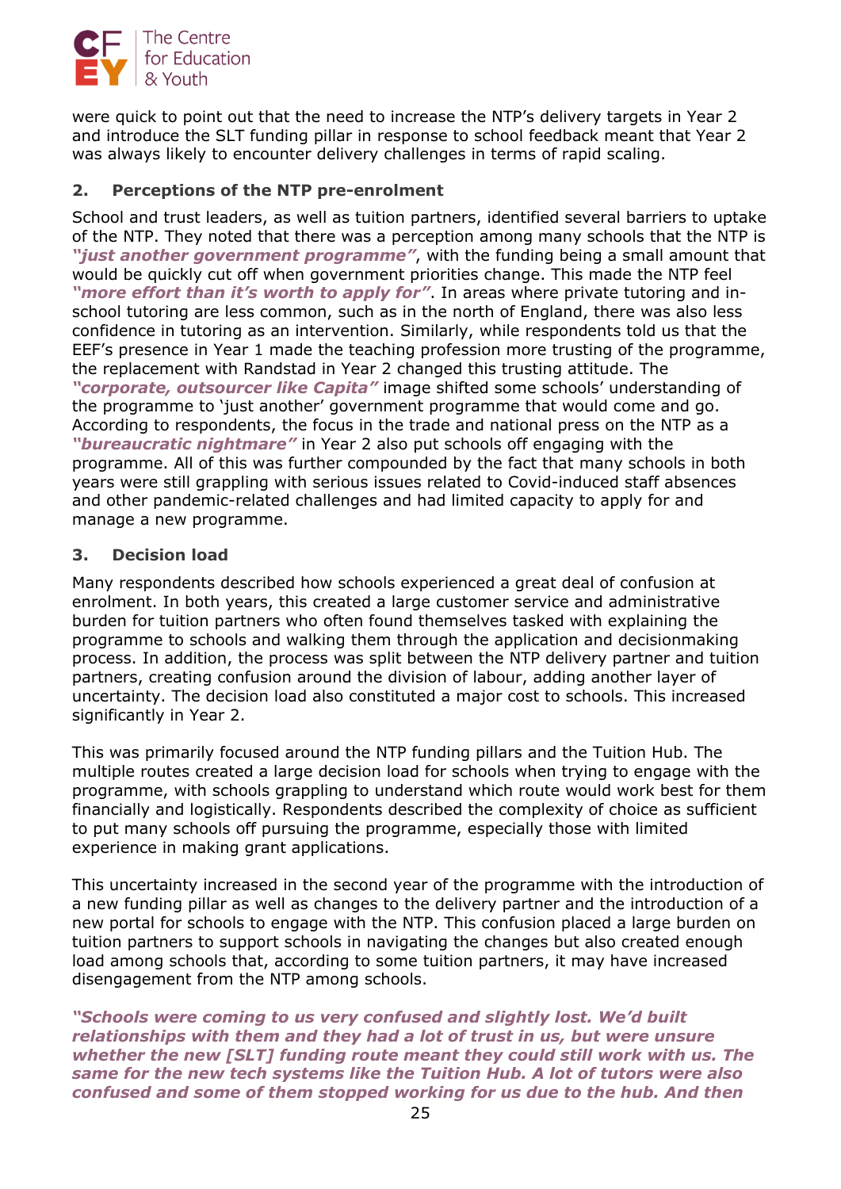were quick to point out that the need to increase the NTP's delivery targets in Year 2 and introduce the SLT funding pillar in response to school feedback meant that Year 2 was always likely to encounter delivery challenges in terms of rapid scaling.

## 2. Perceptions of the NTP pre-enrolment

School and trust leaders, as well as tuition partners, identified several barriers to uptake of the NTP. They noted that there was a perception among many schools that the NTP is ***"just another government programme"***, with the funding being a small amount that would be quickly cut off when government priorities change. This made the NTP feel ***"more effort than it's worth to apply for"***. In areas where private tutoring and in-school tutoring are less common, such as in the north of England, there was also less confidence in tutoring as an intervention. Similarly, while respondents told us that the EEF's presence in Year 1 made the teaching profession more trusting of the programme, the replacement with Randstad in Year 2 changed this trusting attitude. The ***"corporate, outsourcer like Capita"*** image shifted some schools' understanding of the programme to 'just another' government programme that would come and go. According to respondents, the focus in the trade and national press on the NTP as a ***"bureaucratic nightmare"*** in Year 2 also put schools off engaging with the programme. All of this was further compounded by the fact that many schools in both years were still grappling with serious issues related to Covid-induced staff absences and other pandemic-related challenges and had limited capacity to apply for and manage a new programme.

## 3. Decision load

Many respondents described how schools experienced a great deal of confusion at enrolment. In both years, this created a large customer service and administrative burden for tuition partners who often found themselves tasked with explaining the programme to schools and walking them through the application and decisionmaking process. In addition, the process was split between the NTP delivery partner and tuition partners, creating confusion around the division of labour, adding another layer of uncertainty. The decision load also constituted a major cost to schools. This increased significantly in Year 2.

This was primarily focused around the NTP funding pillars and the Tuition Hub. The multiple routes created a large decision load for schools when trying to engage with the programme, with schools grappling to understand which route would work best for them financially and logistically. Respondents described the complexity of choice as sufficient to put many schools off pursuing the programme, especially those with limited experience in making grant applications.

This uncertainty increased in the second year of the programme with the introduction of a new funding pillar as well as changes to the delivery partner and the introduction of a new portal for schools to engage with the NTP. This confusion placed a large burden on tuition partners to support schools in navigating the changes but also created enough load among schools that, according to some tuition partners, it may have increased disengagement from the NTP among schools.

***"Schools were coming to us very confused and slightly lost. We'd built relationships with them and they had a lot of trust in us, but were unsure whether the new [SLT] funding route meant they could still work with us. The same for the new tech systems like the Tuition Hub. A lot of tutors were also confused and some of them stopped working for us due to the hub. And then***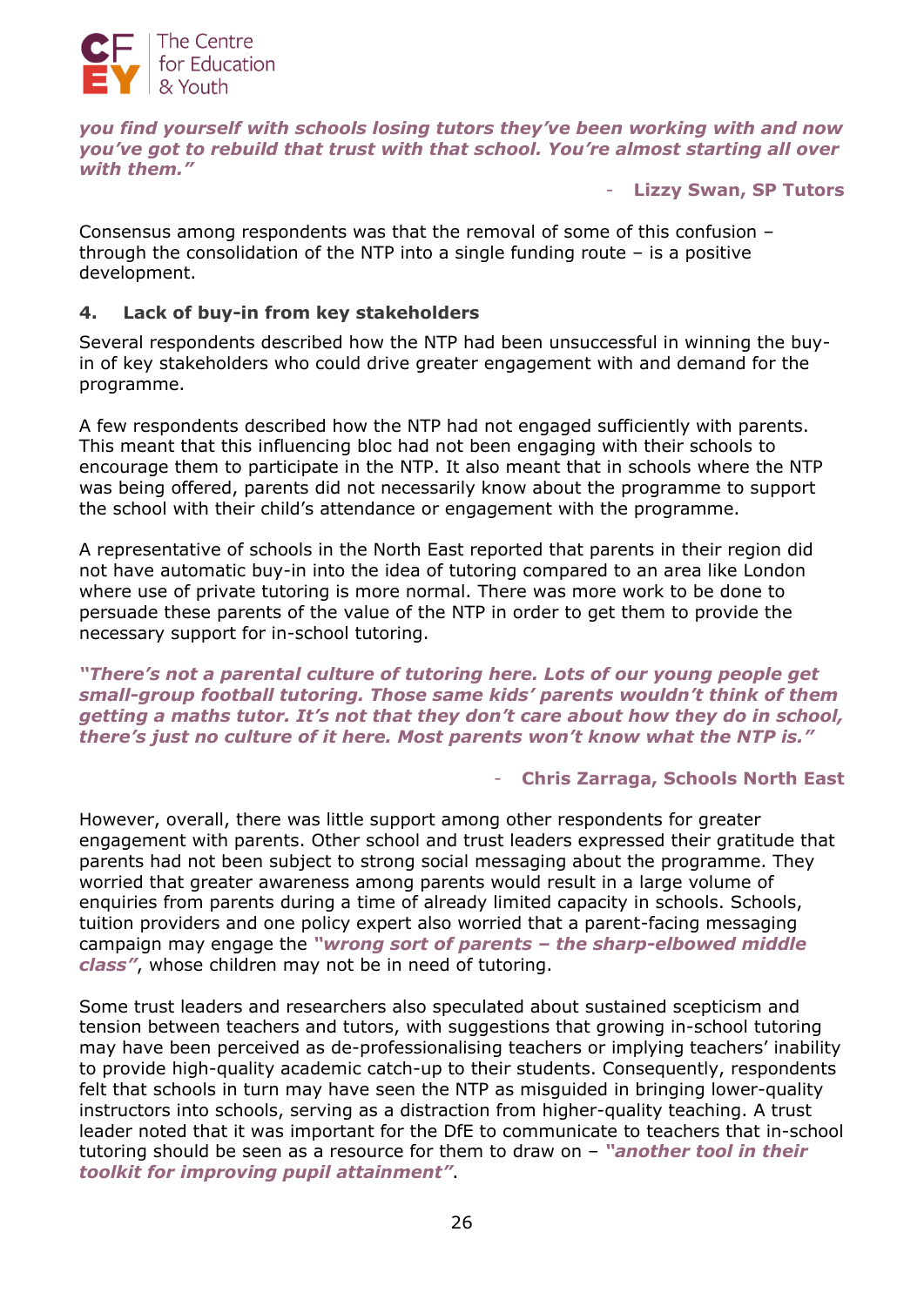***you find yourself with schools losing tutors they've been working with and now you've got to rebuild that trust with that school. You're almost starting all over with them."***

- **Lizzy Swan, SP Tutors**

Consensus among respondents was that the removal of some of this confusion – through the consolidation of the NTP into a single funding route – is a positive development.

### 4. Lack of buy-in from key stakeholders

Several respondents described how the NTP had been unsuccessful in winning the buy-in of key stakeholders who could drive greater engagement with and demand for the programme.

A few respondents described how the NTP had not engaged sufficiently with parents. This meant that this influencing bloc had not been engaging with their schools to encourage them to participate in the NTP. It also meant that in schools where the NTP was being offered, parents did not necessarily know about the programme to support the school with their child's attendance or engagement with the programme.

A representative of schools in the North East reported that parents in their region did not have automatic buy-in into the idea of tutoring compared to an area like London where use of private tutoring is more normal. There was more work to be done to persuade these parents of the value of the NTP in order to get them to provide the necessary support for in-school tutoring.

***"There's not a parental culture of tutoring here. Lots of our young people get small-group football tutoring. Those same kids' parents wouldn't think of them getting a maths tutor. It's not that they don't care about how they do in school, there's just no culture of it here. Most parents won't know what the NTP is."***

- **Chris Zarraga, Schools North East**

However, overall, there was little support among other respondents for greater engagement with parents. Other school and trust leaders expressed their gratitude that parents had not been subject to strong social messaging about the programme. They worried that greater awareness among parents would result in a large volume of enquiries from parents during a time of already limited capacity in schools. Schools, tuition providers and one policy expert also worried that a parent-facing messaging campaign may engage the ***"wrong sort of parents – the sharp-elbowed middle class"***, whose children may not be in need of tutoring.

Some trust leaders and researchers also speculated about sustained scepticism and tension between teachers and tutors, with suggestions that growing in-school tutoring may have been perceived as de-professionalising teachers or implying teachers' inability to provide high-quality academic catch-up to their students. Consequently, respondents felt that schools in turn may have seen the NTP as misguided in bringing lower-quality instructors into schools, serving as a distraction from higher-quality teaching. A trust leader noted that it was important for the DfE to communicate to teachers that in-school tutoring should be seen as a resource for them to draw on – ***"another tool in their toolkit for improving pupil attainment"***.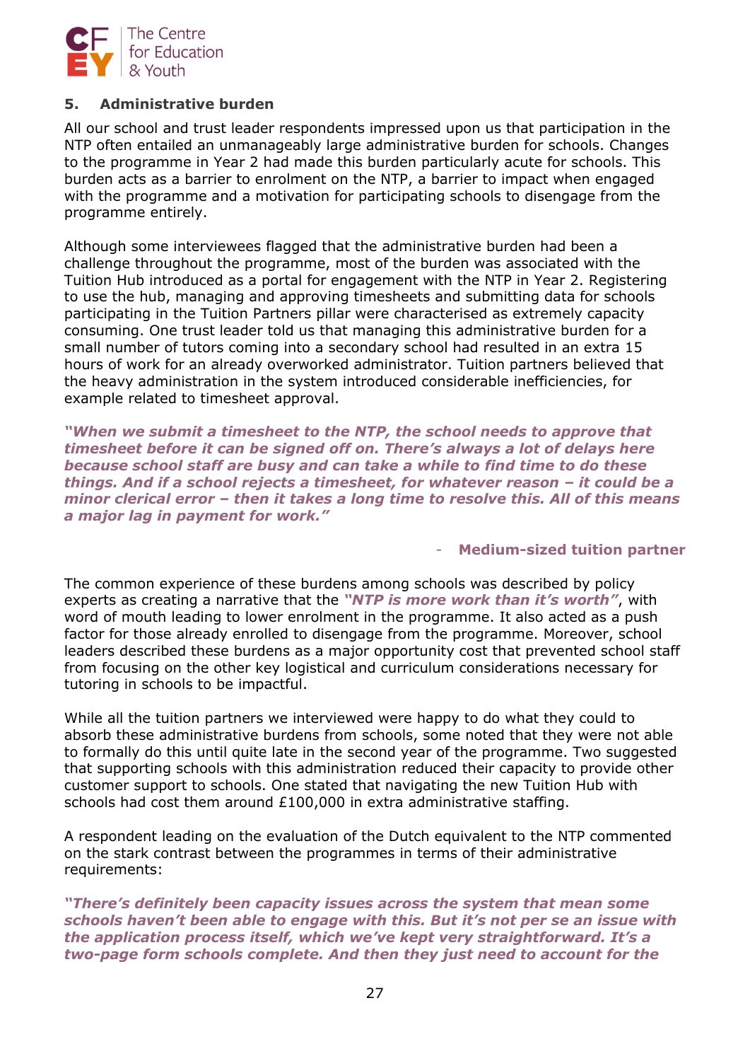## 5. Administrative burden

All our school and trust leader respondents impressed upon us that participation in the NTP often entailed an unmanageably large administrative burden for schools. Changes to the programme in Year 2 had made this burden particularly acute for schools. This burden acts as a barrier to enrolment on the NTP, a barrier to impact when engaged with the programme and a motivation for participating schools to disengage from the programme entirely.

Although some interviewees flagged that the administrative burden had been a challenge throughout the programme, most of the burden was associated with the Tuition Hub introduced as a portal for engagement with the NTP in Year 2. Registering to use the hub, managing and approving timesheets and submitting data for schools participating in the Tuition Partners pillar were characterised as extremely capacity consuming. One trust leader told us that managing this administrative burden for a small number of tutors coming into a secondary school had resulted in an extra 15 hours of work for an already overworked administrator. Tuition partners believed that the heavy administration in the system introduced considerable inefficiencies, for example related to timesheet approval.

***"When we submit a timesheet to the NTP, the school needs to approve that timesheet before it can be signed off on. There's always a lot of delays here because school staff are busy and can take a while to find time to do these things. And if a school rejects a timesheet, for whatever reason – it could be a minor clerical error – then it takes a long time to resolve this. All of this means a major lag in payment for work."***

- **Medium-sized tuition partner**

The common experience of these burdens among schools was described by policy experts as creating a narrative that the ***"NTP is more work than it's worth"***, with word of mouth leading to lower enrolment in the programme. It also acted as a push factor for those already enrolled to disengage from the programme. Moreover, school leaders described these burdens as a major opportunity cost that prevented school staff from focusing on the other key logistical and curriculum considerations necessary for tutoring in schools to be impactful.

While all the tuition partners we interviewed were happy to do what they could to absorb these administrative burdens from schools, some noted that they were not able to formally do this until quite late in the second year of the programme. Two suggested that supporting schools with this administration reduced their capacity to provide other customer support to schools. One stated that navigating the new Tuition Hub with schools had cost them around £100,000 in extra administrative staffing.

A respondent leading on the evaluation of the Dutch equivalent to the NTP commented on the stark contrast between the programmes in terms of their administrative requirements:

***"There's definitely been capacity issues across the system that mean some schools haven't been able to engage with this. But it's not per se an issue with the application process itself, which we've kept very straightforward. It's a two-page form schools complete. And then they just need to account for the***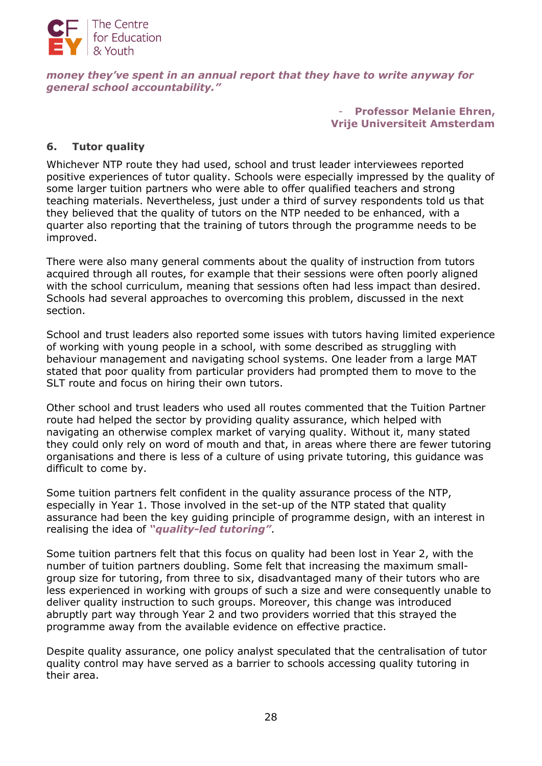***money they've spent in an annual report that they have to write anyway for general school accountability."***

- **Professor Melanie Ehren, Vrije Universiteit Amsterdam**

## 6. Tutor quality

Whichever NTP route they had used, school and trust leader interviewees reported positive experiences of tutor quality. Schools were especially impressed by the quality of some larger tuition partners who were able to offer qualified teachers and strong teaching materials. Nevertheless, just under a third of survey respondents told us that they believed that the quality of tutors on the NTP needed to be enhanced, with a quarter also reporting that the training of tutors through the programme needs to be improved.

There were also many general comments about the quality of instruction from tutors acquired through all routes, for example that their sessions were often poorly aligned with the school curriculum, meaning that sessions often had less impact than desired. Schools had several approaches to overcoming this problem, discussed in the next section.

School and trust leaders also reported some issues with tutors having limited experience of working with young people in a school, with some described as struggling with behaviour management and navigating school systems. One leader from a large MAT stated that poor quality from particular providers had prompted them to move to the SLT route and focus on hiring their own tutors.

Other school and trust leaders who used all routes commented that the Tuition Partner route had helped the sector by providing quality assurance, which helped with navigating an otherwise complex market of varying quality. Without it, many stated they could only rely on word of mouth and that, in areas where there are fewer tutoring organisations and there is less of a culture of using private tutoring, this guidance was difficult to come by.

Some tuition partners felt confident in the quality assurance process of the NTP, especially in Year 1. Those involved in the set-up of the NTP stated that quality assurance had been the key guiding principle of programme design, with an interest in realising the idea of ***"quality-led tutoring"***.

Some tuition partners felt that this focus on quality had been lost in Year 2, with the number of tuition partners doubling. Some felt that increasing the maximum small-group size for tutoring, from three to six, disadvantaged many of their tutors who are less experienced in working with groups of such a size and were consequently unable to deliver quality instruction to such groups. Moreover, this change was introduced abruptly part way through Year 2 and two providers worried that this strayed the programme away from the available evidence on effective practice.

Despite quality assurance, one policy analyst speculated that the centralisation of tutor quality control may have served as a barrier to schools accessing quality tutoring in their area.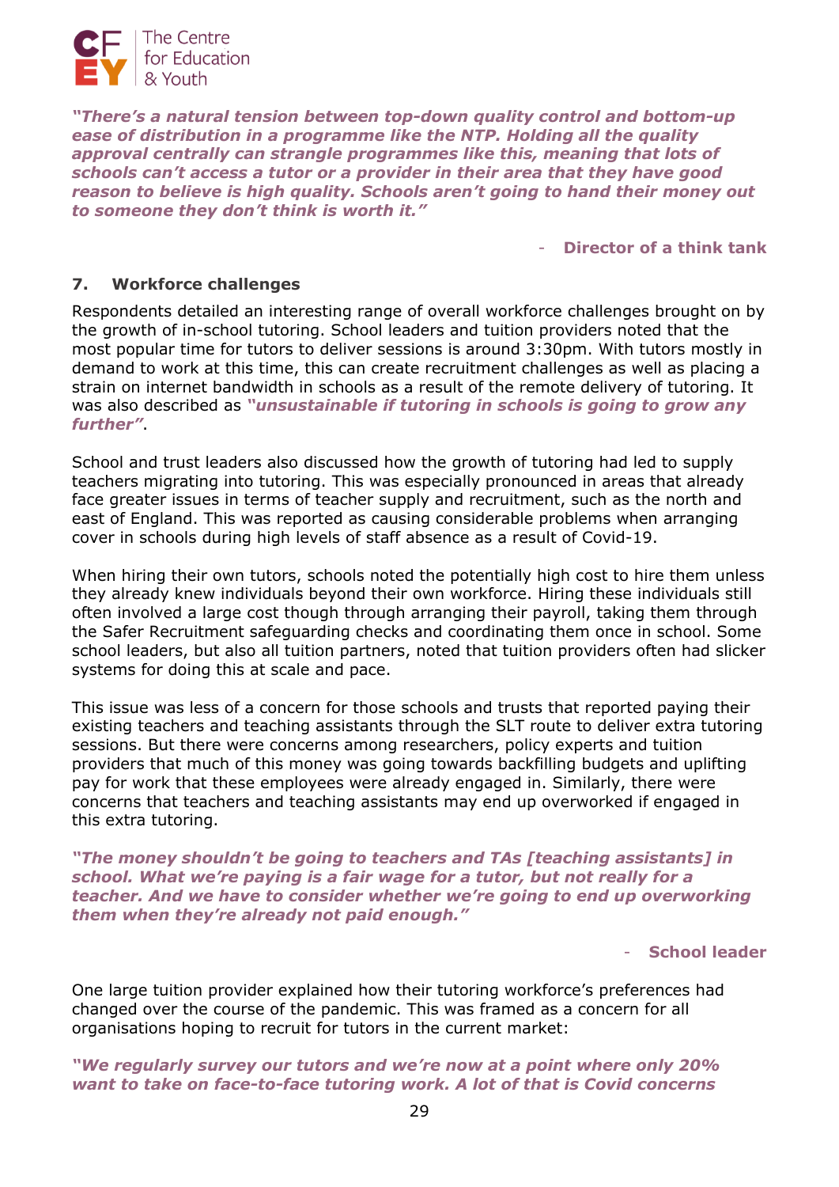***"There's a natural tension between top-down quality control and bottom-up ease of distribution in a programme like the NTP. Holding all the quality approval centrally can strangle programmes like this, meaning that lots of schools can't access a tutor or a provider in their area that they have good reason to believe is high quality. Schools aren't going to hand their money out to someone they don't think is worth it."***

- **Director of a think tank**

## 7. Workforce challenges

Respondents detailed an interesting range of overall workforce challenges brought on by the growth of in-school tutoring. School leaders and tuition providers noted that the most popular time for tutors to deliver sessions is around 3:30pm. With tutors mostly in demand to work at this time, this can create recruitment challenges as well as placing a strain on internet bandwidth in schools as a result of the remote delivery of tutoring. It was also described as ***"unsustainable if tutoring in schools is going to grow any further"***.

School and trust leaders also discussed how the growth of tutoring had led to supply teachers migrating into tutoring. This was especially pronounced in areas that already face greater issues in terms of teacher supply and recruitment, such as the north and east of England. This was reported as causing considerable problems when arranging cover in schools during high levels of staff absence as a result of Covid-19.

When hiring their own tutors, schools noted the potentially high cost to hire them unless they already knew individuals beyond their own workforce. Hiring these individuals still often involved a large cost though through arranging their payroll, taking them through the Safer Recruitment safeguarding checks and coordinating them once in school. Some school leaders, but also all tuition partners, noted that tuition providers often had slicker systems for doing this at scale and pace.

This issue was less of a concern for those schools and trusts that reported paying their existing teachers and teaching assistants through the SLT route to deliver extra tutoring sessions. But there were concerns among researchers, policy experts and tuition providers that much of this money was going towards backfilling budgets and uplifting pay for work that these employees were already engaged in. Similarly, there were concerns that teachers and teaching assistants may end up overworked if engaged in this extra tutoring.

***"The money shouldn't be going to teachers and TAs [teaching assistants] in school. What we're paying is a fair wage for a tutor, but not really for a teacher. And we have to consider whether we're going to end up overworking them when they're already not paid enough."***

- **School leader**

One large tuition provider explained how their tutoring workforce's preferences had changed over the course of the pandemic. This was framed as a concern for all organisations hoping to recruit for tutors in the current market:

***"We regularly survey our tutors and we're now at a point where only 20% want to take on face-to-face tutoring work. A lot of that is Covid concerns***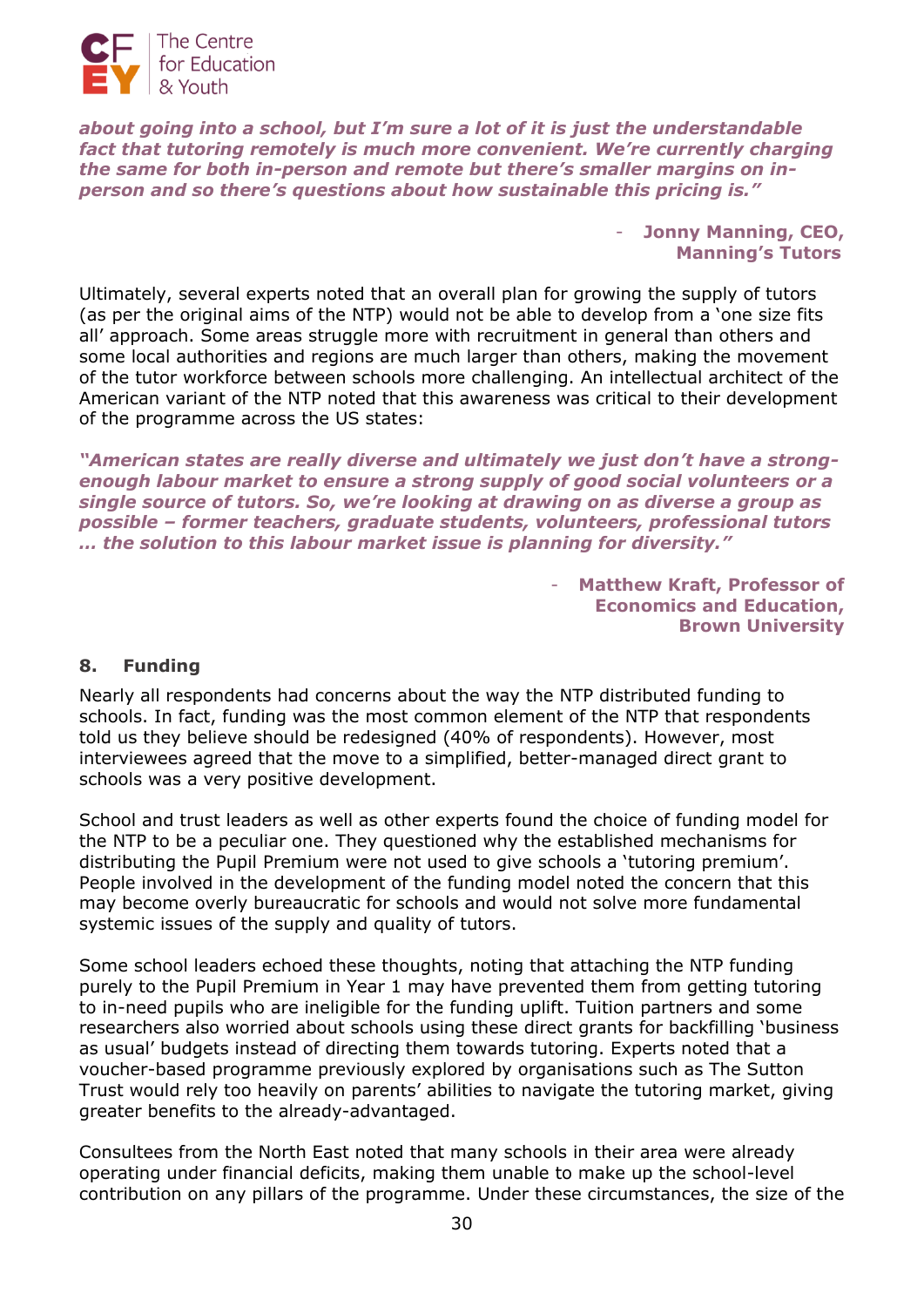***about going into a school, but I'm sure a lot of it is just the understandable fact that tutoring remotely is much more convenient. We're currently charging the same for both in-person and remote but there's smaller margins on in-person and so there's questions about how sustainable this pricing is."***

- **Jonny Manning, CEO, Manning's Tutors**

Ultimately, several experts noted that an overall plan for growing the supply of tutors (as per the original aims of the NTP) would not be able to develop from a 'one size fits all' approach. Some areas struggle more with recruitment in general than others and some local authorities and regions are much larger than others, making the movement of the tutor workforce between schools more challenging. An intellectual architect of the American variant of the NTP noted that this awareness was critical to their development of the programme across the US states:

***"American states are really diverse and ultimately we just don't have a strong-enough labour market to ensure a strong supply of good social volunteers or a single source of tutors. So, we're looking at drawing on as diverse a group as possible – former teachers, graduate students, volunteers, professional tutors … the solution to this labour market issue is planning for diversity."***

- **Matthew Kraft, Professor of Economics and Education, Brown University**

## 8. Funding

Nearly all respondents had concerns about the way the NTP distributed funding to schools. In fact, funding was the most common element of the NTP that respondents told us they believe should be redesigned (40% of respondents). However, most interviewees agreed that the move to a simplified, better-managed direct grant to schools was a very positive development.

School and trust leaders as well as other experts found the choice of funding model for the NTP to be a peculiar one. They questioned why the established mechanisms for distributing the Pupil Premium were not used to give schools a 'tutoring premium'. People involved in the development of the funding model noted the concern that this may become overly bureaucratic for schools and would not solve more fundamental systemic issues of the supply and quality of tutors.

Some school leaders echoed these thoughts, noting that attaching the NTP funding purely to the Pupil Premium in Year 1 may have prevented them from getting tutoring to in-need pupils who are ineligible for the funding uplift. Tuition partners and some researchers also worried about schools using these direct grants for backfilling 'business as usual' budgets instead of directing them towards tutoring. Experts noted that a voucher-based programme previously explored by organisations such as The Sutton Trust would rely too heavily on parents' abilities to navigate the tutoring market, giving greater benefits to the already-advantaged.

Consultees from the North East noted that many schools in their area were already operating under financial deficits, making them unable to make up the school-level contribution on any pillars of the programme. Under these circumstances, the size of the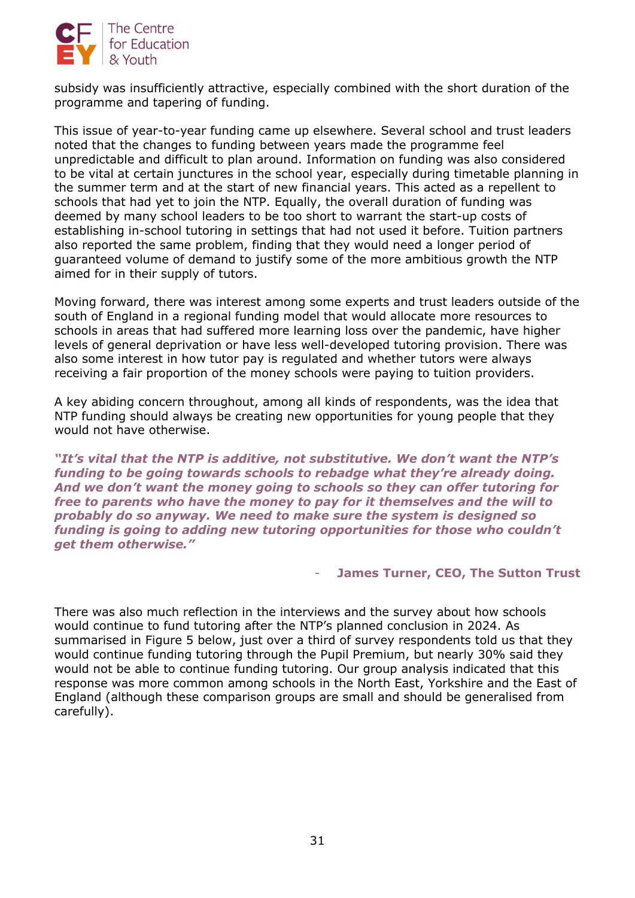subsidy was insufficiently attractive, especially combined with the short duration of the programme and tapering of funding.

This issue of year-to-year funding came up elsewhere. Several school and trust leaders noted that the changes to funding between years made the programme feel unpredictable and difficult to plan around. Information on funding was also considered to be vital at certain junctures in the school year, especially during timetable planning in the summer term and at the start of new financial years. This acted as a repellent to schools that had yet to join the NTP. Equally, the overall duration of funding was deemed by many school leaders to be too short to warrant the start-up costs of establishing in-school tutoring in settings that had not used it before. Tuition partners also reported the same problem, finding that they would need a longer period of guaranteed volume of demand to justify some of the more ambitious growth the NTP aimed for in their supply of tutors.

Moving forward, there was interest among some experts and trust leaders outside of the south of England in a regional funding model that would allocate more resources to schools in areas that had suffered more learning loss over the pandemic, have higher levels of general deprivation or have less well-developed tutoring provision. There was also some interest in how tutor pay is regulated and whether tutors were always receiving a fair proportion of the money schools were paying to tuition providers.

A key abiding concern throughout, among all kinds of respondents, was the idea that NTP funding should always be creating new opportunities for young people that they would not have otherwise.

***"It's vital that the NTP is additive, not substitutive. We don't want the NTP's funding to be going towards schools to rebadge what they're already doing. And we don't want the money going to schools so they can offer tutoring for free to parents who have the money to pay for it themselves and the will to probably do so anyway. We need to make sure the system is designed so funding is going to adding new tutoring opportunities for those who couldn't get them otherwise."***

- **James Turner, CEO, The Sutton Trust**

There was also much reflection in the interviews and the survey about how schools would continue to fund tutoring after the NTP's planned conclusion in 2024. As summarised in Figure 5 below, just over a third of survey respondents told us that they would continue funding tutoring through the Pupil Premium, but nearly 30% said they would not be able to continue funding tutoring. Our group analysis indicated that this response was more common among schools in the North East, Yorkshire and the East of England (although these comparison groups are small and should be generalised from carefully).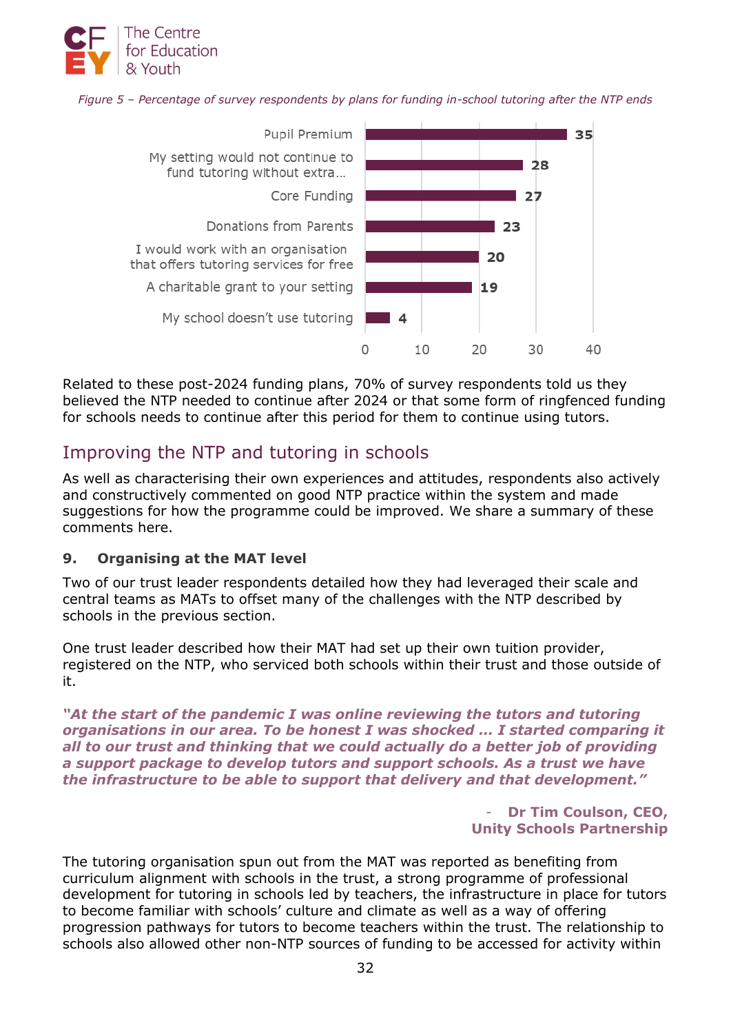*Figure 5 – Percentage of survey respondents by plans for funding in-school tutoring after the NTP ends*

| Plan | Percentage |
|---|---|
| Pupil Premium | 35 |
| My setting would not continue to fund tutoring without extra… | 28 |
| Core Funding | 27 |
| Donations from Parents | 23 |
| I would work with an organisation that offers tutoring services for free | 20 |
| A charitable grant to your setting | 19 |
| My school doesn't use tutoring | 4 |

Related to these post-2024 funding plans, 70% of survey respondents told us they believed the NTP needed to continue after 2024 or that some form of ringfenced funding for schools needs to continue after this period for them to continue using tutors.

## Improving the NTP and tutoring in schools

As well as characterising their own experiences and attitudes, respondents also actively and constructively commented on good NTP practice within the system and made suggestions for how the programme could be improved. We share a summary of these comments here.

### 9. Organising at the MAT level

Two of our trust leader respondents detailed how they had leveraged their scale and central teams as MATs to offset many of the challenges with the NTP described by schools in the previous section.

One trust leader described how their MAT had set up their own tuition provider, registered on the NTP, who serviced both schools within their trust and those outside of it.

***"At the start of the pandemic I was online reviewing the tutors and tutoring organisations in our area. To be honest I was shocked … I started comparing it all to our trust and thinking that we could actually do a better job of providing a support package to develop tutors and support schools. As a trust we have the infrastructure to be able to support that delivery and that development."***

- **Dr Tim Coulson, CEO, Unity Schools Partnership**

The tutoring organisation spun out from the MAT was reported as benefiting from curriculum alignment with schools in the trust, a strong programme of professional development for tutoring in schools led by teachers, the infrastructure in place for tutors to become familiar with schools' culture and climate as well as a way of offering progression pathways for tutors to become teachers within the trust. The relationship to schools also allowed other non-NTP sources of funding to be accessed for activity within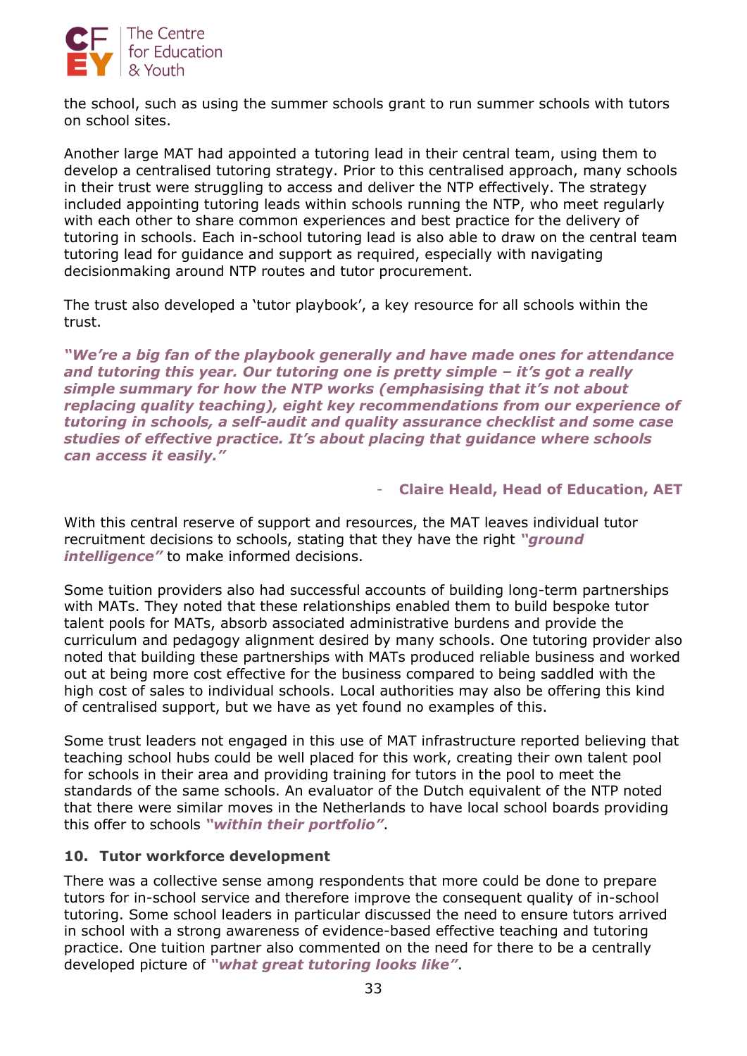the school, such as using the summer schools grant to run summer schools with tutors on school sites.

Another large MAT had appointed a tutoring lead in their central team, using them to develop a centralised tutoring strategy. Prior to this centralised approach, many schools in their trust were struggling to access and deliver the NTP effectively. The strategy included appointing tutoring leads within schools running the NTP, who meet regularly with each other to share common experiences and best practice for the delivery of tutoring in schools. Each in-school tutoring lead is also able to draw on the central team tutoring lead for guidance and support as required, especially with navigating decisionmaking around NTP routes and tutor procurement.

The trust also developed a 'tutor playbook', a key resource for all schools within the trust.

***"We're a big fan of the playbook generally and have made ones for attendance and tutoring this year. Our tutoring one is pretty simple – it's got a really simple summary for how the NTP works (emphasising that it's not about replacing quality teaching), eight key recommendations from our experience of tutoring in schools, a self-audit and quality assurance checklist and some case studies of effective practice. It's about placing that guidance where schools can access it easily."***

- **Claire Heald, Head of Education, AET**

With this central reserve of support and resources, the MAT leaves individual tutor recruitment decisions to schools, stating that they have the right ***"ground intelligence"*** to make informed decisions.

Some tuition providers also had successful accounts of building long-term partnerships with MATs. They noted that these relationships enabled them to build bespoke tutor talent pools for MATs, absorb associated administrative burdens and provide the curriculum and pedagogy alignment desired by many schools. One tutoring provider also noted that building these partnerships with MATs produced reliable business and worked out at being more cost effective for the business compared to being saddled with the high cost of sales to individual schools. Local authorities may also be offering this kind of centralised support, but we have as yet found no examples of this.

Some trust leaders not engaged in this use of MAT infrastructure reported believing that teaching school hubs could be well placed for this work, creating their own talent pool for schools in their area and providing training for tutors in the pool to meet the standards of the same schools. An evaluator of the Dutch equivalent of the NTP noted that there were similar moves in the Netherlands to have local school boards providing this offer to schools ***"within their portfolio"***.

### 10. Tutor workforce development

There was a collective sense among respondents that more could be done to prepare tutors for in-school service and therefore improve the consequent quality of in-school tutoring. Some school leaders in particular discussed the need to ensure tutors arrived in school with a strong awareness of evidence-based effective teaching and tutoring practice. One tuition partner also commented on the need for there to be a centrally developed picture of ***"what great tutoring looks like"***.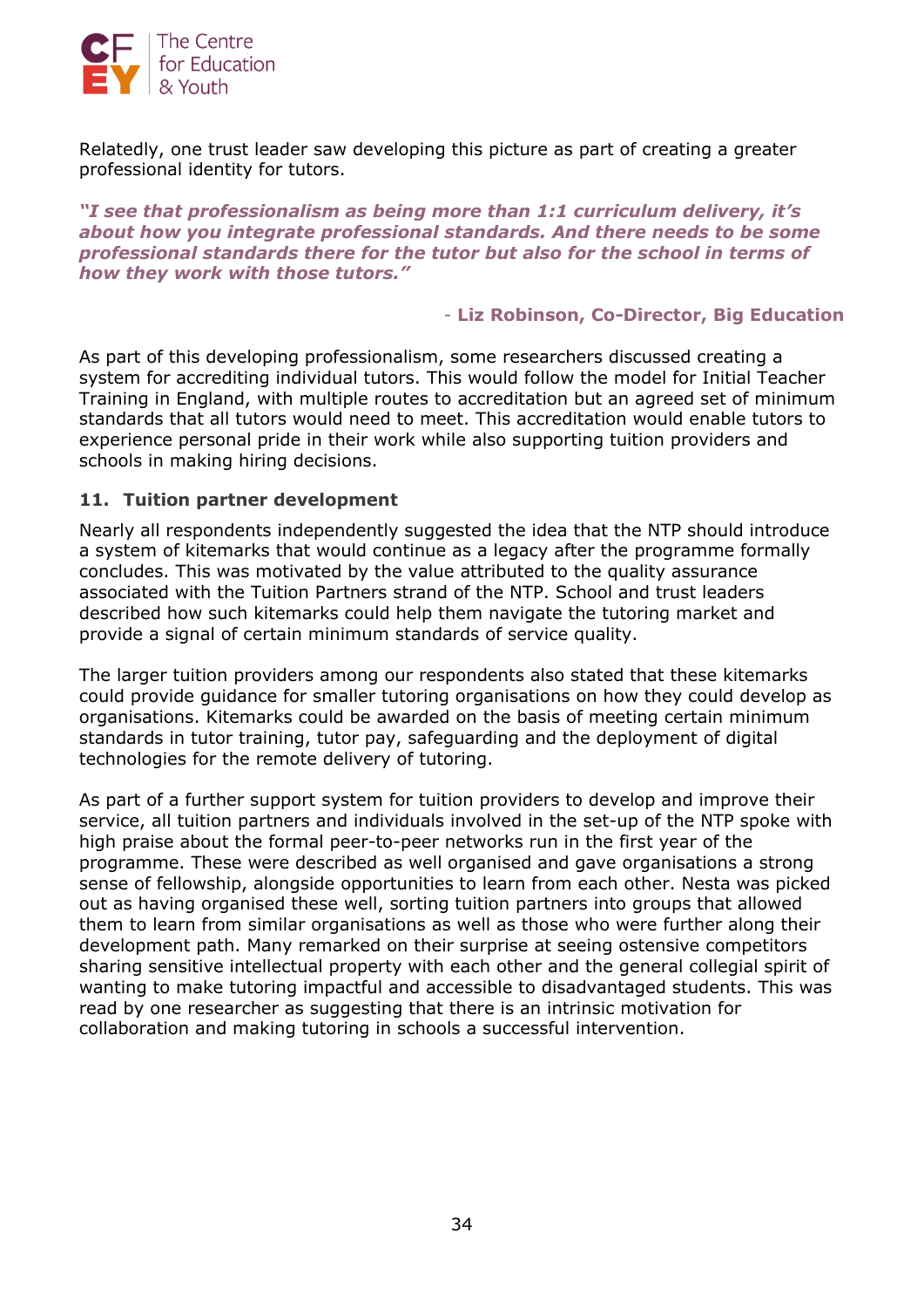Relatedly, one trust leader saw developing this picture as part of creating a greater professional identity for tutors.

***"I see that professionalism as being more than 1:1 curriculum delivery, it's about how you integrate professional standards. And there needs to be some professional standards there for the tutor but also for the school in terms of how they work with those tutors."***

- **Liz Robinson, Co-Director, Big Education**

As part of this developing professionalism, some researchers discussed creating a system for accrediting individual tutors. This would follow the model for Initial Teacher Training in England, with multiple routes to accreditation but an agreed set of minimum standards that all tutors would need to meet. This accreditation would enable tutors to experience personal pride in their work while also supporting tuition providers and schools in making hiring decisions.

### 11. Tuition partner development

Nearly all respondents independently suggested the idea that the NTP should introduce a system of kitemarks that would continue as a legacy after the programme formally concludes. This was motivated by the value attributed to the quality assurance associated with the Tuition Partners strand of the NTP. School and trust leaders described how such kitemarks could help them navigate the tutoring market and provide a signal of certain minimum standards of service quality.

The larger tuition providers among our respondents also stated that these kitemarks could provide guidance for smaller tutoring organisations on how they could develop as organisations. Kitemarks could be awarded on the basis of meeting certain minimum standards in tutor training, tutor pay, safeguarding and the deployment of digital technologies for the remote delivery of tutoring.

As part of a further support system for tuition providers to develop and improve their service, all tuition partners and individuals involved in the set-up of the NTP spoke with high praise about the formal peer-to-peer networks run in the first year of the programme. These were described as well organised and gave organisations a strong sense of fellowship, alongside opportunities to learn from each other. Nesta was picked out as having organised these well, sorting tuition partners into groups that allowed them to learn from similar organisations as well as those who were further along their development path. Many remarked on their surprise at seeing ostensive competitors sharing sensitive intellectual property with each other and the general collegial spirit of wanting to make tutoring impactful and accessible to disadvantaged students. This was read by one researcher as suggesting that there is an intrinsic motivation for collaboration and making tutoring in schools a successful intervention.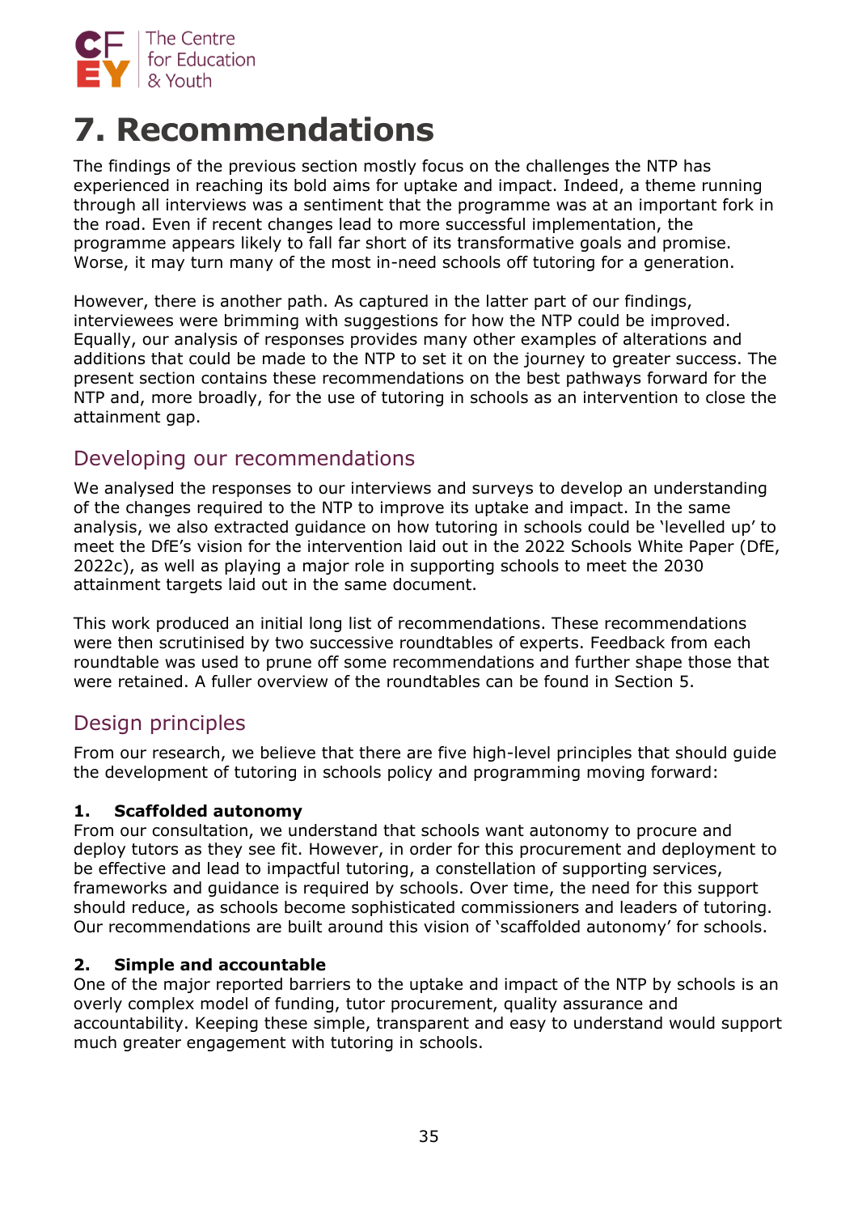# 7. Recommendations

The findings of the previous section mostly focus on the challenges the NTP has experienced in reaching its bold aims for uptake and impact. Indeed, a theme running through all interviews was a sentiment that the programme was at an important fork in the road. Even if recent changes lead to more successful implementation, the programme appears likely to fall far short of its transformative goals and promise. Worse, it may turn many of the most in-need schools off tutoring for a generation.

However, there is another path. As captured in the latter part of our findings, interviewees were brimming with suggestions for how the NTP could be improved. Equally, our analysis of responses provides many other examples of alterations and additions that could be made to the NTP to set it on the journey to greater success. The present section contains these recommendations on the best pathways forward for the NTP and, more broadly, for the use of tutoring in schools as an intervention to close the attainment gap.

## Developing our recommendations

We analysed the responses to our interviews and surveys to develop an understanding of the changes required to the NTP to improve its uptake and impact. In the same analysis, we also extracted guidance on how tutoring in schools could be 'levelled up' to meet the DfE's vision for the intervention laid out in the 2022 Schools White Paper (DfE, 2022c), as well as playing a major role in supporting schools to meet the 2030 attainment targets laid out in the same document.

This work produced an initial long list of recommendations. These recommendations were then scrutinised by two successive roundtables of experts. Feedback from each roundtable was used to prune off some recommendations and further shape those that were retained. A fuller overview of the roundtables can be found in Section 5.

## Design principles

From our research, we believe that there are five high-level principles that should guide the development of tutoring in schools policy and programming moving forward:

**1. Scaffolded autonomy**

From our consultation, we understand that schools want autonomy to procure and deploy tutors as they see fit. However, in order for this procurement and deployment to be effective and lead to impactful tutoring, a constellation of supporting services, frameworks and guidance is required by schools. Over time, the need for this support should reduce, as schools become sophisticated commissioners and leaders of tutoring. Our recommendations are built around this vision of 'scaffolded autonomy' for schools.

**2. Simple and accountable**

One of the major reported barriers to the uptake and impact of the NTP by schools is an overly complex model of funding, tutor procurement, quality assurance and accountability. Keeping these simple, transparent and easy to understand would support much greater engagement with tutoring in schools.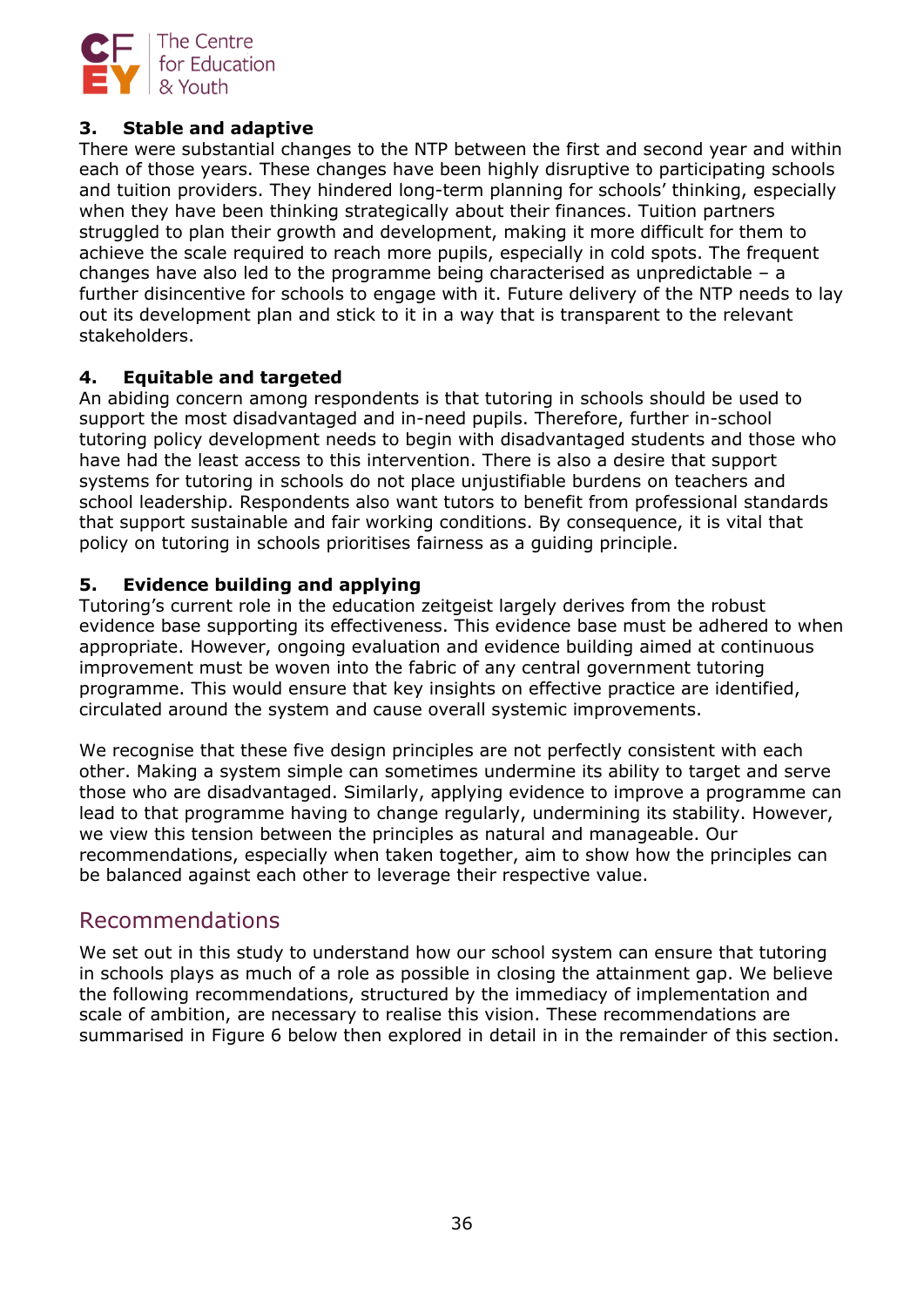### 3. Stable and adaptive

There were substantial changes to the NTP between the first and second year and within each of those years. These changes have been highly disruptive to participating schools and tuition providers. They hindered long-term planning for schools' thinking, especially when they have been thinking strategically about their finances. Tuition partners struggled to plan their growth and development, making it more difficult for them to achieve the scale required to reach more pupils, especially in cold spots. The frequent changes have also led to the programme being characterised as unpredictable – a further disincentive for schools to engage with it. Future delivery of the NTP needs to lay out its development plan and stick to it in a way that is transparent to the relevant stakeholders.

### 4. Equitable and targeted

An abiding concern among respondents is that tutoring in schools should be used to support the most disadvantaged and in-need pupils. Therefore, further in-school tutoring policy development needs to begin with disadvantaged students and those who have had the least access to this intervention. There is also a desire that support systems for tutoring in schools do not place unjustifiable burdens on teachers and school leadership. Respondents also want tutors to benefit from professional standards that support sustainable and fair working conditions. By consequence, it is vital that policy on tutoring in schools prioritises fairness as a guiding principle.

### 5. Evidence building and applying

Tutoring's current role in the education zeitgeist largely derives from the robust evidence base supporting its effectiveness. This evidence base must be adhered to when appropriate. However, ongoing evaluation and evidence building aimed at continuous improvement must be woven into the fabric of any central government tutoring programme. This would ensure that key insights on effective practice are identified, circulated around the system and cause overall systemic improvements.

We recognise that these five design principles are not perfectly consistent with each other. Making a system simple can sometimes undermine its ability to target and serve those who are disadvantaged. Similarly, applying evidence to improve a programme can lead to that programme having to change regularly, undermining its stability. However, we view this tension between the principles as natural and manageable. Our recommendations, especially when taken together, aim to show how the principles can be balanced against each other to leverage their respective value.

## Recommendations

We set out in this study to understand how our school system can ensure that tutoring in schools plays as much of a role as possible in closing the attainment gap. We believe the following recommendations, structured by the immediacy of implementation and scale of ambition, are necessary to realise this vision. These recommendations are summarised in Figure 6 below then explored in detail in in the remainder of this section.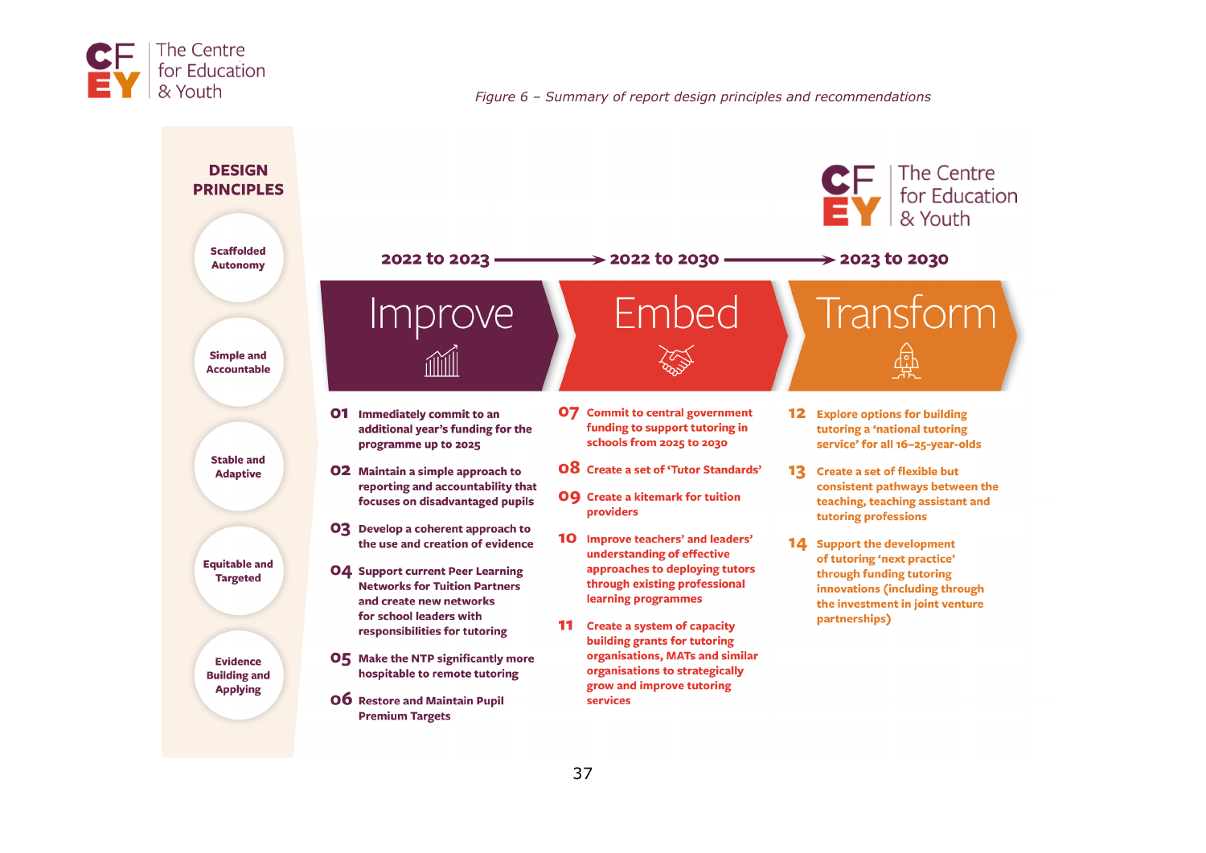*Figure 6 – Summary of report design principles and recommendations*

## DESIGN PRINCIPLES

- Scaffolded Autonomy
- Simple and Accountable
- Stable and Adaptive
- Equitable and Targeted
- Evidence Building and Applying

**2022 to 2023** → **2022 to 2030** → **2023 to 2030**

## Improve

**01** Immediately commit to an additional year's funding for the programme up to 2025

**02** Maintain a simple approach to reporting and accountability that focuses on disadvantaged pupils

**03** Develop a coherent approach to the use and creation of evidence

**04** Support current Peer Learning Networks for Tuition Partners and create new networks for school leaders with responsibilities for tutoring

**05** Make the NTP significantly more hospitable to remote tutoring

**06** Restore and Maintain Pupil Premium Targets

## Embed

**07** Commit to central government funding to support tutoring in schools from 2025 to 2030

**08** Create a set of 'Tutor Standards'

**09** Create a kitemark for tuition providers

**10** Improve teachers' and leaders' understanding of effective approaches to deploying tutors through existing professional learning programmes

**11** Create a system of capacity building grants for tutoring organisations, MATs and similar organisations to strategically grow and improve tutoring services

## Transform

**12** Explore options for building tutoring a 'national tutoring service' for all 16–25-year-olds

**13** Create a set of flexible but consistent pathways between the teaching, teaching assistant and tutoring professions

**14** Support the development of tutoring 'next practice' through funding tutoring innovations (including through the investment in joint venture partnerships)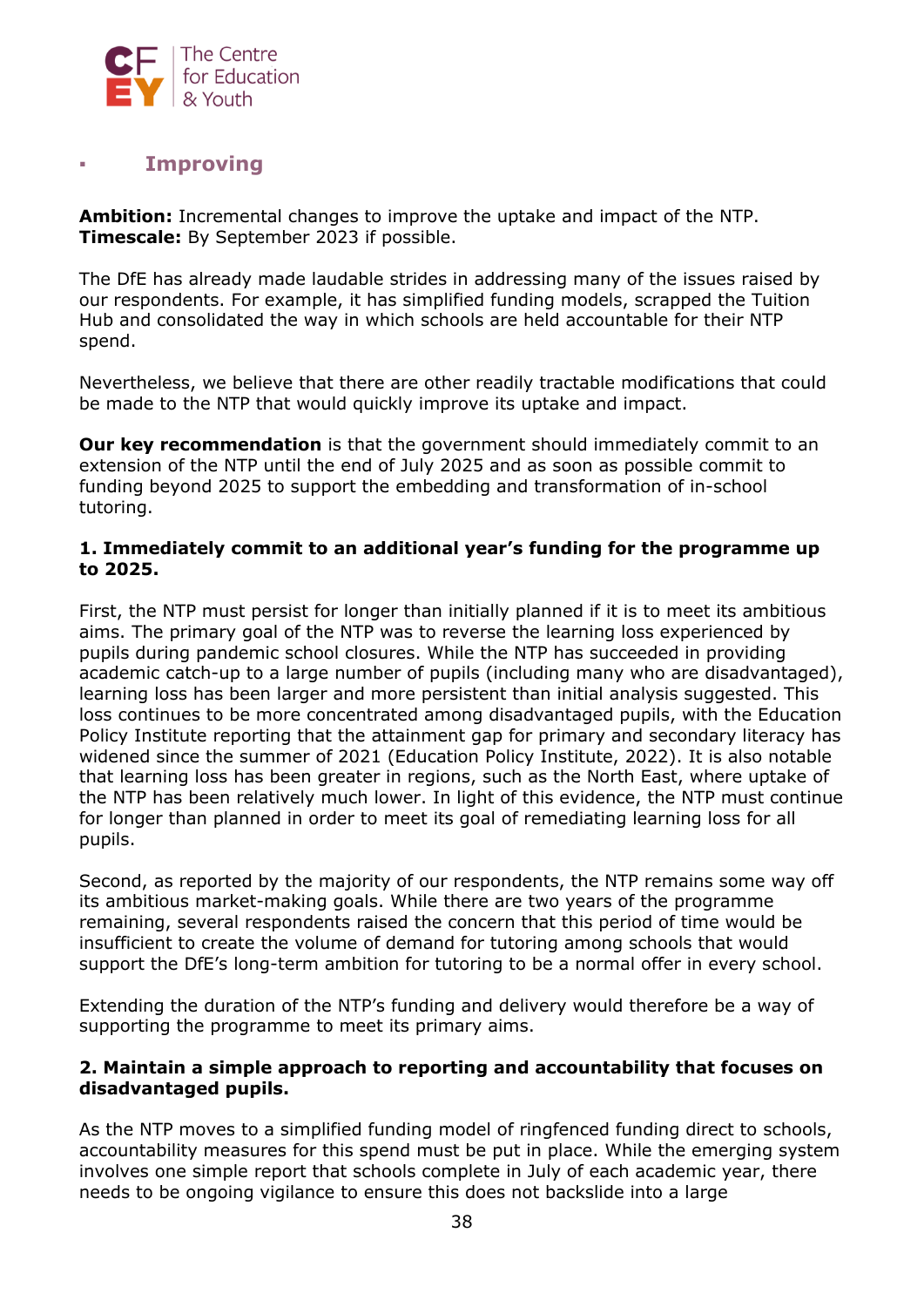## Improving

**Ambition:** Incremental changes to improve the uptake and impact of the NTP.
**Timescale:** By September 2023 if possible.

The DfE has already made laudable strides in addressing many of the issues raised by our respondents. For example, it has simplified funding models, scrapped the Tuition Hub and consolidated the way in which schools are held accountable for their NTP spend.

Nevertheless, we believe that there are other readily tractable modifications that could be made to the NTP that would quickly improve its uptake and impact.

**Our key recommendation** is that the government should immediately commit to an extension of the NTP until the end of July 2025 and as soon as possible commit to funding beyond 2025 to support the embedding and transformation of in-school tutoring.

### 1. Immediately commit to an additional year's funding for the programme up to 2025.

First, the NTP must persist for longer than initially planned if it is to meet its ambitious aims. The primary goal of the NTP was to reverse the learning loss experienced by pupils during pandemic school closures. While the NTP has succeeded in providing academic catch-up to a large number of pupils (including many who are disadvantaged), learning loss has been larger and more persistent than initial analysis suggested. This loss continues to be more concentrated among disadvantaged pupils, with the Education Policy Institute reporting that the attainment gap for primary and secondary literacy has widened since the summer of 2021 (Education Policy Institute, 2022). It is also notable that learning loss has been greater in regions, such as the North East, where uptake of the NTP has been relatively much lower. In light of this evidence, the NTP must continue for longer than planned in order to meet its goal of remediating learning loss for all pupils.

Second, as reported by the majority of our respondents, the NTP remains some way off its ambitious market-making goals. While there are two years of the programme remaining, several respondents raised the concern that this period of time would be insufficient to create the volume of demand for tutoring among schools that would support the DfE's long-term ambition for tutoring to be a normal offer in every school.

Extending the duration of the NTP's funding and delivery would therefore be a way of supporting the programme to meet its primary aims.

### 2. Maintain a simple approach to reporting and accountability that focuses on disadvantaged pupils.

As the NTP moves to a simplified funding model of ringfenced funding direct to schools, accountability measures for this spend must be put in place. While the emerging system involves one simple report that schools complete in July of each academic year, there needs to be ongoing vigilance to ensure this does not backslide into a large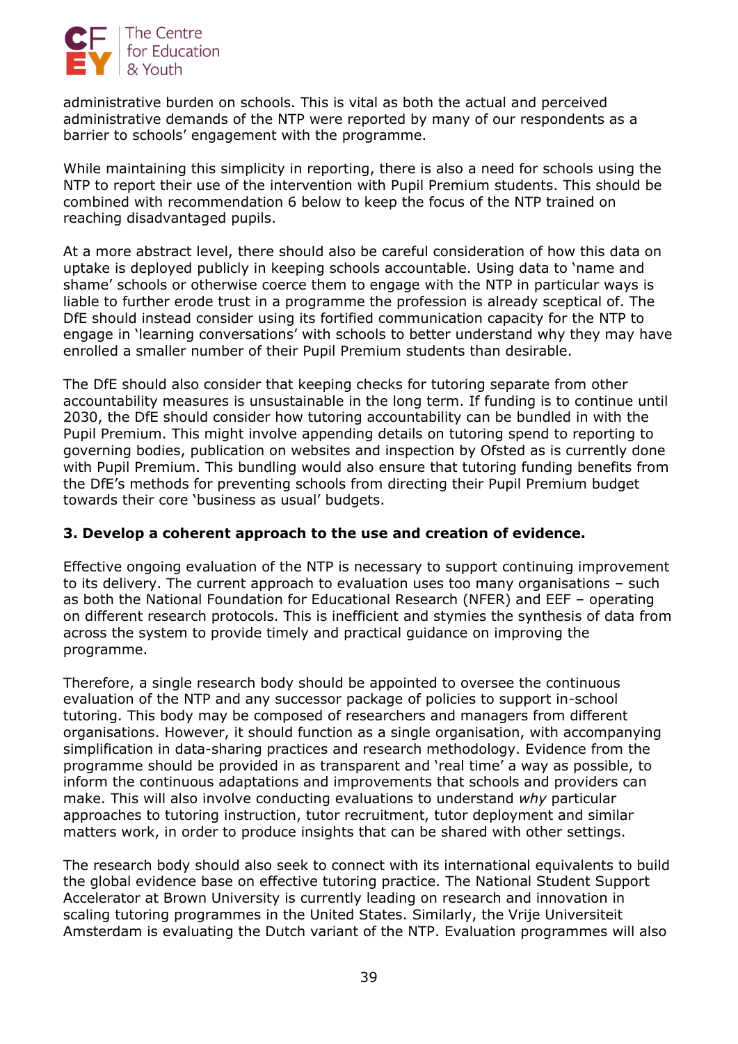administrative burden on schools. This is vital as both the actual and perceived administrative demands of the NTP were reported by many of our respondents as a barrier to schools' engagement with the programme.

While maintaining this simplicity in reporting, there is also a need for schools using the NTP to report their use of the intervention with Pupil Premium students. This should be combined with recommendation 6 below to keep the focus of the NTP trained on reaching disadvantaged pupils.

At a more abstract level, there should also be careful consideration of how this data on uptake is deployed publicly in keeping schools accountable. Using data to 'name and shame' schools or otherwise coerce them to engage with the NTP in particular ways is liable to further erode trust in a programme the profession is already sceptical of. The DfE should instead consider using its fortified communication capacity for the NTP to engage in 'learning conversations' with schools to better understand why they may have enrolled a smaller number of their Pupil Premium students than desirable.

The DfE should also consider that keeping checks for tutoring separate from other accountability measures is unsustainable in the long term. If funding is to continue until 2030, the DfE should consider how tutoring accountability can be bundled in with the Pupil Premium. This might involve appending details on tutoring spend to reporting to governing bodies, publication on websites and inspection by Ofsted as is currently done with Pupil Premium. This bundling would also ensure that tutoring funding benefits from the DfE's methods for preventing schools from directing their Pupil Premium budget towards their core 'business as usual' budgets.

**3. Develop a coherent approach to the use and creation of evidence.**

Effective ongoing evaluation of the NTP is necessary to support continuing improvement to its delivery. The current approach to evaluation uses too many organisations – such as both the National Foundation for Educational Research (NFER) and EEF – operating on different research protocols. This is inefficient and stymies the synthesis of data from across the system to provide timely and practical guidance on improving the programme.

Therefore, a single research body should be appointed to oversee the continuous evaluation of the NTP and any successor package of policies to support in-school tutoring. This body may be composed of researchers and managers from different organisations. However, it should function as a single organisation, with accompanying simplification in data-sharing practices and research methodology. Evidence from the programme should be provided in as transparent and 'real time' a way as possible, to inform the continuous adaptations and improvements that schools and providers can make. This will also involve conducting evaluations to understand *why* particular approaches to tutoring instruction, tutor recruitment, tutor deployment and similar matters work, in order to produce insights that can be shared with other settings.

The research body should also seek to connect with its international equivalents to build the global evidence base on effective tutoring practice. The National Student Support Accelerator at Brown University is currently leading on research and innovation in scaling tutoring programmes in the United States. Similarly, the Vrije Universiteit Amsterdam is evaluating the Dutch variant of the NTP. Evaluation programmes will also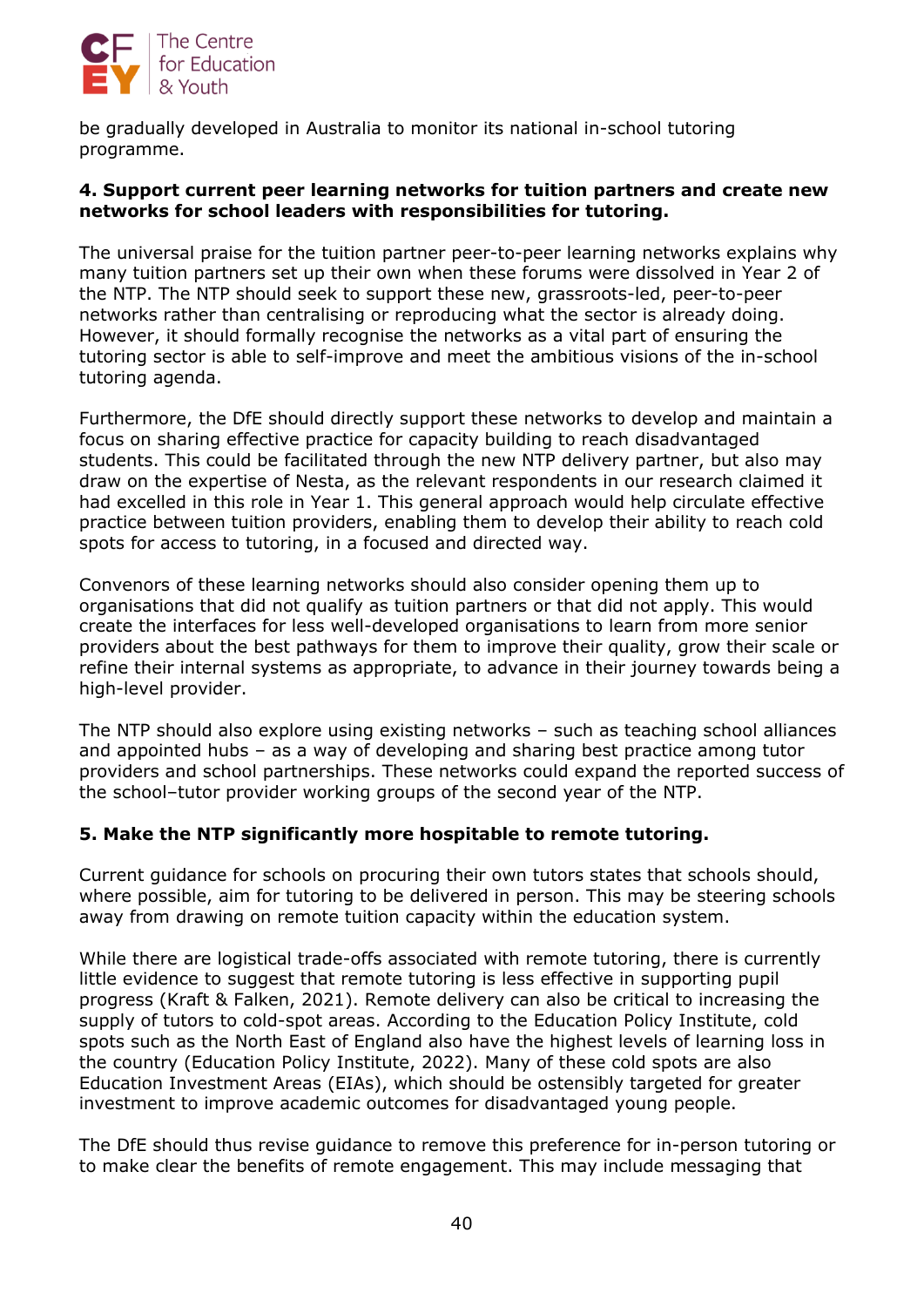be gradually developed in Australia to monitor its national in-school tutoring programme.

**4. Support current peer learning networks for tuition partners and create new networks for school leaders with responsibilities for tutoring.**

The universal praise for the tuition partner peer-to-peer learning networks explains why many tuition partners set up their own when these forums were dissolved in Year 2 of the NTP. The NTP should seek to support these new, grassroots-led, peer-to-peer networks rather than centralising or reproducing what the sector is already doing. However, it should formally recognise the networks as a vital part of ensuring the tutoring sector is able to self-improve and meet the ambitious visions of the in-school tutoring agenda.

Furthermore, the DfE should directly support these networks to develop and maintain a focus on sharing effective practice for capacity building to reach disadvantaged students. This could be facilitated through the new NTP delivery partner, but also may draw on the expertise of Nesta, as the relevant respondents in our research claimed it had excelled in this role in Year 1. This general approach would help circulate effective practice between tuition providers, enabling them to develop their ability to reach cold spots for access to tutoring, in a focused and directed way.

Convenors of these learning networks should also consider opening them up to organisations that did not qualify as tuition partners or that did not apply. This would create the interfaces for less well-developed organisations to learn from more senior providers about the best pathways for them to improve their quality, grow their scale or refine their internal systems as appropriate, to advance in their journey towards being a high-level provider.

The NTP should also explore using existing networks – such as teaching school alliances and appointed hubs – as a way of developing and sharing best practice among tutor providers and school partnerships. These networks could expand the reported success of the school–tutor provider working groups of the second year of the NTP.

**5. Make the NTP significantly more hospitable to remote tutoring.**

Current guidance for schools on procuring their own tutors states that schools should, where possible, aim for tutoring to be delivered in person. This may be steering schools away from drawing on remote tuition capacity within the education system.

While there are logistical trade-offs associated with remote tutoring, there is currently little evidence to suggest that remote tutoring is less effective in supporting pupil progress (Kraft & Falken, 2021). Remote delivery can also be critical to increasing the supply of tutors to cold-spot areas. According to the Education Policy Institute, cold spots such as the North East of England also have the highest levels of learning loss in the country (Education Policy Institute, 2022). Many of these cold spots are also Education Investment Areas (EIAs), which should be ostensibly targeted for greater investment to improve academic outcomes for disadvantaged young people.

The DfE should thus revise guidance to remove this preference for in-person tutoring or to make clear the benefits of remote engagement. This may include messaging that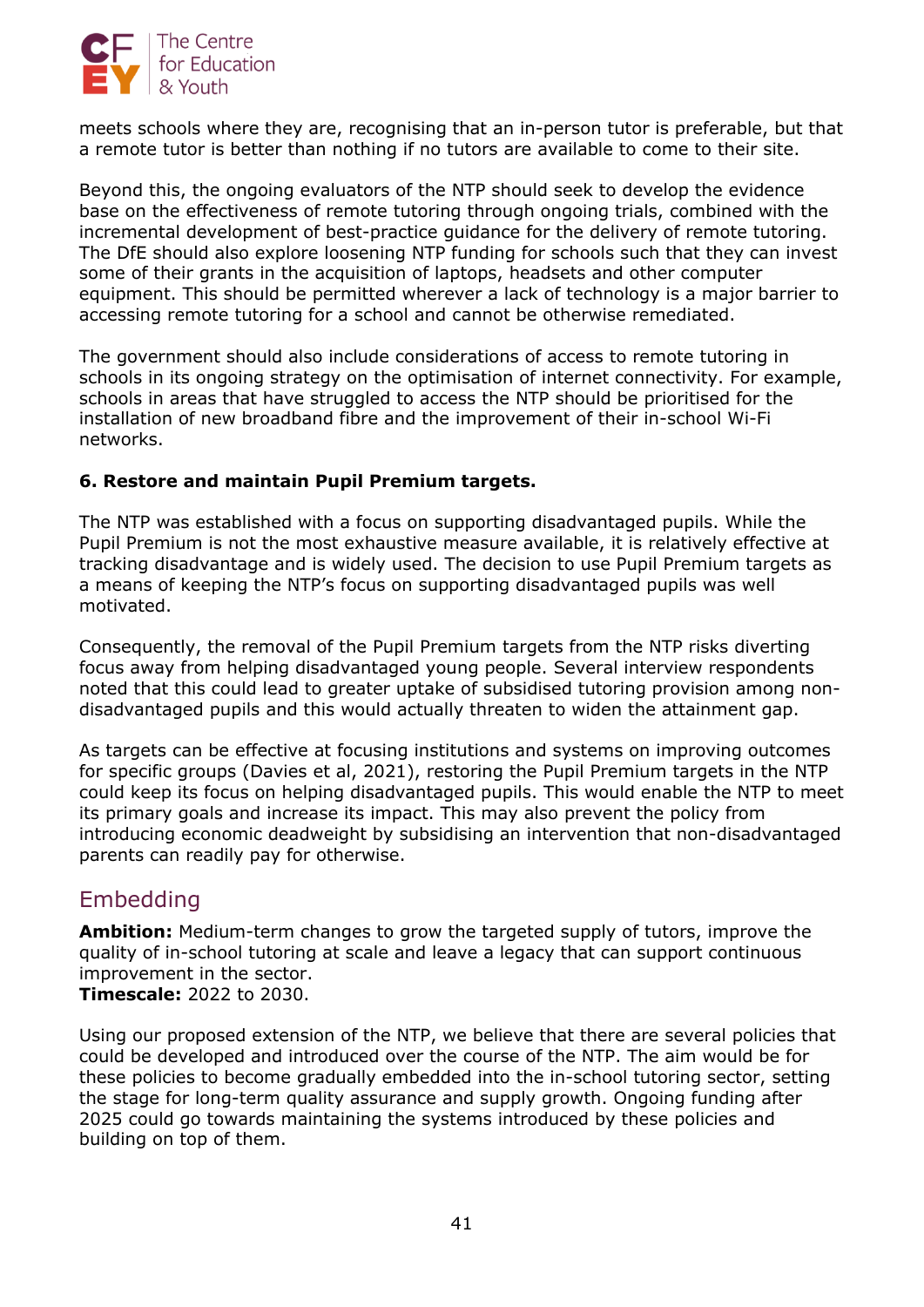meets schools where they are, recognising that an in-person tutor is preferable, but that a remote tutor is better than nothing if no tutors are available to come to their site.

Beyond this, the ongoing evaluators of the NTP should seek to develop the evidence base on the effectiveness of remote tutoring through ongoing trials, combined with the incremental development of best-practice guidance for the delivery of remote tutoring. The DfE should also explore loosening NTP funding for schools such that they can invest some of their grants in the acquisition of laptops, headsets and other computer equipment. This should be permitted wherever a lack of technology is a major barrier to accessing remote tutoring for a school and cannot be otherwise remediated.

The government should also include considerations of access to remote tutoring in schools in its ongoing strategy on the optimisation of internet connectivity. For example, schools in areas that have struggled to access the NTP should be prioritised for the installation of new broadband fibre and the improvement of their in-school Wi-Fi networks.

**6. Restore and maintain Pupil Premium targets.**

The NTP was established with a focus on supporting disadvantaged pupils. While the Pupil Premium is not the most exhaustive measure available, it is relatively effective at tracking disadvantage and is widely used. The decision to use Pupil Premium targets as a means of keeping the NTP's focus on supporting disadvantaged pupils was well motivated.

Consequently, the removal of the Pupil Premium targets from the NTP risks diverting focus away from helping disadvantaged young people. Several interview respondents noted that this could lead to greater uptake of subsidised tutoring provision among non-disadvantaged pupils and this would actually threaten to widen the attainment gap.

As targets can be effective at focusing institutions and systems on improving outcomes for specific groups (Davies et al, 2021), restoring the Pupil Premium targets in the NTP could keep its focus on helping disadvantaged pupils. This would enable the NTP to meet its primary goals and increase its impact. This may also prevent the policy from introducing economic deadweight by subsidising an intervention that non-disadvantaged parents can readily pay for otherwise.

## Embedding

**Ambition:** Medium-term changes to grow the targeted supply of tutors, improve the quality of in-school tutoring at scale and leave a legacy that can support continuous improvement in the sector.
**Timescale:** 2022 to 2030.

Using our proposed extension of the NTP, we believe that there are several policies that could be developed and introduced over the course of the NTP. The aim would be for these policies to become gradually embedded into the in-school tutoring sector, setting the stage for long-term quality assurance and supply growth. Ongoing funding after 2025 could go towards maintaining the systems introduced by these policies and building on top of them.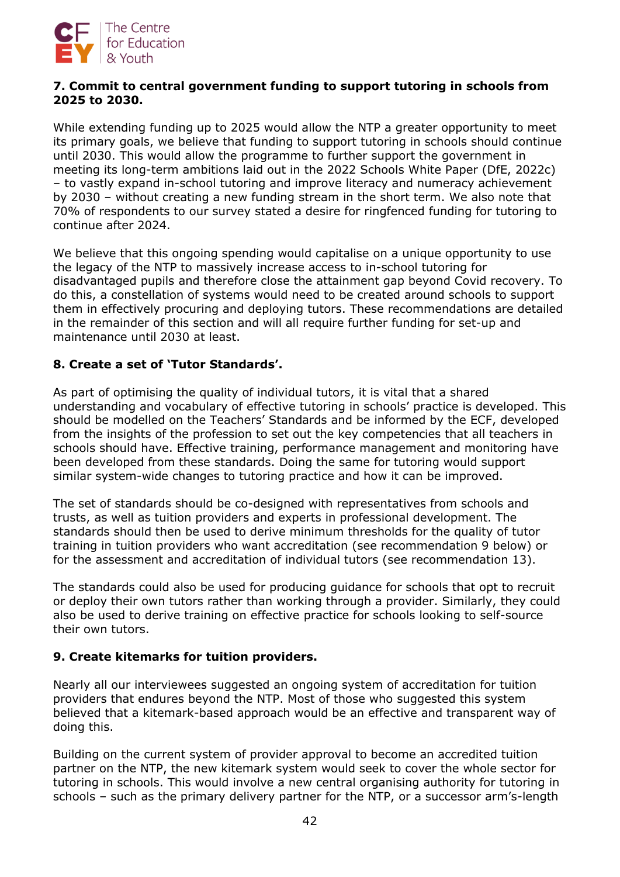### 7. Commit to central government funding to support tutoring in schools from 2025 to 2030.

While extending funding up to 2025 would allow the NTP a greater opportunity to meet its primary goals, we believe that funding to support tutoring in schools should continue until 2030. This would allow the programme to further support the government in meeting its long-term ambitions laid out in the 2022 Schools White Paper (DfE, 2022c) – to vastly expand in-school tutoring and improve literacy and numeracy achievement by 2030 – without creating a new funding stream in the short term. We also note that 70% of respondents to our survey stated a desire for ringfenced funding for tutoring to continue after 2024.

We believe that this ongoing spending would capitalise on a unique opportunity to use the legacy of the NTP to massively increase access to in-school tutoring for disadvantaged pupils and therefore close the attainment gap beyond Covid recovery. To do this, a constellation of systems would need to be created around schools to support them in effectively procuring and deploying tutors. These recommendations are detailed in the remainder of this section and will all require further funding for set-up and maintenance until 2030 at least.

### 8. Create a set of 'Tutor Standards'.

As part of optimising the quality of individual tutors, it is vital that a shared understanding and vocabulary of effective tutoring in schools' practice is developed. This should be modelled on the Teachers' Standards and be informed by the ECF, developed from the insights of the profession to set out the key competencies that all teachers in schools should have. Effective training, performance management and monitoring have been developed from these standards. Doing the same for tutoring would support similar system-wide changes to tutoring practice and how it can be improved.

The set of standards should be co-designed with representatives from schools and trusts, as well as tuition providers and experts in professional development. The standards should then be used to derive minimum thresholds for the quality of tutor training in tuition providers who want accreditation (see recommendation 9 below) or for the assessment and accreditation of individual tutors (see recommendation 13).

The standards could also be used for producing guidance for schools that opt to recruit or deploy their own tutors rather than working through a provider. Similarly, they could also be used to derive training on effective practice for schools looking to self-source their own tutors.

### 9. Create kitemarks for tuition providers.

Nearly all our interviewees suggested an ongoing system of accreditation for tuition providers that endures beyond the NTP. Most of those who suggested this system believed that a kitemark-based approach would be an effective and transparent way of doing this.

Building on the current system of provider approval to become an accredited tuition partner on the NTP, the new kitemark system would seek to cover the whole sector for tutoring in schools. This would involve a new central organising authority for tutoring in schools – such as the primary delivery partner for the NTP, or a successor arm's-length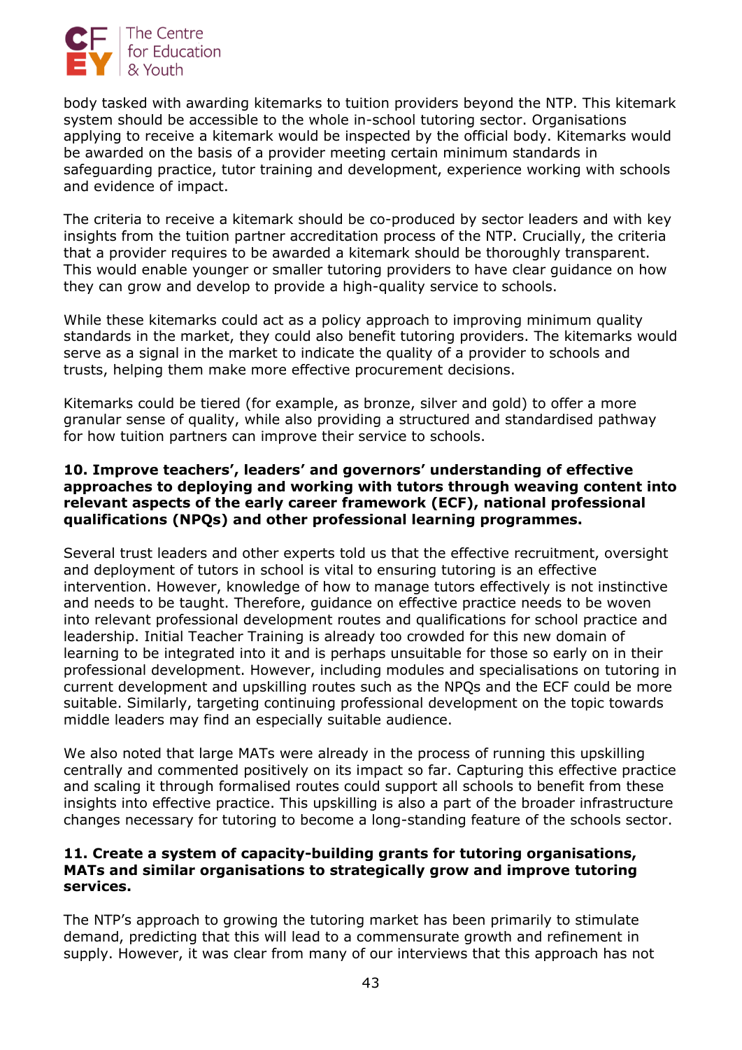body tasked with awarding kitemarks to tuition providers beyond the NTP. This kitemark system should be accessible to the whole in-school tutoring sector. Organisations applying to receive a kitemark would be inspected by the official body. Kitemarks would be awarded on the basis of a provider meeting certain minimum standards in safeguarding practice, tutor training and development, experience working with schools and evidence of impact.

The criteria to receive a kitemark should be co-produced by sector leaders and with key insights from the tuition partner accreditation process of the NTP. Crucially, the criteria that a provider requires to be awarded a kitemark should be thoroughly transparent. This would enable younger or smaller tutoring providers to have clear guidance on how they can grow and develop to provide a high-quality service to schools.

While these kitemarks could act as a policy approach to improving minimum quality standards in the market, they could also benefit tutoring providers. The kitemarks would serve as a signal in the market to indicate the quality of a provider to schools and trusts, helping them make more effective procurement decisions.

Kitemarks could be tiered (for example, as bronze, silver and gold) to offer a more granular sense of quality, while also providing a structured and standardised pathway for how tuition partners can improve their service to schools.

**10. Improve teachers', leaders' and governors' understanding of effective approaches to deploying and working with tutors through weaving content into relevant aspects of the early career framework (ECF), national professional qualifications (NPQs) and other professional learning programmes.**

Several trust leaders and other experts told us that the effective recruitment, oversight and deployment of tutors in school is vital to ensuring tutoring is an effective intervention. However, knowledge of how to manage tutors effectively is not instinctive and needs to be taught. Therefore, guidance on effective practice needs to be woven into relevant professional development routes and qualifications for school practice and leadership. Initial Teacher Training is already too crowded for this new domain of learning to be integrated into it and is perhaps unsuitable for those so early on in their professional development. However, including modules and specialisations on tutoring in current development and upskilling routes such as the NPQs and the ECF could be more suitable. Similarly, targeting continuing professional development on the topic towards middle leaders may find an especially suitable audience.

We also noted that large MATs were already in the process of running this upskilling centrally and commented positively on its impact so far. Capturing this effective practice and scaling it through formalised routes could support all schools to benefit from these insights into effective practice. This upskilling is also a part of the broader infrastructure changes necessary for tutoring to become a long-standing feature of the schools sector.

**11. Create a system of capacity-building grants for tutoring organisations, MATs and similar organisations to strategically grow and improve tutoring services.**

The NTP's approach to growing the tutoring market has been primarily to stimulate demand, predicting that this will lead to a commensurate growth and refinement in supply. However, it was clear from many of our interviews that this approach has not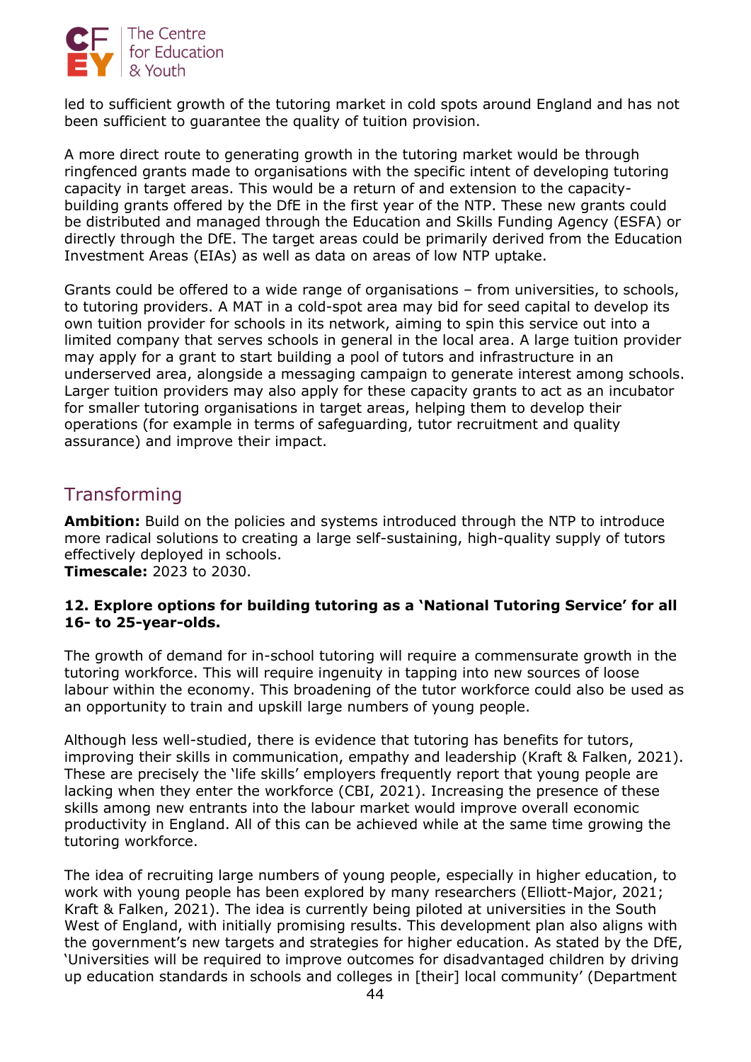led to sufficient growth of the tutoring market in cold spots around England and has not been sufficient to guarantee the quality of tuition provision.

A more direct route to generating growth in the tutoring market would be through ringfenced grants made to organisations with the specific intent of developing tutoring capacity in target areas. This would be a return of and extension to the capacity-building grants offered by the DfE in the first year of the NTP. These new grants could be distributed and managed through the Education and Skills Funding Agency (ESFA) or directly through the DfE. The target areas could be primarily derived from the Education Investment Areas (EIAs) as well as data on areas of low NTP uptake.

Grants could be offered to a wide range of organisations – from universities, to schools, to tutoring providers. A MAT in a cold-spot area may bid for seed capital to develop its own tuition provider for schools in its network, aiming to spin this service out into a limited company that serves schools in general in the local area. A large tuition provider may apply for a grant to start building a pool of tutors and infrastructure in an underserved area, alongside a messaging campaign to generate interest among schools. Larger tuition providers may also apply for these capacity grants to act as an incubator for smaller tutoring organisations in target areas, helping them to develop their operations (for example in terms of safeguarding, tutor recruitment and quality assurance) and improve their impact.

## Transforming

**Ambition:** Build on the policies and systems introduced through the NTP to introduce more radical solutions to creating a large self-sustaining, high-quality supply of tutors effectively deployed in schools.
**Timescale:** 2023 to 2030.

### 12. Explore options for building tutoring as a 'National Tutoring Service' for all 16- to 25-year-olds.

The growth of demand for in-school tutoring will require a commensurate growth in the tutoring workforce. This will require ingenuity in tapping into new sources of loose labour within the economy. This broadening of the tutor workforce could also be used as an opportunity to train and upskill large numbers of young people.

Although less well-studied, there is evidence that tutoring has benefits for tutors, improving their skills in communication, empathy and leadership (Kraft & Falken, 2021). These are precisely the 'life skills' employers frequently report that young people are lacking when they enter the workforce (CBI, 2021). Increasing the presence of these skills among new entrants into the labour market would improve overall economic productivity in England. All of this can be achieved while at the same time growing the tutoring workforce.

The idea of recruiting large numbers of young people, especially in higher education, to work with young people has been explored by many researchers (Elliott-Major, 2021; Kraft & Falken, 2021). The idea is currently being piloted at universities in the South West of England, with initially promising results. This development plan also aligns with the government's new targets and strategies for higher education. As stated by the DfE, 'Universities will be required to improve outcomes for disadvantaged children by driving up education standards in schools and colleges in [their] local community' (Department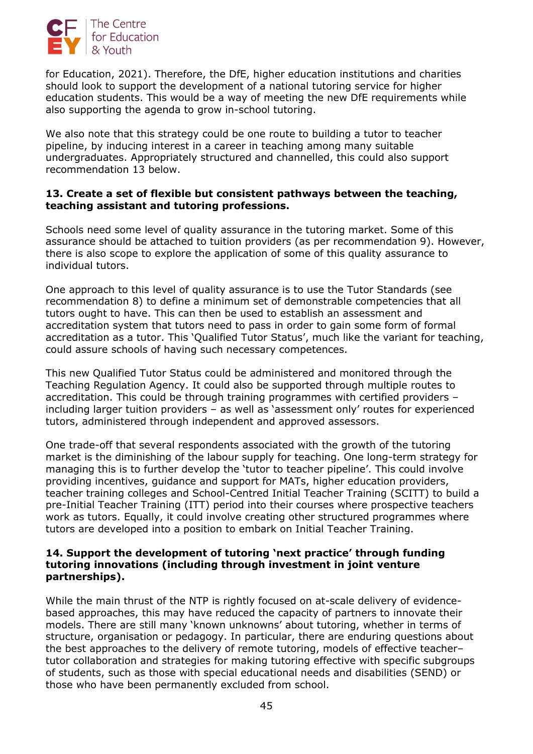for Education, 2021). Therefore, the DfE, higher education institutions and charities should look to support the development of a national tutoring service for higher education students. This would be a way of meeting the new DfE requirements while also supporting the agenda to grow in-school tutoring.

We also note that this strategy could be one route to building a tutor to teacher pipeline, by inducing interest in a career in teaching among many suitable undergraduates. Appropriately structured and channelled, this could also support recommendation 13 below.

**13. Create a set of flexible but consistent pathways between the teaching, teaching assistant and tutoring professions.**

Schools need some level of quality assurance in the tutoring market. Some of this assurance should be attached to tuition providers (as per recommendation 9). However, there is also scope to explore the application of some of this quality assurance to individual tutors.

One approach to this level of quality assurance is to use the Tutor Standards (see recommendation 8) to define a minimum set of demonstrable competencies that all tutors ought to have. This can then be used to establish an assessment and accreditation system that tutors need to pass in order to gain some form of formal accreditation as a tutor. This 'Qualified Tutor Status', much like the variant for teaching, could assure schools of having such necessary competences.

This new Qualified Tutor Status could be administered and monitored through the Teaching Regulation Agency. It could also be supported through multiple routes to accreditation. This could be through training programmes with certified providers – including larger tuition providers – as well as 'assessment only' routes for experienced tutors, administered through independent and approved assessors.

One trade-off that several respondents associated with the growth of the tutoring market is the diminishing of the labour supply for teaching. One long-term strategy for managing this is to further develop the 'tutor to teacher pipeline'. This could involve providing incentives, guidance and support for MATs, higher education providers, teacher training colleges and School-Centred Initial Teacher Training (SCITT) to build a pre-Initial Teacher Training (ITT) period into their courses where prospective teachers work as tutors. Equally, it could involve creating other structured programmes where tutors are developed into a position to embark on Initial Teacher Training.

**14. Support the development of tutoring 'next practice' through funding tutoring innovations (including through investment in joint venture partnerships).**

While the main thrust of the NTP is rightly focused on at-scale delivery of evidence-based approaches, this may have reduced the capacity of partners to innovate their models. There are still many 'known unknowns' about tutoring, whether in terms of structure, organisation or pedagogy. In particular, there are enduring questions about the best approaches to the delivery of remote tutoring, models of effective teacher–tutor collaboration and strategies for making tutoring effective with specific subgroups of students, such as those with special educational needs and disabilities (SEND) or those who have been permanently excluded from school.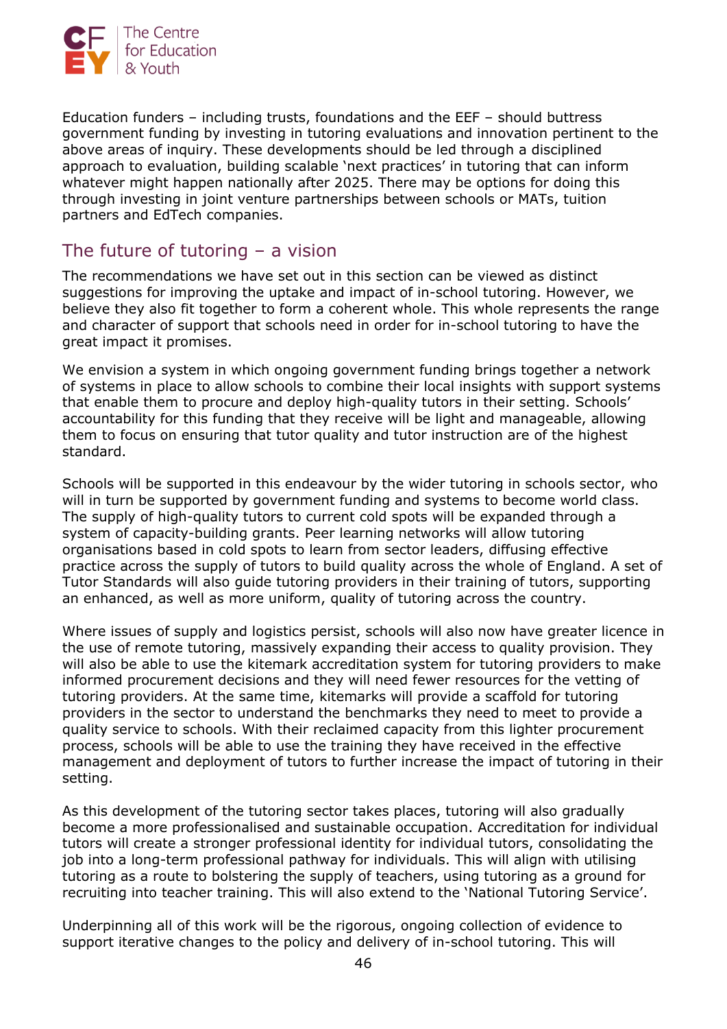Education funders – including trusts, foundations and the EEF – should buttress government funding by investing in tutoring evaluations and innovation pertinent to the above areas of inquiry. These developments should be led through a disciplined approach to evaluation, building scalable 'next practices' in tutoring that can inform whatever might happen nationally after 2025. There may be options for doing this through investing in joint venture partnerships between schools or MATs, tuition partners and EdTech companies.

## The future of tutoring – a vision

The recommendations we have set out in this section can be viewed as distinct suggestions for improving the uptake and impact of in-school tutoring. However, we believe they also fit together to form a coherent whole. This whole represents the range and character of support that schools need in order for in-school tutoring to have the great impact it promises.

We envision a system in which ongoing government funding brings together a network of systems in place to allow schools to combine their local insights with support systems that enable them to procure and deploy high-quality tutors in their setting. Schools' accountability for this funding that they receive will be light and manageable, allowing them to focus on ensuring that tutor quality and tutor instruction are of the highest standard.

Schools will be supported in this endeavour by the wider tutoring in schools sector, who will in turn be supported by government funding and systems to become world class. The supply of high-quality tutors to current cold spots will be expanded through a system of capacity-building grants. Peer learning networks will allow tutoring organisations based in cold spots to learn from sector leaders, diffusing effective practice across the supply of tutors to build quality across the whole of England. A set of Tutor Standards will also guide tutoring providers in their training of tutors, supporting an enhanced, as well as more uniform, quality of tutoring across the country.

Where issues of supply and logistics persist, schools will also now have greater licence in the use of remote tutoring, massively expanding their access to quality provision. They will also be able to use the kitemark accreditation system for tutoring providers to make informed procurement decisions and they will need fewer resources for the vetting of tutoring providers. At the same time, kitemarks will provide a scaffold for tutoring providers in the sector to understand the benchmarks they need to meet to provide a quality service to schools. With their reclaimed capacity from this lighter procurement process, schools will be able to use the training they have received in the effective management and deployment of tutors to further increase the impact of tutoring in their setting.

As this development of the tutoring sector takes places, tutoring will also gradually become a more professionalised and sustainable occupation. Accreditation for individual tutors will create a stronger professional identity for individual tutors, consolidating the job into a long-term professional pathway for individuals. This will align with utilising tutoring as a route to bolstering the supply of teachers, using tutoring as a ground for recruiting into teacher training. This will also extend to the 'National Tutoring Service'.

Underpinning all of this work will be the rigorous, ongoing collection of evidence to support iterative changes to the policy and delivery of in-school tutoring. This will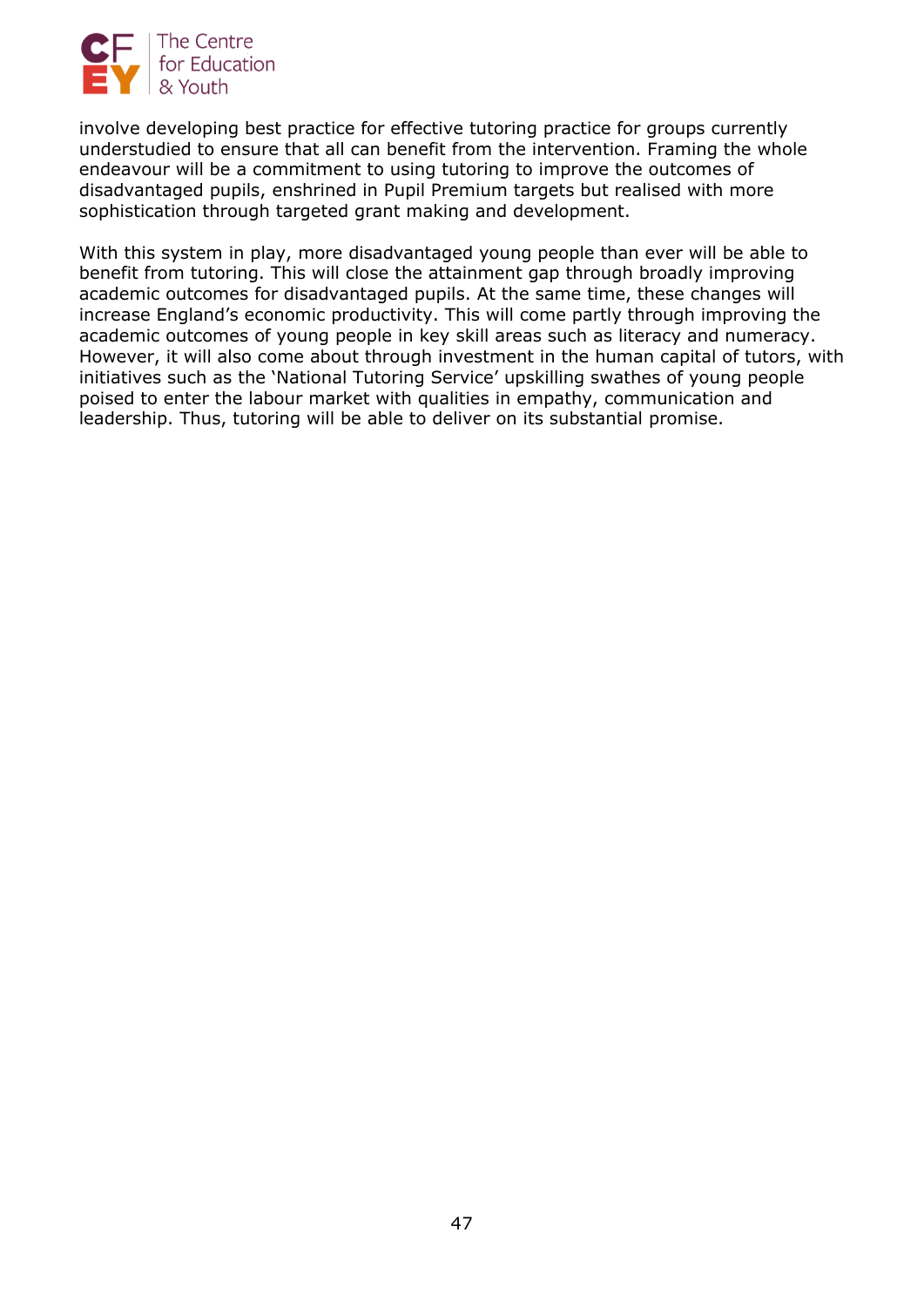involve developing best practice for effective tutoring practice for groups currently understudied to ensure that all can benefit from the intervention. Framing the whole endeavour will be a commitment to using tutoring to improve the outcomes of disadvantaged pupils, enshrined in Pupil Premium targets but realised with more sophistication through targeted grant making and development.

With this system in play, more disadvantaged young people than ever will be able to benefit from tutoring. This will close the attainment gap through broadly improving academic outcomes for disadvantaged pupils. At the same time, these changes will increase England's economic productivity. This will come partly through improving the academic outcomes of young people in key skill areas such as literacy and numeracy. However, it will also come about through investment in the human capital of tutors, with initiatives such as the 'National Tutoring Service' upskilling swathes of young people poised to enter the labour market with qualities in empathy, communication and leadership. Thus, tutoring will be able to deliver on its substantial promise.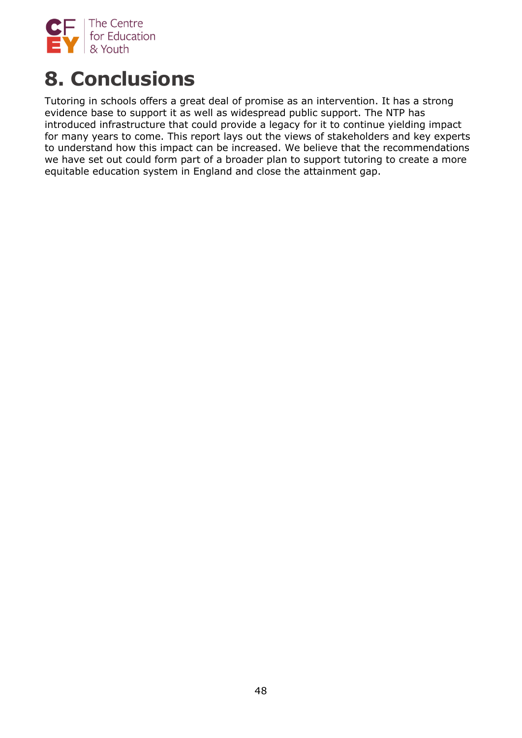# 8. Conclusions

Tutoring in schools offers a great deal of promise as an intervention. It has a strong evidence base to support it as well as widespread public support. The NTP has introduced infrastructure that could provide a legacy for it to continue yielding impact for many years to come. This report lays out the views of stakeholders and key experts to understand how this impact can be increased. We believe that the recommendations we have set out could form part of a broader plan to support tutoring to create a more equitable education system in England and close the attainment gap.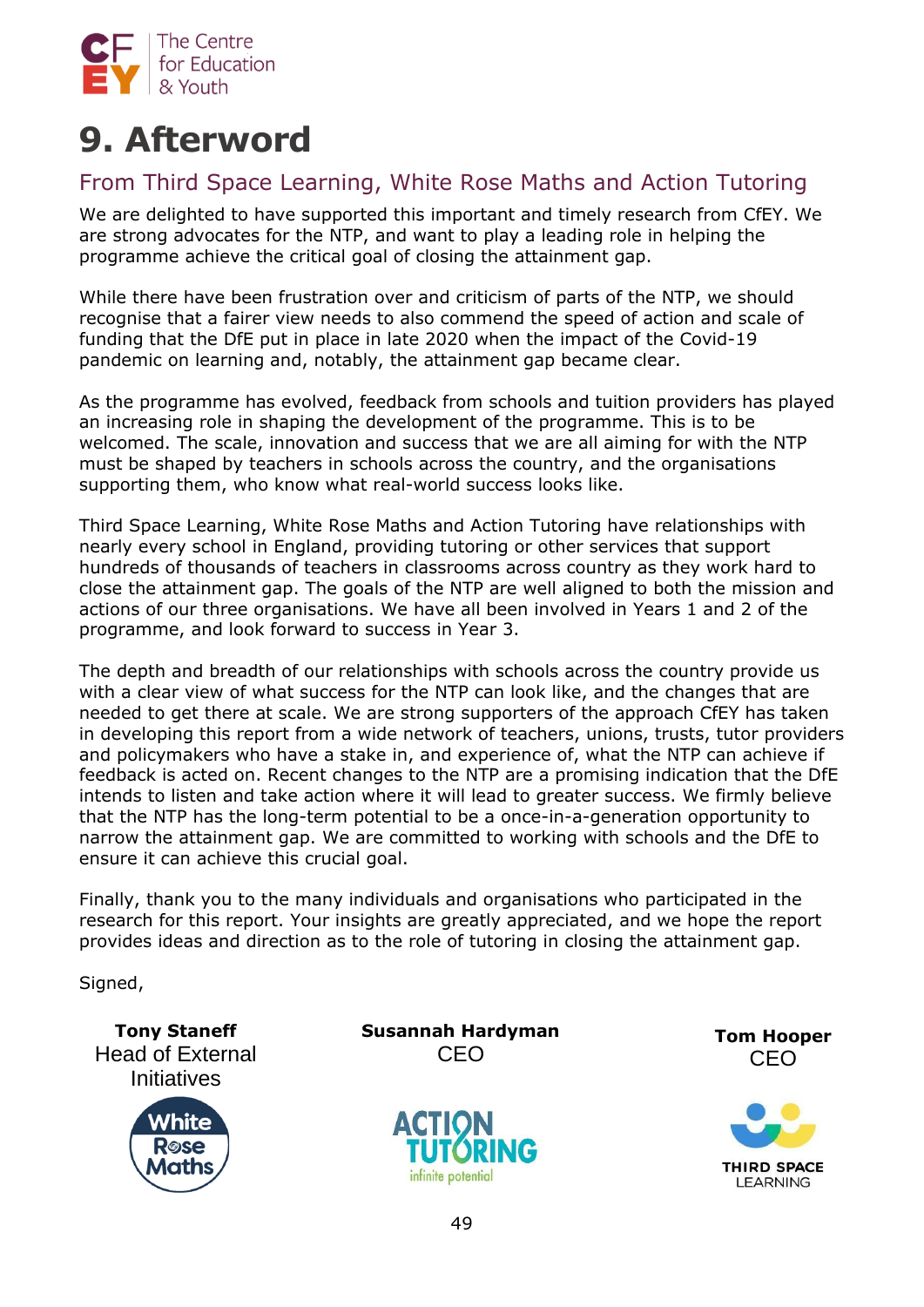# 9. Afterword

## From Third Space Learning, White Rose Maths and Action Tutoring

We are delighted to have supported this important and timely research from CfEY. We are strong advocates for the NTP, and want to play a leading role in helping the programme achieve the critical goal of closing the attainment gap.

While there have been frustration over and criticism of parts of the NTP, we should recognise that a fairer view needs to also commend the speed of action and scale of funding that the DfE put in place in late 2020 when the impact of the Covid-19 pandemic on learning and, notably, the attainment gap became clear.

As the programme has evolved, feedback from schools and tuition providers has played an increasing role in shaping the development of the programme. This is to be welcomed. The scale, innovation and success that we are all aiming for with the NTP must be shaped by teachers in schools across the country, and the organisations supporting them, who know what real-world success looks like.

Third Space Learning, White Rose Maths and Action Tutoring have relationships with nearly every school in England, providing tutoring or other services that support hundreds of thousands of teachers in classrooms across country as they work hard to close the attainment gap. The goals of the NTP are well aligned to both the mission and actions of our three organisations. We have all been involved in Years 1 and 2 of the programme, and look forward to success in Year 3.

The depth and breadth of our relationships with schools across the country provide us with a clear view of what success for the NTP can look like, and the changes that are needed to get there at scale. We are strong supporters of the approach CfEY has taken in developing this report from a wide network of teachers, unions, trusts, tutor providers and policymakers who have a stake in, and experience of, what the NTP can achieve if feedback is acted on. Recent changes to the NTP are a promising indication that the DfE intends to listen and take action where it will lead to greater success. We firmly believe that the NTP has the long-term potential to be a once-in-a-generation opportunity to narrow the attainment gap. We are committed to working with schools and the DfE to ensure it can achieve this crucial goal.

Finally, thank you to the many individuals and organisations who participated in the research for this report. Your insights are greatly appreciated, and we hope the report provides ideas and direction as to the role of tutoring in closing the attainment gap.

Signed,

**Tony Staneff**
Head of External Initiatives
White Rose Maths

**Susannah Hardyman**
CEO
Action Tutoring

**Tom Hooper**
CEO
Third Space Learning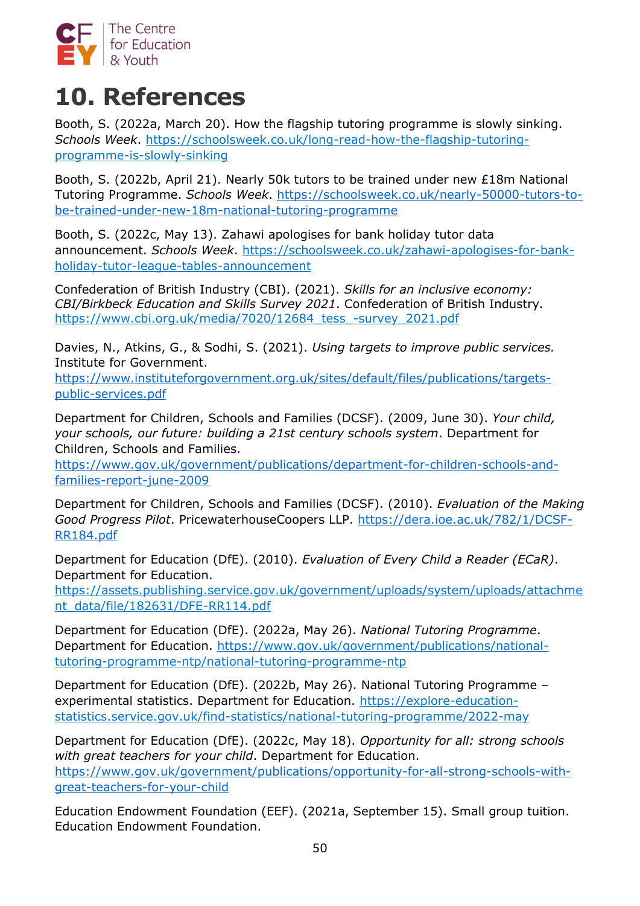# 10. References

Booth, S. (2022a, March 20). How the flagship tutoring programme is slowly sinking. *Schools Week*. https://schoolsweek.co.uk/long-read-how-the-flagship-tutoring-programme-is-slowly-sinking

Booth, S. (2022b, April 21). Nearly 50k tutors to be trained under new £18m National Tutoring Programme. *Schools Week*. https://schoolsweek.co.uk/nearly-50000-tutors-to-be-trained-under-new-18m-national-tutoring-programme

Booth, S. (2022c, May 13). Zahawi apologises for bank holiday tutor data announcement. *Schools Week*. https://schoolsweek.co.uk/zahawi-apologises-for-bank-holiday-tutor-league-tables-announcement

Confederation of British Industry (CBI). (2021). *Skills for an inclusive economy: CBI/Birkbeck Education and Skills Survey 2021*. Confederation of British Industry. https://www.cbi.org.uk/media/7020/12684_tess_-survey_2021.pdf

Davies, N., Atkins, G., & Sodhi, S. (2021). *Using targets to improve public services.* Institute for Government. https://www.instituteforgovernment.org.uk/sites/default/files/publications/targets-public-services.pdf

Department for Children, Schools and Families (DCSF). (2009, June 30). *Your child, your schools, our future: building a 21st century schools system*. Department for Children, Schools and Families. https://www.gov.uk/government/publications/department-for-children-schools-and-families-report-june-2009

Department for Children, Schools and Families (DCSF). (2010). *Evaluation of the Making Good Progress Pilot*. PricewaterhouseCoopers LLP. https://dera.ioe.ac.uk/782/1/DCSF-RR184.pdf

Department for Education (DfE). (2010). *Evaluation of Every Child a Reader (ECaR)*. Department for Education. https://assets.publishing.service.gov.uk/government/uploads/system/uploads/attachment_data/file/182631/DFE-RR114.pdf

Department for Education (DfE). (2022a, May 26). *National Tutoring Programme*. Department for Education. https://www.gov.uk/government/publications/national-tutoring-programme-ntp/national-tutoring-programme-ntp

Department for Education (DfE). (2022b, May 26). National Tutoring Programme – experimental statistics. Department for Education. https://explore-education-statistics.service.gov.uk/find-statistics/national-tutoring-programme/2022-may

Department for Education (DfE). (2022c, May 18). *Opportunity for all: strong schools with great teachers for your child*. Department for Education. https://www.gov.uk/government/publications/opportunity-for-all-strong-schools-with-great-teachers-for-your-child

Education Endowment Foundation (EEF). (2021a, September 15). Small group tuition. Education Endowment Foundation.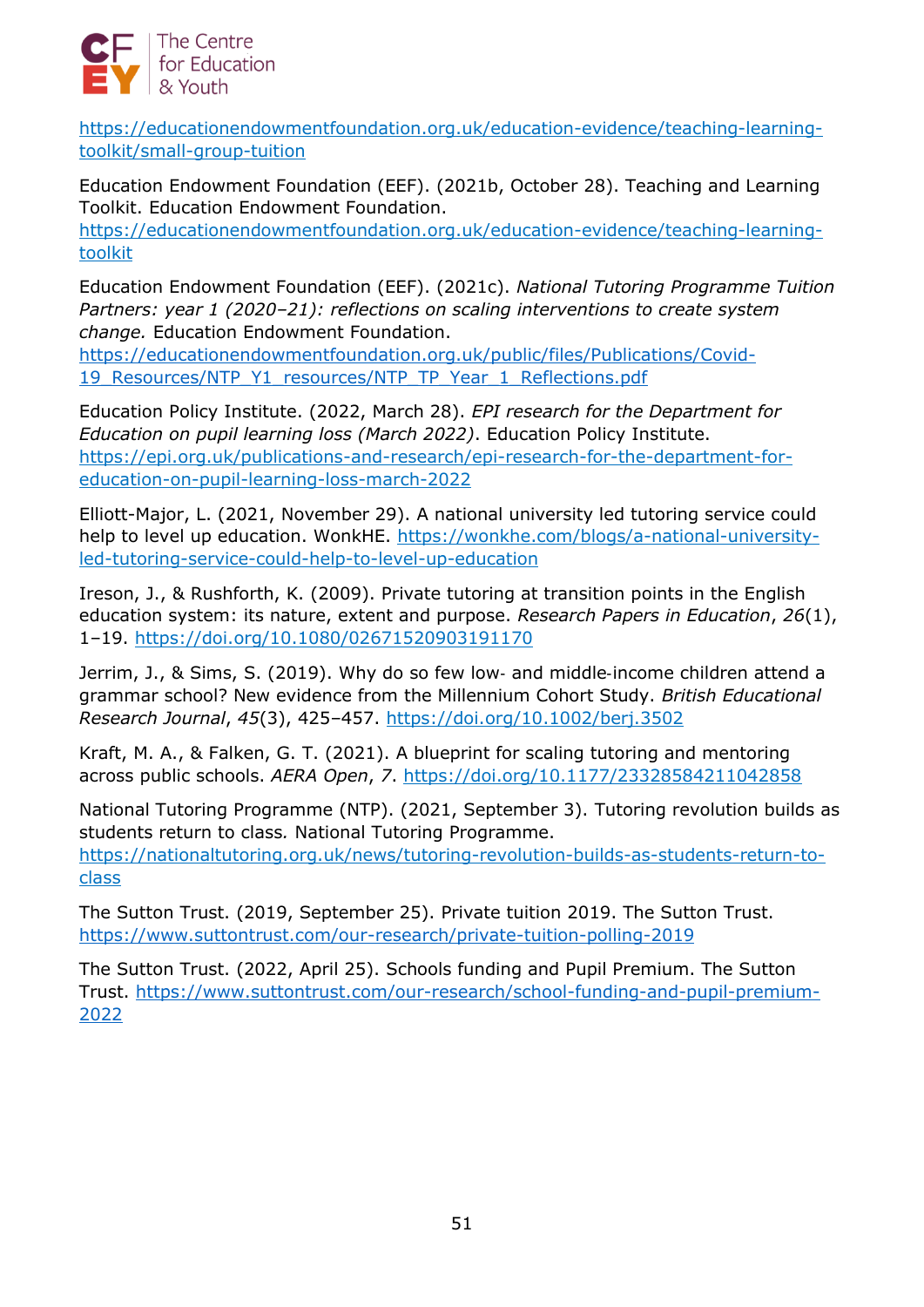https://educationendowmentfoundation.org.uk/education-evidence/teaching-learning-toolkit/small-group-tuition

Education Endowment Foundation (EEF). (2021b, October 28). Teaching and Learning Toolkit. Education Endowment Foundation. https://educationendowmentfoundation.org.uk/education-evidence/teaching-learning-toolkit

Education Endowment Foundation (EEF). (2021c). *National Tutoring Programme Tuition Partners: year 1 (2020–21): reflections on scaling interventions to create system change.* Education Endowment Foundation. https://educationendowmentfoundation.org.uk/public/files/Publications/Covid-19_Resources/NTP_Y1_resources/NTP_TP_Year_1_Reflections.pdf

Education Policy Institute. (2022, March 28). *EPI research for the Department for Education on pupil learning loss (March 2022)*. Education Policy Institute. https://epi.org.uk/publications-and-research/epi-research-for-the-department-for-education-on-pupil-learning-loss-march-2022

Elliott-Major, L. (2021, November 29). A national university led tutoring service could help to level up education. WonkHE. https://wonkhe.com/blogs/a-national-university-led-tutoring-service-could-help-to-level-up-education

Ireson, J., & Rushforth, K. (2009). Private tutoring at transition points in the English education system: its nature, extent and purpose. *Research Papers in Education*, *26*(1), 1–19. https://doi.org/10.1080/02671520903191170

Jerrim, J., & Sims, S. (2019). Why do so few low- and middle-income children attend a grammar school? New evidence from the Millennium Cohort Study. *British Educational Research Journal*, *45*(3), 425–457. https://doi.org/10.1002/berj.3502

Kraft, M. A., & Falken, G. T. (2021). A blueprint for scaling tutoring and mentoring across public schools. *AERA Open*, *7*. https://doi.org/10.1177/23328584211042858

National Tutoring Programme (NTP). (2021, September 3). Tutoring revolution builds as students return to class*.* National Tutoring Programme. https://nationaltutoring.org.uk/news/tutoring-revolution-builds-as-students-return-to-class

The Sutton Trust. (2019, September 25). Private tuition 2019. The Sutton Trust. https://www.suttontrust.com/our-research/private-tuition-polling-2019

The Sutton Trust. (2022, April 25). Schools funding and Pupil Premium. The Sutton Trust. https://www.suttontrust.com/our-research/school-funding-and-pupil-premium-2022